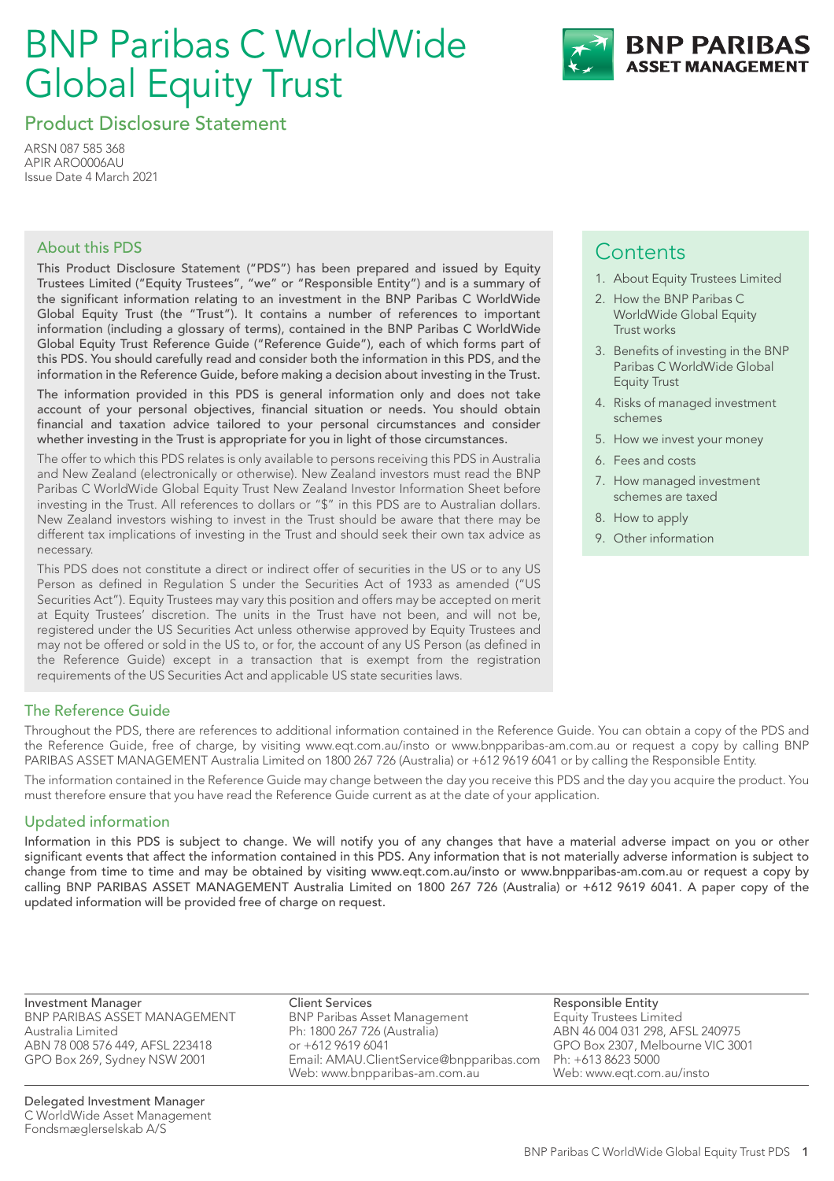# BNP Paribas C WorldWide Global Equity Trust

## Product Disclosure Statement

ARSN 087 585 368
APIR ARO0006AU
Issue Date 4 March 2021

### About this PDS

**This Product Disclosure Statement ("PDS") has been prepared and issued by Equity Trustees Limited ("Equity Trustees", "we" or "Responsible Entity") and is a summary of the significant information relating to an investment in the BNP Paribas C WorldWide Global Equity Trust (the "Trust"). It contains a number of references to important information (including a glossary of terms), contained in the BNP Paribas C WorldWide Global Equity Trust Reference Guide ("Reference Guide"), each of which forms part of this PDS. You should carefully read and consider both the information in this PDS, and the information in the Reference Guide, before making a decision about investing in the Trust.**

**The information provided in this PDS is general information only and does not take account of your personal objectives, financial situation or needs. You should obtain financial and taxation advice tailored to your personal circumstances and consider whether investing in the Trust is appropriate for you in light of those circumstances.**

The offer to which this PDS relates is only available to persons receiving this PDS in Australia and New Zealand (electronically or otherwise). New Zealand investors must read the BNP Paribas C WorldWide Global Equity Trust New Zealand Investor Information Sheet before investing in the Trust. All references to dollars or "$" in this PDS are to Australian dollars. New Zealand investors wishing to invest in the Trust should be aware that there may be different tax implications of investing in the Trust and should seek their own tax advice as necessary.

This PDS does not constitute a direct or indirect offer of securities in the US or to any US Person as defined in Regulation S under the Securities Act of 1933 as amended ("US Securities Act"). Equity Trustees may vary this position and offers may be accepted on merit at Equity Trustees' discretion. The units in the Trust have not been, and will not be, registered under the US Securities Act unless otherwise approved by Equity Trustees and may not be offered or sold in the US to, or for, the account of any US Person (as defined in the Reference Guide) except in a transaction that is exempt from the registration requirements of the US Securities Act and applicable US state securities laws.

### Contents

1. About Equity Trustees Limited
2. How the BNP Paribas C WorldWide Global Equity Trust works
3. Benefits of investing in the BNP Paribas C WorldWide Global Equity Trust
4. Risks of managed investment schemes
5. How we invest your money
6. Fees and costs
7. How managed investment schemes are taxed
8. How to apply
9. Other information

### The Reference Guide

Throughout the PDS, there are references to additional information contained in the Reference Guide. You can obtain a copy of the PDS and the Reference Guide, free of charge, by visiting www.eqt.com.au/insto or www.bnpparibas-am.com.au or request a copy by calling BNP PARIBAS ASSET MANAGEMENT Australia Limited on 1800 267 726 (Australia) or +612 9619 6041 or by calling the Responsible Entity.

The information contained in the Reference Guide may change between the day you receive this PDS and the day you acquire the product. You must therefore ensure that you have read the Reference Guide current as at the date of your application.

### Updated information

**Information in this PDS is subject to change. We will notify you of any changes that have a material adverse impact on you or other significant events that affect the information contained in this PDS. Any information that is not materially adverse information is subject to change from time to time and may be obtained by visiting www.eqt.com.au/insto or www.bnpparibas-am.com.au or request a copy by calling BNP PARIBAS ASSET MANAGEMENT Australia Limited on 1800 267 726 (Australia) or +612 9619 6041. A paper copy of the updated information will be provided free of charge on request.**

**Investment Manager**
BNP PARIBAS ASSET MANAGEMENT Australia Limited
ABN 78 008 576 449, AFSL 223418
GPO Box 269, Sydney NSW 2001

**Client Services**
BNP Paribas Asset Management
Ph: 1800 267 726 (Australia)
or +612 9619 6041
Email: AMAU.ClientService@bnpparibas.com
Web: www.bnpparibas-am.com.au

**Responsible Entity**
Equity Trustees Limited
ABN 46 004 031 298, AFSL 240975
GPO Box 2307, Melbourne VIC 3001
Ph: +613 8623 5000
Web: www.eqt.com.au/insto

**Delegated Investment Manager**
C WorldWide Asset Management Fondsmæglerselskab A/S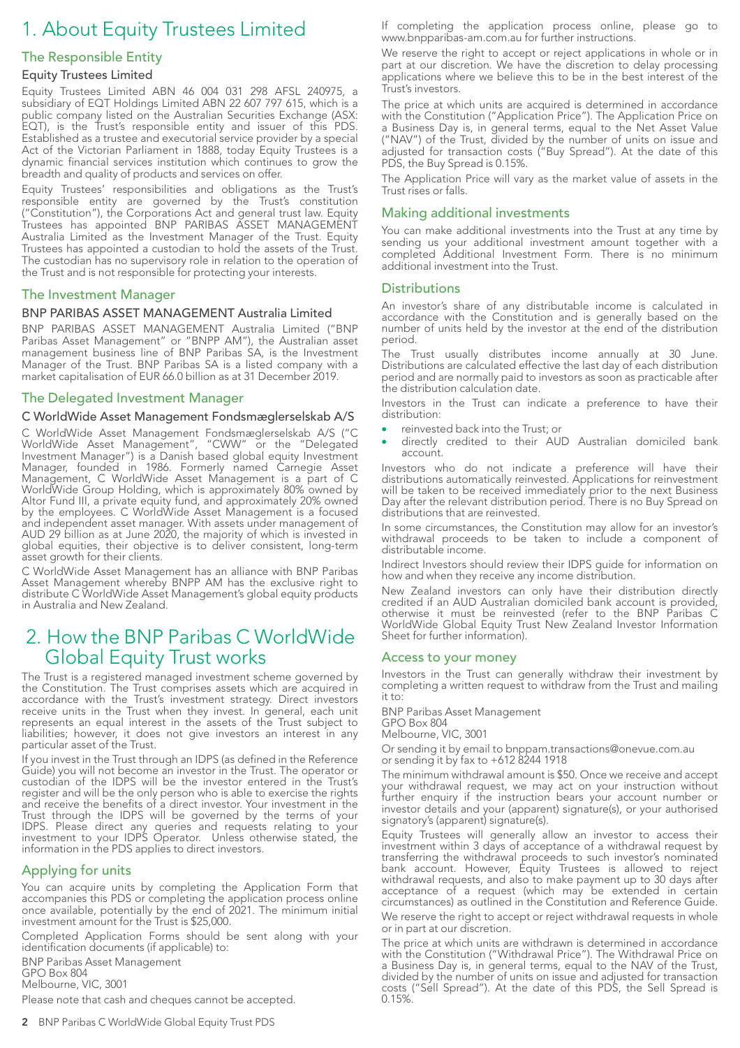# 1. About Equity Trustees Limited

## The Responsible Entity

### Equity Trustees Limited

Equity Trustees Limited ABN 46 004 031 298 AFSL 240975, a subsidiary of EQT Holdings Limited ABN 22 607 797 615, which is a public company listed on the Australian Securities Exchange (ASX: EQT), is the Trust's responsible entity and issuer of this PDS. Established as a trustee and executorial service provider by a special Act of the Victorian Parliament in 1888, today Equity Trustees is a dynamic financial services institution which continues to grow the breadth and quality of products and services on offer.

Equity Trustees' responsibilities and obligations as the Trust's responsible entity are governed by the Trust's constitution ("Constitution"), the Corporations Act and general trust law. Equity Trustees has appointed BNP PARIBAS ASSET MANAGEMENT Australia Limited as the Investment Manager of the Trust. Equity Trustees has appointed a custodian to hold the assets of the Trust. The custodian has no supervisory role in relation to the operation of the Trust and is not responsible for protecting your interests.

## The Investment Manager

### BNP PARIBAS ASSET MANAGEMENT Australia Limited

BNP PARIBAS ASSET MANAGEMENT Australia Limited ("BNP Paribas Asset Management" or "BNPP AM"), the Australian asset management business line of BNP Paribas SA, is the Investment Manager of the Trust. BNP Paribas SA is a listed company with a market capitalisation of EUR 66.0 billion as at 31 December 2019.

## The Delegated Investment Manager

### C WorldWide Asset Management Fondsmæglerselskab A/S

C WorldWide Asset Management Fondsmæglerselskab A/S ("C WorldWide Asset Management", "CWW" or the "Delegated Investment Manager") is a Danish based global equity Investment Manager, founded in 1986. Formerly named Carnegie Asset Management, C WorldWide Asset Management is a part of C WorldWide Group Holding, which is approximately 80% owned by Altor Fund III, a private equity fund, and approximately 20% owned by the employees. C WorldWide Asset Management is a focused and independent asset manager. With assets under management of AUD 29 billion as at June 2020, the majority of which is invested in global equities, their objective is to deliver consistent, long-term asset growth for their clients.

C WorldWide Asset Management has an alliance with BNP Paribas Asset Management whereby BNPP AM has the exclusive right to distribute C WorldWide Asset Management's global equity products in Australia and New Zealand.

# 2. How the BNP Paribas C WorldWide Global Equity Trust works

The Trust is a registered managed investment scheme governed by the Constitution. The Trust comprises assets which are acquired in accordance with the Trust's investment strategy. Direct investors receive units in the Trust when they invest. In general, each unit represents an equal interest in the assets of the Trust subject to liabilities; however, it does not give investors an interest in any particular asset of the Trust.

If you invest in the Trust through an IDPS (as defined in the Reference Guide) you will not become an investor in the Trust. The operator or custodian of the IDPS will be the investor entered in the Trust's register and will be the only person who is able to exercise the rights and receive the benefits of a direct investor. Your investment in the Trust through the IDPS will be governed by the terms of your IDPS. Please direct any queries and requests relating to your investment to your IDPS Operator. Unless otherwise stated, the information in the PDS applies to direct investors.

## Applying for units

You can acquire units by completing the Application Form that accompanies this PDS or completing the application process online once available, potentially by the end of 2021. The minimum initial investment amount for the Trust is $25,000.

Completed Application Forms should be sent along with your identification documents (if applicable) to:

BNP Paribas Asset Management
GPO Box 804
Melbourne, VIC, 3001

Please note that cash and cheques cannot be accepted.

If completing the application process online, please go to www.bnpparibas-am.com.au for further instructions.

We reserve the right to accept or reject applications in whole or in part at our discretion. We have the discretion to delay processing applications where we believe this to be in the best interest of the Trust's investors.

The price at which units are acquired is determined in accordance with the Constitution ("Application Price"). The Application Price on a Business Day is, in general terms, equal to the Net Asset Value ("NAV") of the Trust, divided by the number of units on issue and adjusted for transaction costs ("Buy Spread"). At the date of this PDS, the Buy Spread is 0.15%.

The Application Price will vary as the market value of assets in the Trust rises or falls.

## Making additional investments

You can make additional investments into the Trust at any time by sending us your additional investment amount together with a completed Additional Investment Form. There is no minimum additional investment into the Trust.

## Distributions

An investor's share of any distributable income is calculated in accordance with the Constitution and is generally based on the number of units held by the investor at the end of the distribution period.

The Trust usually distributes income annually at 30 June. Distributions are calculated effective the last day of each distribution period and are normally paid to investors as soon as practicable after the distribution calculation date.

Investors in the Trust can indicate a preference to have their distribution:

- reinvested back into the Trust; or
- directly credited to their AUD Australian domiciled bank account.

Investors who do not indicate a preference will have their distributions automatically reinvested. Applications for reinvestment will be taken to be received immediately prior to the next Business Day after the relevant distribution period. There is no Buy Spread on distributions that are reinvested.

In some circumstances, the Constitution may allow for an investor's withdrawal proceeds to be taken to include a component of distributable income.

Indirect Investors should review their IDPS guide for information on how and when they receive any income distribution.

New Zealand investors can only have their distribution directly credited if an AUD Australian domiciled bank account is provided, otherwise it must be reinvested (refer to the BNP Paribas C WorldWide Global Equity Trust New Zealand Investor Information Sheet for further information).

## Access to your money

Investors in the Trust can generally withdraw their investment by completing a written request to withdraw from the Trust and mailing it to:

BNP Paribas Asset Management
GPO Box 804
Melbourne, VIC, 3001

Or sending it by email to bnppam.transactions@onevue.com.au
or sending it by fax to +612 8244 1918

The minimum withdrawal amount is $50. Once we receive and accept your withdrawal request, we may act on your instruction without further enquiry if the instruction bears your account number or investor details and your (apparent) signature(s), or your authorised signatory's (apparent) signature(s).

Equity Trustees will generally allow an investor to access their investment within 3 days of acceptance of a withdrawal request by transferring the withdrawal proceeds to such investor's nominated bank account. However, Equity Trustees is allowed to reject withdrawal requests, and also to make payment up to 30 days after acceptance of a request (which may be extended in certain circumstances) as outlined in the Constitution and Reference Guide.

We reserve the right to accept or reject withdrawal requests in whole or in part at our discretion.

The price at which units are withdrawn is determined in accordance with the Constitution ("Withdrawal Price"). The Withdrawal Price on a Business Day is, in general terms, equal to the NAV of the Trust, divided by the number of units on issue and adjusted for transaction costs ("Sell Spread"). At the date of this PDS, the Sell Spread is 0.15%.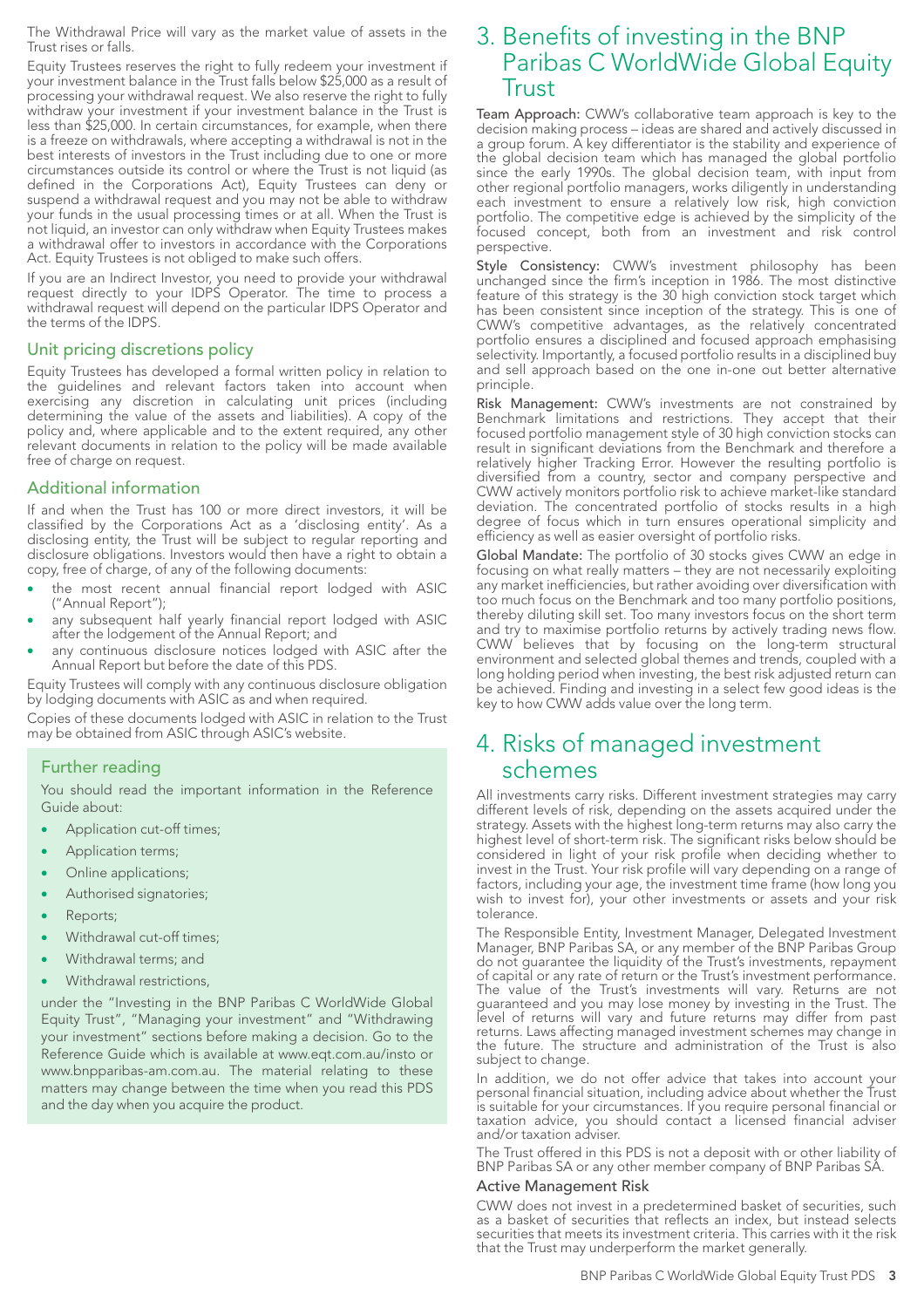The Withdrawal Price will vary as the market value of assets in the Trust rises or falls.

Equity Trustees reserves the right to fully redeem your investment if your investment balance in the Trust falls below $25,000 as a result of processing your withdrawal request. We also reserve the right to fully withdraw your investment if your investment balance in the Trust is less than $25,000. In certain circumstances, for example, when there is a freeze on withdrawals, where accepting a withdrawal is not in the best interests of investors in the Trust including due to one or more circumstances outside its control or where the Trust is not liquid (as defined in the Corporations Act), Equity Trustees can deny or suspend a withdrawal request and you may not be able to withdraw your funds in the usual processing times or at all. When the Trust is not liquid, an investor can only withdraw when Equity Trustees makes a withdrawal offer to investors in accordance with the Corporations Act. Equity Trustees is not obliged to make such offers.

If you are an Indirect Investor, you need to provide your withdrawal request directly to your IDPS Operator. The time to process a withdrawal request will depend on the particular IDPS Operator and the terms of the IDPS.

## Unit pricing discretions policy

Equity Trustees has developed a formal written policy in relation to the guidelines and relevant factors taken into account when exercising any discretion in calculating unit prices (including determining the value of the assets and liabilities). A copy of the policy and, where applicable and to the extent required, any other relevant documents in relation to the policy will be made available free of charge on request.

## Additional information

If and when the Trust has 100 or more direct investors, it will be classified by the Corporations Act as a 'disclosing entity'. As a disclosing entity, the Trust will be subject to regular reporting and disclosure obligations. Investors would then have a right to obtain a copy, free of charge, of any of the following documents:

- the most recent annual financial report lodged with ASIC ("Annual Report");
- any subsequent half yearly financial report lodged with ASIC after the lodgement of the Annual Report; and
- any continuous disclosure notices lodged with ASIC after the Annual Report but before the date of this PDS.

Equity Trustees will comply with any continuous disclosure obligation by lodging documents with ASIC as and when required.

Copies of these documents lodged with ASIC in relation to the Trust may be obtained from ASIC through ASIC's website.

### Further reading

You should read the important information in the Reference Guide about:

- Application cut-off times;
- Application terms;
- Online applications;
- Authorised signatories;
- Reports;
- Withdrawal cut-off times;
- Withdrawal terms; and
- Withdrawal restrictions,

under the "Investing in the BNP Paribas C WorldWide Global Equity Trust", "Managing your investment" and "Withdrawing your investment" sections before making a decision. Go to the Reference Guide which is available at www.eqt.com.au/insto or www.bnpparibas-am.com.au. The material relating to these matters may change between the time when you read this PDS and the day when you acquire the product.

# 3. Benefits of investing in the BNP Paribas C WorldWide Global Equity Trust

**Team Approach:** CWW's collaborative team approach is key to the decision making process – ideas are shared and actively discussed in a group forum. A key differentiator is the stability and experience of the global decision team which has managed the global portfolio since the early 1990s. The global decision team, with input from other regional portfolio managers, works diligently in understanding each investment to ensure a relatively low risk, high conviction portfolio. The competitive edge is achieved by the simplicity of the focused concept, both from an investment and risk control perspective.

**Style Consistency:** CWW's investment philosophy has been unchanged since the firm's inception in 1986. The most distinctive feature of this strategy is the 30 high conviction stock target which has been consistent since inception of the strategy. This is one of CWW's competitive advantages, as the relatively concentrated portfolio ensures a disciplined and focused approach emphasising selectivity. Importantly, a focused portfolio results in a disciplined buy and sell approach based on the one in-one out better alternative principle.

**Risk Management:** CWW's investments are not constrained by Benchmark limitations and restrictions. They accept that their focused portfolio management style of 30 high conviction stocks can result in significant deviations from the Benchmark and therefore a relatively higher Tracking Error. However the resulting portfolio is diversified from a country, sector and company perspective and CWW actively monitors portfolio risk to achieve market-like standard deviation. The concentrated portfolio of stocks results in a high degree of focus which in turn ensures operational simplicity and efficiency as well as easier oversight of portfolio risks.

**Global Mandate:** The portfolio of 30 stocks gives CWW an edge in focusing on what really matters – they are not necessarily exploiting any market inefficiencies, but rather avoiding over diversification with too much focus on the Benchmark and too many portfolio positions, thereby diluting skill set. Too many investors focus on the short term and try to maximise portfolio returns by actively trading news flow. CWW believes that by focusing on the long-term structural environment and selected global themes and trends, coupled with a long holding period when investing, the best risk adjusted return can be achieved. Finding and investing in a select few good ideas is the key to how CWW adds value over the long term.

# 4. Risks of managed investment schemes

All investments carry risks. Different investment strategies may carry different levels of risk, depending on the assets acquired under the strategy. Assets with the highest long-term returns may also carry the highest level of short-term risk. The significant risks below should be considered in light of your risk profile when deciding whether to invest in the Trust. Your risk profile will vary depending on a range of factors, including your age, the investment time frame (how long you wish to invest for), your other investments or assets and your risk tolerance.

The Responsible Entity, Investment Manager, Delegated Investment Manager, BNP Paribas SA, or any member of the BNP Paribas Group do not guarantee the liquidity of the Trust's investments, repayment of capital or any rate of return or the Trust's investment performance. The value of the Trust's investments will vary. Returns are not guaranteed and you may lose money by investing in the Trust. The level of returns will vary and future returns may differ from past returns. Laws affecting managed investment schemes may change in the future. The structure and administration of the Trust is also subject to change.

In addition, we do not offer advice that takes into account your personal financial situation, including advice about whether the Trust is suitable for your circumstances. If you require personal financial or taxation advice, you should contact a licensed financial adviser and/or taxation adviser.

The Trust offered in this PDS is not a deposit with or other liability of BNP Paribas SA or any other member company of BNP Paribas SA.

### Active Management Risk

CWW does not invest in a predetermined basket of securities, such as a basket of securities that reflects an index, but instead selects securities that meets its investment criteria. This carries with it the risk that the Trust may underperform the market generally.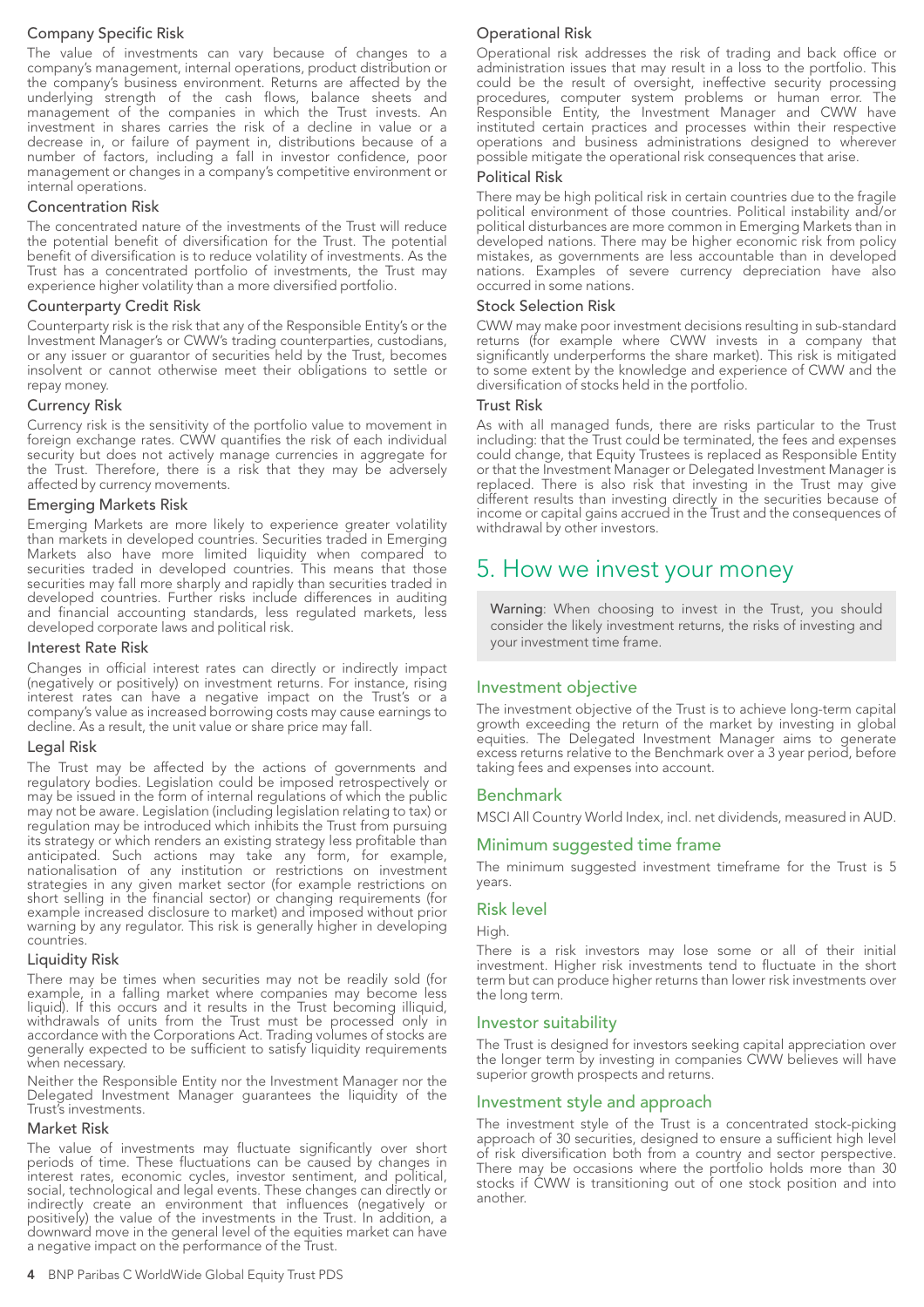### Company Specific Risk

The value of investments can vary because of changes to a company's management, internal operations, product distribution or the company's business environment. Returns are affected by the underlying strength of the cash flows, balance sheets and management of the companies in which the Trust invests. An investment in shares carries the risk of a decline in value or a decrease in, or failure of payment in, distributions because of a number of factors, including a fall in investor confidence, poor management or changes in a company's competitive environment or internal operations.

### Concentration Risk

The concentrated nature of the investments of the Trust will reduce the potential benefit of diversification for the Trust. The potential benefit of diversification is to reduce volatility of investments. As the Trust has a concentrated portfolio of investments, the Trust may experience higher volatility than a more diversified portfolio.

### Counterparty Credit Risk

Counterparty risk is the risk that any of the Responsible Entity's or the Investment Manager's or CWW's trading counterparties, custodians, or any issuer or guarantor of securities held by the Trust, becomes insolvent or cannot otherwise meet their obligations to settle or repay money.

### Currency Risk

Currency risk is the sensitivity of the portfolio value to movement in foreign exchange rates. CWW quantifies the risk of each individual security but does not actively manage currencies in aggregate for the Trust. Therefore, there is a risk that they may be adversely affected by currency movements.

### Emerging Markets Risk

Emerging Markets are more likely to experience greater volatility than markets in developed countries. Securities traded in Emerging Markets also have more limited liquidity when compared to securities traded in developed countries. This means that those securities may fall more sharply and rapidly than securities traded in developed countries. Further risks include differences in auditing and financial accounting standards, less regulated markets, less developed corporate laws and political risk.

### Interest Rate Risk

Changes in official interest rates can directly or indirectly impact (negatively or positively) on investment returns. For instance, rising interest rates can have a negative impact on the Trust's or a company's value as increased borrowing costs may cause earnings to decline. As a result, the unit value or share price may fall.

### Legal Risk

The Trust may be affected by the actions of governments and regulatory bodies. Legislation could be imposed retrospectively or may be issued in the form of internal regulations of which the public may not be aware. Legislation (including legislation relating to tax) or regulation may be introduced which inhibits the Trust from pursuing its strategy or which renders an existing strategy less profitable than anticipated. Such actions may take any form, for example, nationalisation of any institution or restrictions on investment strategies in any given market sector (for example restrictions on short selling in the financial sector) or changing requirements (for example increased disclosure to market) and imposed without prior warning by any regulator. This risk is generally higher in developing countries.

### Liquidity Risk

There may be times when securities may not be readily sold (for example, in a falling market where companies may become less liquid). If this occurs and it results in the Trust becoming illiquid, withdrawals of units from the Trust must be processed only in accordance with the Corporations Act. Trading volumes of stocks are generally expected to be sufficient to satisfy liquidity requirements when necessary.

Neither the Responsible Entity nor the Investment Manager nor the Delegated Investment Manager guarantees the liquidity of the Trust's investments.

### Market Risk

The value of investments may fluctuate significantly over short periods of time. These fluctuations can be caused by changes in interest rates, economic cycles, investor sentiment, and political, social, technological and legal events. These changes can directly or indirectly create an environment that influences (negatively or positively) the value of the investments in the Trust. In addition, a downward move in the general level of the equities market can have a negative impact on the performance of the Trust.

### Operational Risk

Operational risk addresses the risk of trading and back office or administration issues that may result in a loss to the portfolio. This could be the result of oversight, ineffective security processing procedures, computer system problems or human error. The Responsible Entity, the Investment Manager and CWW have instituted certain practices and processes within their respective operations and business administrations designed to wherever possible mitigate the operational risk consequences that arise.

### Political Risk

There may be high political risk in certain countries due to the fragile political environment of those countries. Political instability and/or political disturbances are more common in Emerging Markets than in developed nations. There may be higher economic risk from policy mistakes, as governments are less accountable than in developed nations. Examples of severe currency depreciation have also occurred in some nations.

### Stock Selection Risk

CWW may make poor investment decisions resulting in sub-standard returns (for example where CWW invests in a company that significantly underperforms the share market). This risk is mitigated to some extent by the knowledge and experience of CWW and the diversification of stocks held in the portfolio.

### Trust Risk

As with all managed funds, there are risks particular to the Trust including: that the Trust could be terminated, the fees and expenses could change, that Equity Trustees is replaced as Responsible Entity or that the Investment Manager or Delegated Investment Manager is replaced. There is also risk that investing in the Trust may give different results than investing directly in the securities because of income or capital gains accrued in the Trust and the consequences of withdrawal by other investors.

# 5. How we invest your money

**Warning**: When choosing to invest in the Trust, you should consider the likely investment returns, the risks of investing and your investment time frame.

## Investment objective

The investment objective of the Trust is to achieve long-term capital growth exceeding the return of the market by investing in global equities. The Delegated Investment Manager aims to generate excess returns relative to the Benchmark over a 3 year period, before taking fees and expenses into account.

## Benchmark

MSCI All Country World Index, incl. net dividends, measured in AUD.

## Minimum suggested time frame

The minimum suggested investment timeframe for the Trust is 5 years.

## Risk level

High.

There is a risk investors may lose some or all of their initial investment. Higher risk investments tend to fluctuate in the short term but can produce higher returns than lower risk investments over the long term.

## Investor suitability

The Trust is designed for investors seeking capital appreciation over the longer term by investing in companies CWW believes will have superior growth prospects and returns.

## Investment style and approach

The investment style of the Trust is a concentrated stock-picking approach of 30 securities, designed to ensure a sufficient high level of risk diversification both from a country and sector perspective. There may be occasions where the portfolio holds more than 30 stocks if CWW is transitioning out of one stock position and into another.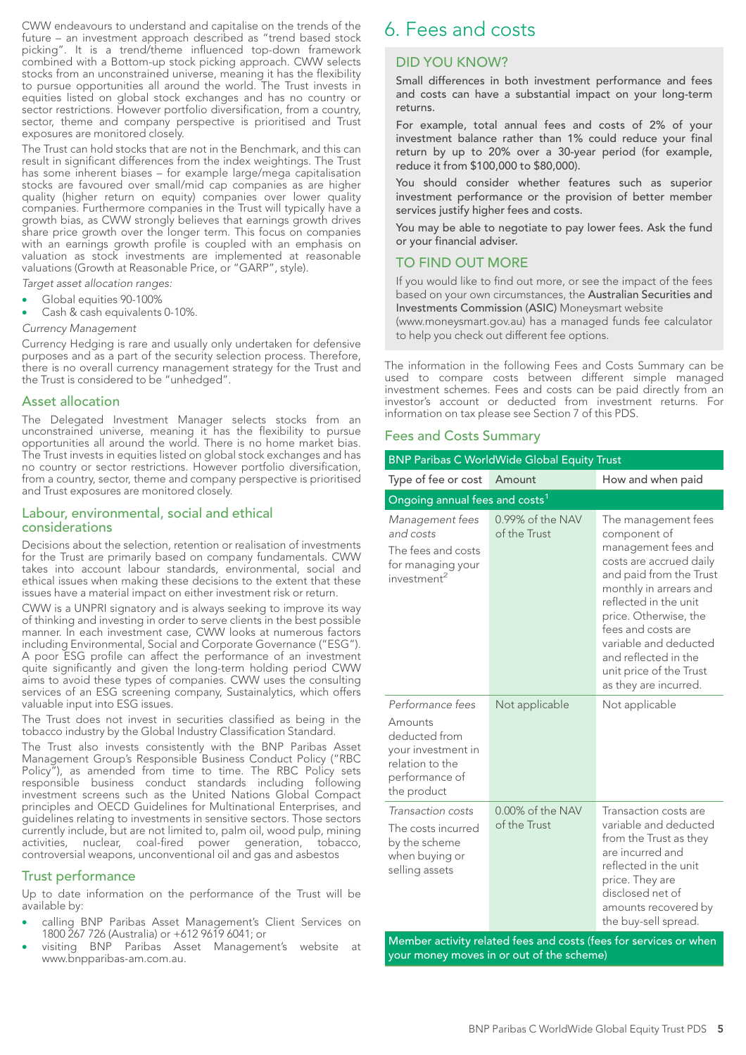CWW endeavours to understand and capitalise on the trends of the future – an investment approach described as "trend based stock picking". It is a trend/theme influenced top-down framework combined with a Bottom-up stock picking approach. CWW selects stocks from an unconstrained universe, meaning it has the flexibility to pursue opportunities all around the world. The Trust invests in equities listed on global stock exchanges and has no country or sector restrictions. However portfolio diversification, from a country, sector, theme and company perspective is prioritised and Trust exposures are monitored closely.

The Trust can hold stocks that are not in the Benchmark, and this can result in significant differences from the index weightings. The Trust has some inherent biases – for example large/mega capitalisation stocks are favoured over small/mid cap companies as are higher quality (higher return on equity) companies over lower quality companies. Furthermore companies in the Trust will typically have a growth bias, as CWW strongly believes that earnings growth drives share price growth over the longer term. This focus on companies with an earnings growth profile is coupled with an emphasis on valuation as stock investments are implemented at reasonable valuations (Growth at Reasonable Price, or "GARP", style).

*Target asset allocation ranges:*

- Global equities 90-100%
- Cash & cash equivalents 0-10%.

*Currency Management*

Currency Hedging is rare and usually only undertaken for defensive purposes and as a part of the security selection process. Therefore, there is no overall currency management strategy for the Trust and the Trust is considered to be "unhedged".

### Asset allocation

The Delegated Investment Manager selects stocks from an unconstrained universe, meaning it has the flexibility to pursue opportunities all around the world. There is no home market bias. The Trust invests in equities listed on global stock exchanges and has no country or sector restrictions. However portfolio diversification, from a country, sector, theme and company perspective is prioritised and Trust exposures are monitored closely.

### Labour, environmental, social and ethical considerations

Decisions about the selection, retention or realisation of investments for the Trust are primarily based on company fundamentals. CWW takes into account labour standards, environmental, social and ethical issues when making these decisions to the extent that these issues have a material impact on either investment risk or return.

CWW is a UNPRI signatory and is always seeking to improve its way of thinking and investing in order to serve clients in the best possible manner. In each investment case, CWW looks at numerous factors including Environmental, Social and Corporate Governance ("ESG"). A poor ESG profile can affect the performance of an investment quite significantly and given the long-term holding period CWW aims to avoid these types of companies. CWW uses the consulting services of an ESG screening company, Sustainalytics, which offers valuable input into ESG issues.

The Trust does not invest in securities classified as being in the tobacco industry by the Global Industry Classification Standard.

The Trust also invests consistently with the BNP Paribas Asset Management Group's Responsible Business Conduct Policy ("RBC Policy"), as amended from time to time. The RBC Policy sets responsible business conduct standards including following investment screens such as the United Nations Global Compact principles and OECD Guidelines for Multinational Enterprises, and guidelines relating to investments in sensitive sectors. Those sectors currently include, but are not limited to, palm oil, wood pulp, mining activities, nuclear, coal-fired power generation, tobacco, controversial weapons, unconventional oil and gas and asbestos

### Trust performance

Up to date information on the performance of the Trust will be available by:

- calling BNP Paribas Asset Management's Client Services on 1800 267 726 (Australia) or +612 9619 6041; or
- visiting BNP Paribas Asset Management's website at www.bnpparibas-am.com.au.

# 6. Fees and costs

### DID YOU KNOW?

Small differences in both investment performance and fees and costs can have a substantial impact on your long-term returns.

For example, total annual fees and costs of 2% of your investment balance rather than 1% could reduce your final return by up to 20% over a 30-year period (for example, reduce it from $100,000 to $80,000).

You should consider whether features such as superior investment performance or the provision of better member services justify higher fees and costs.

You may be able to negotiate to pay lower fees. Ask the fund or your financial adviser.

### TO FIND OUT MORE

If you would like to find out more, or see the impact of the fees based on your own circumstances, the Australian Securities and Investments Commission (ASIC) Moneysmart website (www.moneysmart.gov.au) has a managed funds fee calculator to help you check out different fee options.

The information in the following Fees and Costs Summary can be used to compare costs between different simple managed investment schemes. Fees and costs can be paid directly from an investor's account or deducted from investment returns. For information on tax please see Section 7 of this PDS.

### Fees and Costs Summary

| BNP Paribas C WorldWide Global Equity Trust | | |
|---|---|---|
| Type of fee or cost | Amount | How and when paid |
| **Ongoing annual fees and costs**[1] | | |
| *Management fees and costs*<br>The fees and costs for managing your investment[2] | 0.99% of the NAV of the Trust | The management fees component of management fees and costs are accrued daily and paid from the Trust monthly in arrears and reflected in the unit price. Otherwise, the fees and costs are variable and deducted and reflected in the unit price of the Trust as they are incurred. |
| *Performance fees*<br>Amounts deducted from your investment in relation to the performance of the product | Not applicable | Not applicable |
| *Transaction costs*<br>The costs incurred by the scheme when buying or selling assets | 0.00% of the NAV of the Trust | Transaction costs are variable and deducted from the Trust as they are incurred and reflected in the unit price. They are disclosed net of amounts recovered by the buy-sell spread. |
| **Member activity related fees and costs (fees for services or when your money moves in or out of the scheme)** | | |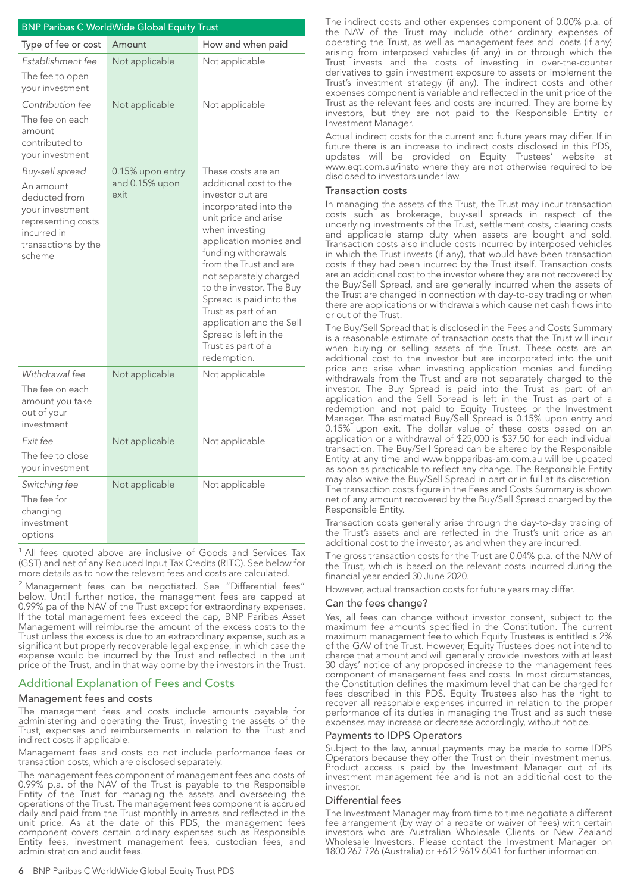| BNP Paribas C WorldWide Global Equity Trust | | |
|---|---|---|
| Type of fee or cost | Amount | How and when paid |
| *Establishment fee* The fee to open your investment | Not applicable | Not applicable |
| *Contribution fee* The fee on each amount contributed to your investment | Not applicable | Not applicable |
| *Buy-sell spread* An amount deducted from your investment representing costs incurred in transactions by the scheme | 0.15% upon entry and 0.15% upon exit | These costs are an additional cost to the investor but are incorporated into the unit price and arise when investing application monies and funding withdrawals from the Trust and are not separately charged to the investor. The Buy Spread is paid into the Trust as part of an application and the Sell Spread is left in the Trust as part of a redemption. |
| *Withdrawal fee* The fee on each amount you take out of your investment | Not applicable | Not applicable |
| *Exit fee* The fee to close your investment | Not applicable | Not applicable |
| *Switching fee* The fee for changing investment options | Not applicable | Not applicable |

[1] All fees quoted above are inclusive of Goods and Services Tax (GST) and net of any Reduced Input Tax Credits (RITC). See below for more details as to how the relevant fees and costs are calculated.

[2] Management fees can be negotiated. See "Differential fees" below. Until further notice, the management fees are capped at 0.99% pa of the NAV of the Trust except for extraordinary expenses. If the total management fees exceed the cap, BNP Paribas Asset Management will reimburse the amount of the excess costs to the Trust unless the excess is due to an extraordinary expense, such as a significant but properly recoverable legal expense, in which case the expense would be incurred by the Trust and reflected in the unit price of the Trust, and in that way borne by the investors in the Trust.

## Additional Explanation of Fees and Costs

### Management fees and costs

The management fees and costs include amounts payable for administering and operating the Trust, investing the assets of the Trust, expenses and reimbursements in relation to the Trust and indirect costs if applicable.

Management fees and costs do not include performance fees or transaction costs, which are disclosed separately.

The management fees component of management fees and costs of 0.99% p.a. of the NAV of the Trust is payable to the Responsible Entity of the Trust for managing the assets and overseeing the operations of the Trust. The management fees component is accrued daily and paid from the Trust monthly in arrears and reflected in the unit price. As at the date of this PDS, the management fees component covers certain ordinary expenses such as Responsible Entity fees, investment management fees, custodian fees, and administration and audit fees.

The indirect costs and other expenses component of 0.00% p.a. of the NAV of the Trust may include other ordinary expenses of operating the Trust, as well as management fees and costs (if any) arising from interposed vehicles (if any) in or through which the Trust invests and the costs of investing in over-the-counter derivatives to gain investment exposure to assets or implement the Trust's investment strategy (if any). The indirect costs and other expenses component is variable and reflected in the unit price of the Trust as the relevant fees and costs are incurred. They are borne by investors, but they are not paid to the Responsible Entity or Investment Manager.

Actual indirect costs for the current and future years may differ. If in future there is an increase to indirect costs disclosed in this PDS, updates will be provided on Equity Trustees' website at www.eqt.com.au/insto where they are not otherwise required to be disclosed to investors under law.

### Transaction costs

In managing the assets of the Trust, the Trust may incur transaction costs such as brokerage, buy-sell spreads in respect of the underlying investments of the Trust, settlement costs, clearing costs and applicable stamp duty when assets are bought and sold. Transaction costs also include costs incurred by interposed vehicles in which the Trust invests (if any), that would have been transaction costs if they had been incurred by the Trust itself. Transaction costs are an additional cost to the investor where they are not recovered by the Buy/Sell Spread, and are generally incurred when the assets of the Trust are changed in connection with day-to-day trading or when there are applications or withdrawals which cause net cash flows into or out of the Trust.

The Buy/Sell Spread that is disclosed in the Fees and Costs Summary is a reasonable estimate of transaction costs that the Trust will incur when buying or selling assets of the Trust. These costs are an additional cost to the investor but are incorporated into the unit price and arise when investing application monies and funding withdrawals from the Trust and are not separately charged to the investor. The Buy Spread is paid into the Trust as part of an application and the Sell Spread is left in the Trust as part of a redemption and not paid to Equity Trustees or the Investment Manager. The estimated Buy/Sell Spread is 0.15% upon entry and 0.15% upon exit. The dollar value of these costs based on an application or a withdrawal of $25,000 is $37.50 for each individual transaction. The Buy/Sell Spread can be altered by the Responsible Entity at any time and www.bnpparibas-am.com.au will be updated as soon as practicable to reflect any change. The Responsible Entity may also waive the Buy/Sell Spread in part or in full at its discretion. The transaction costs figure in the Fees and Costs Summary is shown net of any amount recovered by the Buy/Sell Spread charged by the Responsible Entity.

Transaction costs generally arise through the day-to-day trading of the Trust's assets and are reflected in the Trust's unit price as an additional cost to the investor, as and when they are incurred.

The gross transaction costs for the Trust are 0.04% p.a. of the NAV of the Trust, which is based on the relevant costs incurred during the financial year ended 30 June 2020.

However, actual transaction costs for future years may differ.

### Can the fees change?

Yes, all fees can change without investor consent, subject to the maximum fee amounts specified in the Constitution. The current maximum management fee to which Equity Trustees is entitled is 2% of the GAV of the Trust. However, Equity Trustees does not intend to charge that amount and will generally provide investors with at least 30 days' notice of any proposed increase to the management fees component of management fees and costs. In most circumstances, the Constitution defines the maximum level that can be charged for fees described in this PDS. Equity Trustees also has the right to recover all reasonable expenses incurred in relation to the proper performance of its duties in managing the Trust and as such these expenses may increase or decrease accordingly, without notice.

### Payments to IDPS Operators

Subject to the law, annual payments may be made to some IDPS Operators because they offer the Trust on their investment menus. Product access is paid by the Investment Manager out of its investment management fee and is not an additional cost to the investor.

### Differential fees

The Investment Manager may from time to time negotiate a different fee arrangement (by way of a rebate or waiver of fees) with certain investors who are Australian Wholesale Clients or New Zealand Wholesale Investors. Please contact the Investment Manager on 1800 267 726 (Australia) or +612 9619 6041 for further information.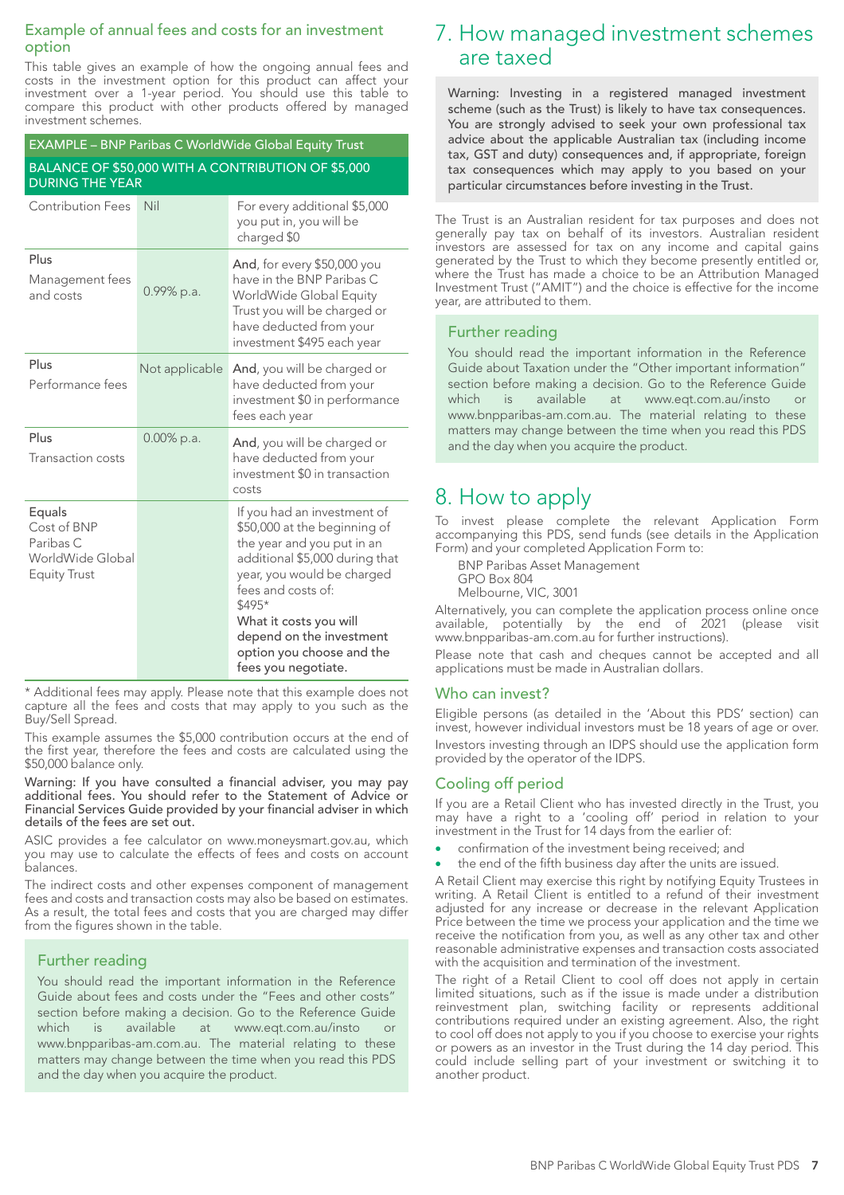## Example of annual fees and costs for an investment option

This table gives an example of how the ongoing annual fees and costs in the investment option for this product can affect your investment over a 1-year period. You should use this table to compare this product with other products offered by managed investment schemes.

| EXAMPLE – BNP Paribas C WorldWide Global Equity Trust | | |
|---|---|---|
| BALANCE OF $50,000 WITH A CONTRIBUTION OF $5,000 DURING THE YEAR | | |
| Contribution Fees | Nil | For every additional $5,000 you put in, you will be charged $0 |
| Plus Management fees and costs | 0.99% p.a. | **And**, for every $50,000 you have in the BNP Paribas C WorldWide Global Equity Trust you will be charged or have deducted from your investment $495 each year |
| Plus Performance fees | Not applicable | **And**, you will be charged or have deducted from your investment $0 in performance fees each year |
| Plus Transaction costs | 0.00% p.a. | **And**, you will be charged or have deducted from your investment $0 in transaction costs |
| Equals Cost of BNP Paribas C WorldWide Global Equity Trust | | If you had an investment of $50,000 at the beginning of the year and you put in an additional $5,000 during that year, you would be charged fees and costs of: $495* **What it costs you will depend on the investment option you choose and the fees you negotiate.** |

* Additional fees may apply. Please note that this example does not capture all the fees and costs that may apply to you such as the Buy/Sell Spread.

This example assumes the $5,000 contribution occurs at the end of the first year, therefore the fees and costs are calculated using the $50,000 balance only.

**Warning: If you have consulted a financial adviser, you may pay additional fees. You should refer to the Statement of Advice or Financial Services Guide provided by your financial adviser in which details of the fees are set out.**

ASIC provides a fee calculator on www.moneysmart.gov.au, which you may use to calculate the effects of fees and costs on account balances.

The indirect costs and other expenses component of management fees and costs and transaction costs may also be based on estimates. As a result, the total fees and costs that you are charged may differ from the figures shown in the table.

### Further reading

You should read the important information in the Reference Guide about fees and costs under the "Fees and other costs" section before making a decision. Go to the Reference Guide which is available at www.eqt.com.au/insto or www.bnpparibas-am.com.au. The material relating to these matters may change between the time when you read this PDS and the day when you acquire the product.

# 7. How managed investment schemes are taxed

Warning: Investing in a registered managed investment scheme (such as the Trust) is likely to have tax consequences. You are strongly advised to seek your own professional tax advice about the applicable Australian tax (including income tax, GST and duty) consequences and, if appropriate, foreign tax consequences which may apply to you based on your particular circumstances before investing in the Trust.

The Trust is an Australian resident for tax purposes and does not generally pay tax on behalf of its investors. Australian resident investors are assessed for tax on any income and capital gains generated by the Trust to which they become presently entitled or, where the Trust has made a choice to be an Attribution Managed Investment Trust ("AMIT") and the choice is effective for the income year, are attributed to them.

### Further reading

You should read the important information in the Reference Guide about Taxation under the "Other important information" section before making a decision. Go to the Reference Guide which is available at www.eqt.com.au/insto or www.bnpparibas-am.com.au. The material relating to these matters may change between the time when you read this PDS and the day when you acquire the product.

# 8. How to apply

To invest please complete the relevant Application Form accompanying this PDS, send funds (see details in the Application Form) and your completed Application Form to:

BNP Paribas Asset Management
GPO Box 804
Melbourne, VIC, 3001

Alternatively, you can complete the application process online once available, potentially by the end of 2021 (please visit www.bnpparibas-am.com.au for further instructions).

Please note that cash and cheques cannot be accepted and all applications must be made in Australian dollars.

### Who can invest?

Eligible persons (as detailed in the 'About this PDS' section) can invest, however individual investors must be 18 years of age or over.

Investors investing through an IDPS should use the application form provided by the operator of the IDPS.

### Cooling off period

If you are a Retail Client who has invested directly in the Trust, you may have a right to a 'cooling off' period in relation to your investment in the Trust for 14 days from the earlier of:

- confirmation of the investment being received; and
- the end of the fifth business day after the units are issued.

A Retail Client may exercise this right by notifying Equity Trustees in writing. A Retail Client is entitled to a refund of their investment adjusted for any increase or decrease in the relevant Application Price between the time we process your application and the time we receive the notification from you, as well as any other tax and other reasonable administrative expenses and transaction costs associated with the acquisition and termination of the investment.

The right of a Retail Client to cool off does not apply in certain limited situations, such as if the issue is made under a distribution reinvestment plan, switching facility or represents additional contributions required under an existing agreement. Also, the right to cool off does not apply to you if you choose to exercise your rights or powers as an investor in the Trust during the 14 day period. This could include selling part of your investment or switching it to another product.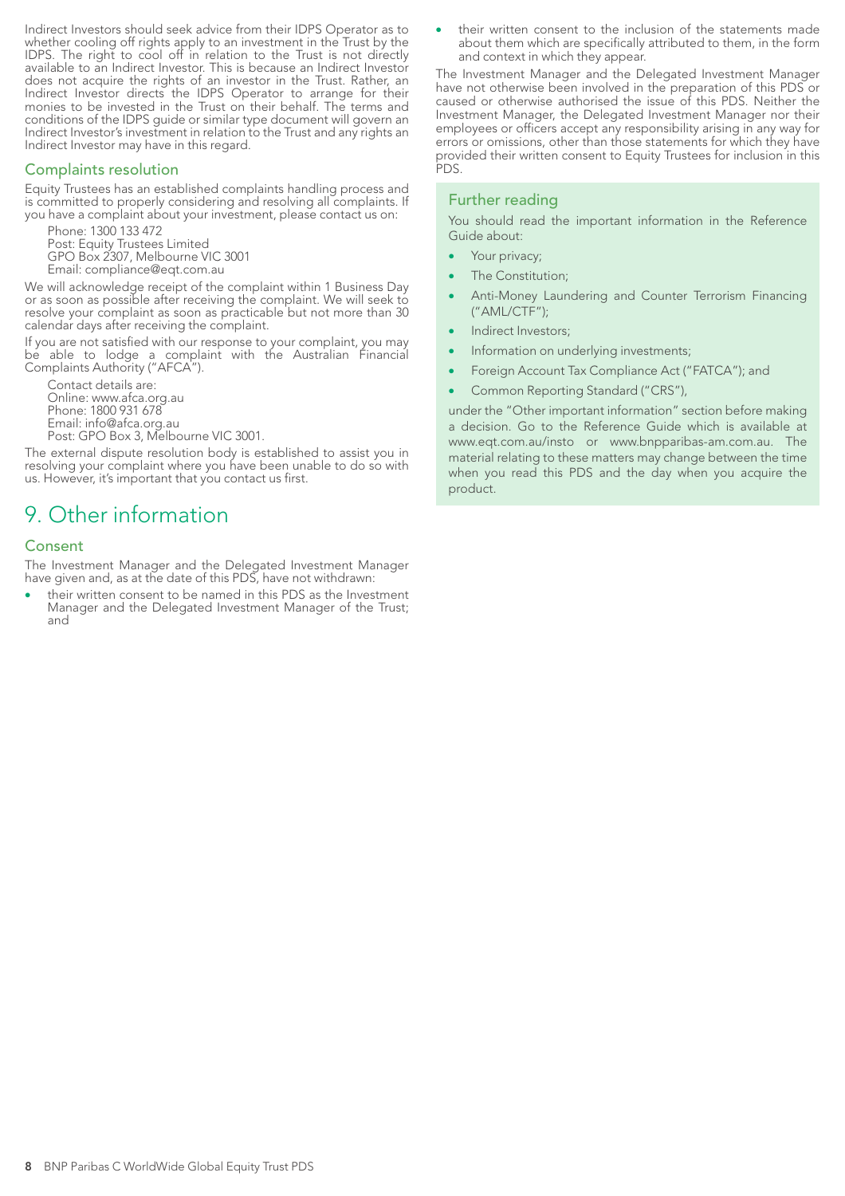Indirect Investors should seek advice from their IDPS Operator as to whether cooling off rights apply to an investment in the Trust by the IDPS. The right to cool off in relation to the Trust is not directly available to an Indirect Investor. This is because an Indirect Investor does not acquire the rights of an investor in the Trust. Rather, an Indirect Investor directs the IDPS Operator to arrange for their monies to be invested in the Trust on their behalf. The terms and conditions of the IDPS guide or similar type document will govern an Indirect Investor's investment in relation to the Trust and any rights an Indirect Investor may have in this regard.

## Complaints resolution

Equity Trustees has an established complaints handling process and is committed to properly considering and resolving all complaints. If you have a complaint about your investment, please contact us on:

Phone: 1300 133 472
Post: Equity Trustees Limited
GPO Box 2307, Melbourne VIC 3001
Email: compliance@eqt.com.au

We will acknowledge receipt of the complaint within 1 Business Day or as soon as possible after receiving the complaint. We will seek to resolve your complaint as soon as practicable but not more than 30 calendar days after receiving the complaint.

If you are not satisfied with our response to your complaint, you may be able to lodge a complaint with the Australian Financial Complaints Authority ("AFCA").

Contact details are:
Online: www.afca.org.au
Phone: 1800 931 678
Email: info@afca.org.au
Post: GPO Box 3, Melbourne VIC 3001.

The external dispute resolution body is established to assist you in resolving your complaint where you have been unable to do so with us. However, it's important that you contact us first.

# 9. Other information

## Consent

The Investment Manager and the Delegated Investment Manager have given and, as at the date of this PDS, have not withdrawn:

- their written consent to be named in this PDS as the Investment Manager and the Delegated Investment Manager of the Trust; and
- their written consent to the inclusion of the statements made about them which are specifically attributed to them, in the form and context in which they appear.

The Investment Manager and the Delegated Investment Manager have not otherwise been involved in the preparation of this PDS or caused or otherwise authorised the issue of this PDS. Neither the Investment Manager, the Delegated Investment Manager nor their employees or officers accept any responsibility arising in any way for errors or omissions, other than those statements for which they have provided their written consent to Equity Trustees for inclusion in this PDS.

## Further reading

You should read the important information in the Reference Guide about:

- Your privacy;
- The Constitution;
- Anti-Money Laundering and Counter Terrorism Financing ("AML/CTF");
- Indirect Investors;
- Information on underlying investments;
- Foreign Account Tax Compliance Act ("FATCA"); and
- Common Reporting Standard ("CRS"),

under the "Other important information" section before making a decision. Go to the Reference Guide which is available at www.eqt.com.au/insto or www.bnpparibas-am.com.au. The material relating to these matters may change between the time when you read this PDS and the day when you acquire the product.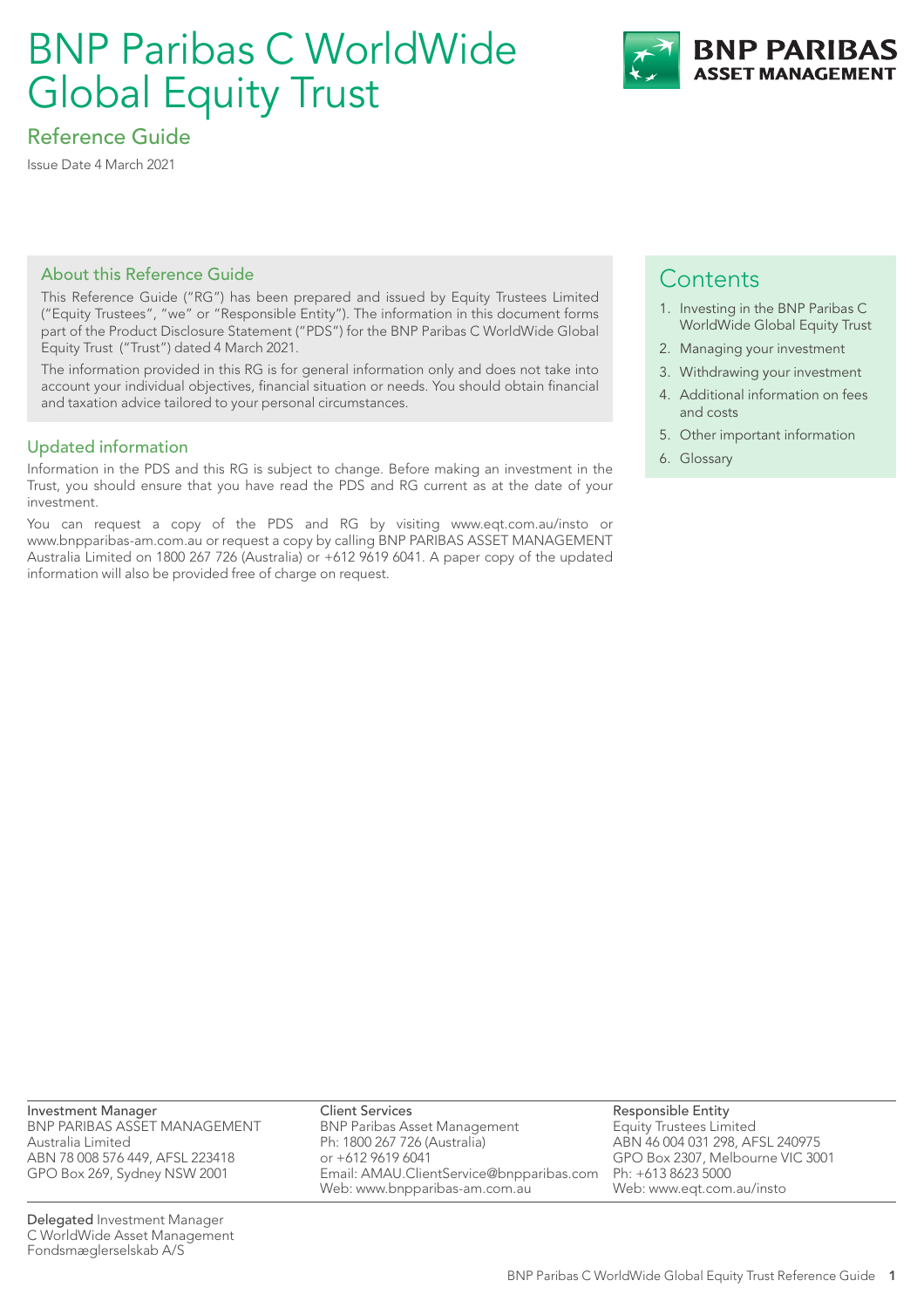# BNP Paribas C WorldWide Global Equity Trust

## Reference Guide

Issue Date 4 March 2021

### About this Reference Guide

This Reference Guide ("RG") has been prepared and issued by Equity Trustees Limited ("Equity Trustees", "we" or "Responsible Entity"). The information in this document forms part of the Product Disclosure Statement ("PDS") for the BNP Paribas C WorldWide Global Equity Trust ("Trust") dated 4 March 2021.

The information provided in this RG is for general information only and does not take into account your individual objectives, financial situation or needs. You should obtain financial and taxation advice tailored to your personal circumstances.

### Updated information

Information in the PDS and this RG is subject to change. Before making an investment in the Trust, you should ensure that you have read the PDS and RG current as at the date of your investment.

You can request a copy of the PDS and RG by visiting www.eqt.com.au/insto or www.bnpparibas-am.com.au or request a copy by calling BNP PARIBAS ASSET MANAGEMENT Australia Limited on 1800 267 726 (Australia) or +612 9619 6041. A paper copy of the updated information will also be provided free of charge on request.

## Contents

1. Investing in the BNP Paribas C WorldWide Global Equity Trust
2. Managing your investment
3. Withdrawing your investment
4. Additional information on fees and costs
5. Other important information
6. Glossary

**Investment Manager**
BNP PARIBAS ASSET MANAGEMENT Australia Limited
ABN 78 008 576 449, AFSL 223418
GPO Box 269, Sydney NSW 2001

**Client Services**
BNP Paribas Asset Management
Ph: 1800 267 726 (Australia)
or +612 9619 6041
Email: AMAU.ClientService@bnpparibas.com
Web: www.bnpparibas-am.com.au

**Responsible Entity**
Equity Trustees Limited
ABN 46 004 031 298, AFSL 240975
GPO Box 2307, Melbourne VIC 3001
Ph: +613 8623 5000
Web: www.eqt.com.au/insto

**Delegated** Investment Manager
C WorldWide Asset Management Fondsmæglerselskab A/S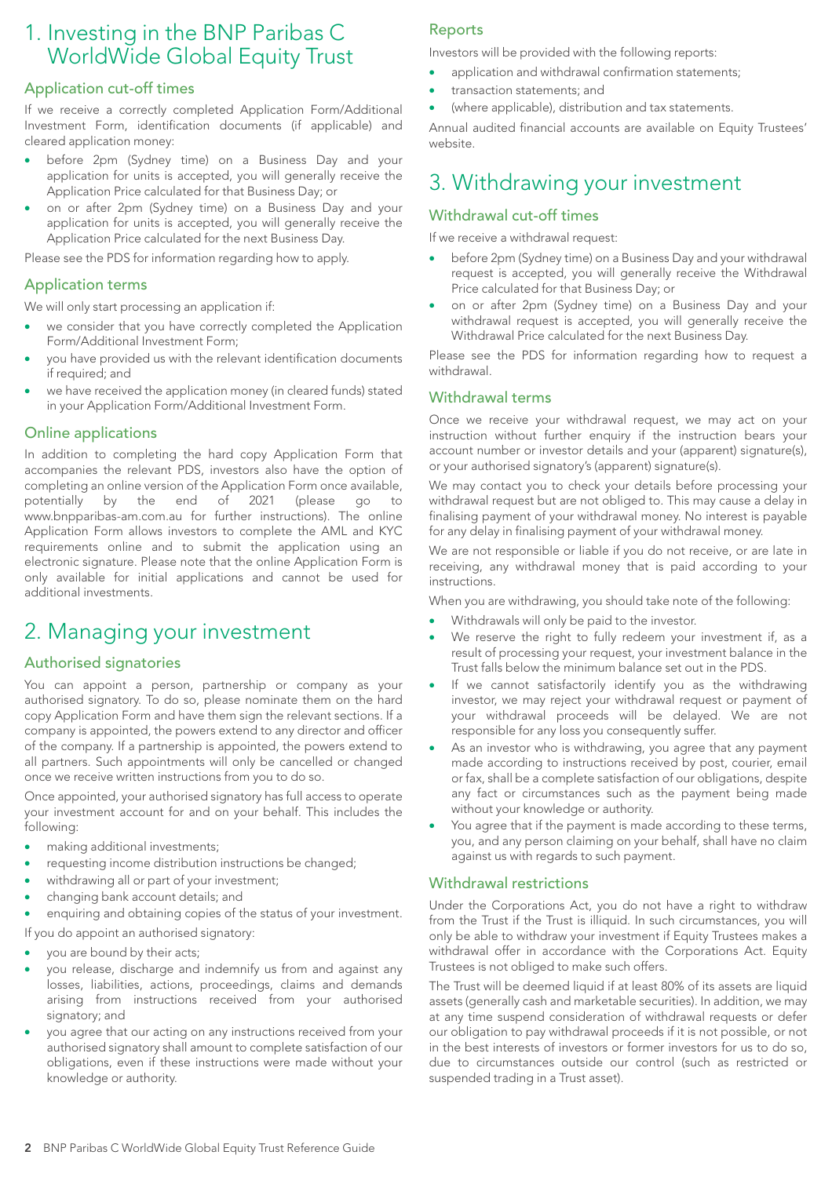# 1. Investing in the BNP Paribas C WorldWide Global Equity Trust

## Application cut-off times

If we receive a correctly completed Application Form/Additional Investment Form, identification documents (if applicable) and cleared application money:

- before 2pm (Sydney time) on a Business Day and your application for units is accepted, you will generally receive the Application Price calculated for that Business Day; or
- on or after 2pm (Sydney time) on a Business Day and your application for units is accepted, you will generally receive the Application Price calculated for the next Business Day.

Please see the PDS for information regarding how to apply.

## Application terms

We will only start processing an application if:

- we consider that you have correctly completed the Application Form/Additional Investment Form;
- you have provided us with the relevant identification documents if required; and
- we have received the application money (in cleared funds) stated in your Application Form/Additional Investment Form.

## Online applications

In addition to completing the hard copy Application Form that accompanies the relevant PDS, investors also have the option of completing an online version of the Application Form once available, potentially by the end of 2021 (please go to www.bnpparibas-am.com.au for further instructions). The online Application Form allows investors to complete the AML and KYC requirements online and to submit the application using an electronic signature. Please note that the online Application Form is only available for initial applications and cannot be used for additional investments.

# 2. Managing your investment

## Authorised signatories

You can appoint a person, partnership or company as your authorised signatory. To do so, please nominate them on the hard copy Application Form and have them sign the relevant sections. If a company is appointed, the powers extend to any director and officer of the company. If a partnership is appointed, the powers extend to all partners. Such appointments will only be cancelled or changed once we receive written instructions from you to do so.

Once appointed, your authorised signatory has full access to operate your investment account for and on your behalf. This includes the following:

- making additional investments;
- requesting income distribution instructions be changed;
- withdrawing all or part of your investment;
- changing bank account details; and
- enquiring and obtaining copies of the status of your investment.

If you do appoint an authorised signatory:

- you are bound by their acts;
- you release, discharge and indemnify us from and against any losses, liabilities, actions, proceedings, claims and demands arising from instructions received from your authorised signatory; and
- you agree that our acting on any instructions received from your authorised signatory shall amount to complete satisfaction of our obligations, even if these instructions were made without your knowledge or authority.

## Reports

Investors will be provided with the following reports:

- application and withdrawal confirmation statements;
- transaction statements; and
- (where applicable), distribution and tax statements.

Annual audited financial accounts are available on Equity Trustees' website.

# 3. Withdrawing your investment

## Withdrawal cut-off times

If we receive a withdrawal request:

- before 2pm (Sydney time) on a Business Day and your withdrawal request is accepted, you will generally receive the Withdrawal Price calculated for that Business Day; or
- on or after 2pm (Sydney time) on a Business Day and your withdrawal request is accepted, you will generally receive the Withdrawal Price calculated for the next Business Day.

Please see the PDS for information regarding how to request a withdrawal.

## Withdrawal terms

Once we receive your withdrawal request, we may act on your instruction without further enquiry if the instruction bears your account number or investor details and your (apparent) signature(s), or your authorised signatory's (apparent) signature(s).

We may contact you to check your details before processing your withdrawal request but are not obliged to. This may cause a delay in finalising payment of your withdrawal money. No interest is payable for any delay in finalising payment of your withdrawal money.

We are not responsible or liable if you do not receive, or are late in receiving, any withdrawal money that is paid according to your instructions.

When you are withdrawing, you should take note of the following:

- Withdrawals will only be paid to the investor.
- We reserve the right to fully redeem your investment if, as a result of processing your request, your investment balance in the Trust falls below the minimum balance set out in the PDS.
- If we cannot satisfactorily identify you as the withdrawing investor, we may reject your withdrawal request or payment of your withdrawal proceeds will be delayed. We are not responsible for any loss you consequently suffer.
- As an investor who is withdrawing, you agree that any payment made according to instructions received by post, courier, email or fax, shall be a complete satisfaction of our obligations, despite any fact or circumstances such as the payment being made without your knowledge or authority.
- You agree that if the payment is made according to these terms, you, and any person claiming on your behalf, shall have no claim against us with regards to such payment.

## Withdrawal restrictions

Under the Corporations Act, you do not have a right to withdraw from the Trust if the Trust is illiquid. In such circumstances, you will only be able to withdraw your investment if Equity Trustees makes a withdrawal offer in accordance with the Corporations Act. Equity Trustees is not obliged to make such offers.

The Trust will be deemed liquid if at least 80% of its assets are liquid assets (generally cash and marketable securities). In addition, we may at any time suspend consideration of withdrawal requests or defer our obligation to pay withdrawal proceeds if it is not possible, or not in the best interests of investors or former investors for us to do so, due to circumstances outside our control (such as restricted or suspended trading in a Trust asset).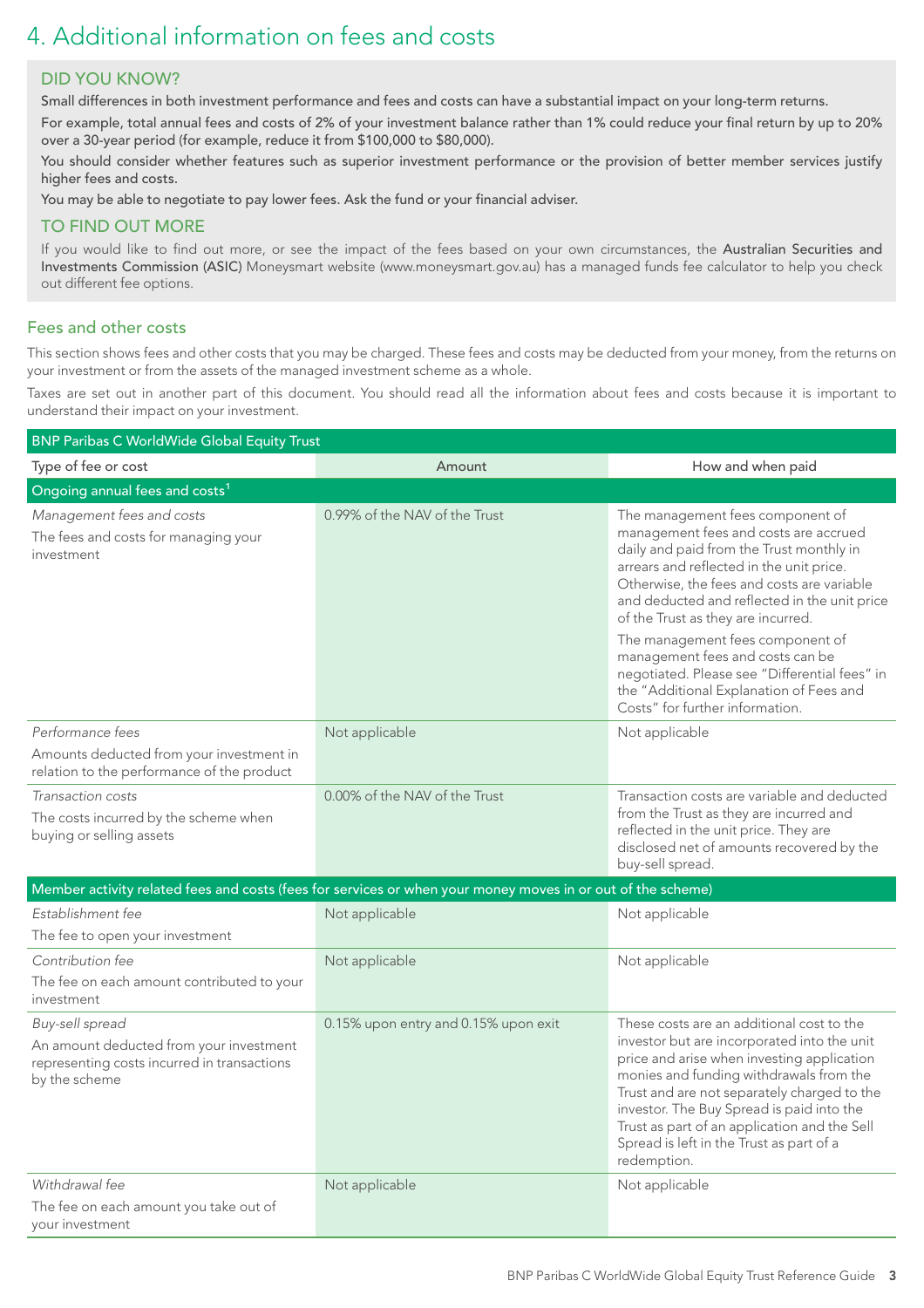# 4. Additional information on fees and costs

## DID YOU KNOW?

**Small differences in both investment performance and fees and costs can have a substantial impact on your long-term returns.**

**For example, total annual fees and costs of 2% of your investment balance rather than 1% could reduce your final return by up to 20% over a 30-year period (for example, reduce it from $100,000 to $80,000).**

**You should consider whether features such as superior investment performance or the provision of better member services justify higher fees and costs.**

**You may be able to negotiate to pay lower fees. Ask the fund or your financial adviser.**

## TO FIND OUT MORE

If you would like to find out more, or see the impact of the fees based on your own circumstances, the **Australian Securities and Investments Commission (ASIC)** Moneysmart website (www.moneysmart.gov.au) has a managed funds fee calculator to help you check out different fee options.

## Fees and other costs

This section shows fees and other costs that you may be charged. These fees and costs may be deducted from your money, from the returns on your investment or from the assets of the managed investment scheme as a whole.

Taxes are set out in another part of this document. You should read all the information about fees and costs because it is important to understand their impact on your investment.

| BNP Paribas C WorldWide Global Equity Trust | | |
|---|---|---|
| Type of fee or cost | Amount | How and when paid |
| **Ongoing annual fees and costs[1]** | | |
| *Management fees and costs*<br>The fees and costs for managing your investment | 0.99% of the NAV of the Trust | The management fees component of management fees and costs are accrued daily and paid from the Trust monthly in arrears and reflected in the unit price. Otherwise, the fees and costs are variable and deducted and reflected in the unit price of the Trust as they are incurred.<br>The management fees component of management fees and costs can be negotiated. Please see "Differential fees" in the "Additional Explanation of Fees and Costs" for further information. |
| *Performance fees*<br>Amounts deducted from your investment in relation to the performance of the product | Not applicable | Not applicable |
| *Transaction costs*<br>The costs incurred by the scheme when buying or selling assets | 0.00% of the NAV of the Trust | Transaction costs are variable and deducted from the Trust as they are incurred and reflected in the unit price. They are disclosed net of amounts recovered by the buy-sell spread. |
| **Member activity related fees and costs (fees for services or when your money moves in or out of the scheme)** | | |
| *Establishment fee*<br>The fee to open your investment | Not applicable | Not applicable |
| *Contribution fee*<br>The fee on each amount contributed to your investment | Not applicable | Not applicable |
| *Buy-sell spread*<br>An amount deducted from your investment representing costs incurred in transactions by the scheme | 0.15% upon entry and 0.15% upon exit | These costs are an additional cost to the investor but are incorporated into the unit price and arise when investing application monies and funding withdrawals from the Trust and are not separately charged to the investor. The Buy Spread is paid into the Trust as part of an application and the Sell Spread is left in the Trust as part of a redemption. |
| *Withdrawal fee*<br>The fee on each amount you take out of your investment | Not applicable | Not applicable |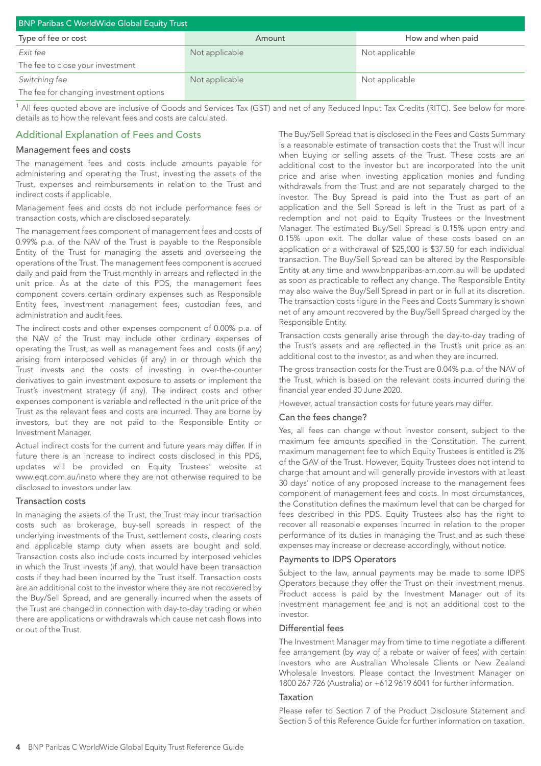| BNP Paribas C WorldWide Global Equity Trust | | |
|---|---|---|
| Type of fee or cost | Amount | How and when paid |
| *Exit fee*<br>The fee to close your investment | Not applicable | Not applicable |
| *Switching fee*<br>The fee for changing investment options | Not applicable | Not applicable |

[1] All fees quoted above are inclusive of Goods and Services Tax (GST) and net of any Reduced Input Tax Credits (RITC). See below for more details as to how the relevant fees and costs are calculated.

## Additional Explanation of Fees and Costs

### Management fees and costs

The management fees and costs include amounts payable for administering and operating the Trust, investing the assets of the Trust, expenses and reimbursements in relation to the Trust and indirect costs if applicable.

Management fees and costs do not include performance fees or transaction costs, which are disclosed separately.

The management fees component of management fees and costs of 0.99% p.a. of the NAV of the Trust is payable to the Responsible Entity of the Trust for managing the assets and overseeing the operations of the Trust. The management fees component is accrued daily and paid from the Trust monthly in arrears and reflected in the unit price. As at the date of this PDS, the management fees component covers certain ordinary expenses such as Responsible Entity fees, investment management fees, custodian fees, and administration and audit fees.

The indirect costs and other expenses component of 0.00% p.a. of the NAV of the Trust may include other ordinary expenses of operating the Trust, as well as management fees and costs (if any) arising from interposed vehicles (if any) in or through which the Trust invests and the costs of investing in over-the-counter derivatives to gain investment exposure to assets or implement the Trust's investment strategy (if any). The indirect costs and other expenses component is variable and reflected in the unit price of the Trust as the relevant fees and costs are incurred. They are borne by investors, but they are not paid to the Responsible Entity or Investment Manager.

Actual indirect costs for the current and future years may differ. If in future there is an increase to indirect costs disclosed in this PDS, updates will be provided on Equity Trustees' website at www.eqt.com.au/insto where they are not otherwise required to be disclosed to investors under law.

### Transaction costs

In managing the assets of the Trust, the Trust may incur transaction costs such as brokerage, buy-sell spreads in respect of the underlying investments of the Trust, settlement costs, clearing costs and applicable stamp duty when assets are bought and sold. Transaction costs also include costs incurred by interposed vehicles in which the Trust invests (if any), that would have been transaction costs if they had been incurred by the Trust itself. Transaction costs are an additional cost to the investor where they are not recovered by the Buy/Sell Spread, and are generally incurred when the assets of the Trust are changed in connection with day-to-day trading or when there are applications or withdrawals which cause net cash flows into or out of the Trust.

The Buy/Sell Spread that is disclosed in the Fees and Costs Summary is a reasonable estimate of transaction costs that the Trust will incur when buying or selling assets of the Trust. These costs are an additional cost to the investor but are incorporated into the unit price and arise when investing application monies and funding withdrawals from the Trust and are not separately charged to the investor. The Buy Spread is paid into the Trust as part of an application and the Sell Spread is left in the Trust as part of a redemption and not paid to Equity Trustees or the Investment Manager. The estimated Buy/Sell Spread is 0.15% upon entry and 0.15% upon exit. The dollar value of these costs based on an application or a withdrawal of $25,000 is $37.50 for each individual transaction. The Buy/Sell Spread can be altered by the Responsible Entity at any time and www.bnpparibas-am.com.au will be updated as soon as practicable to reflect any change. The Responsible Entity may also waive the Buy/Sell Spread in part or in full at its discretion. The transaction costs figure in the Fees and Costs Summary is shown net of any amount recovered by the Buy/Sell Spread charged by the Responsible Entity.

Transaction costs generally arise through the day-to-day trading of the Trust's assets and are reflected in the Trust's unit price as an additional cost to the investor, as and when they are incurred.

The gross transaction costs for the Trust are 0.04% p.a. of the NAV of the Trust, which is based on the relevant costs incurred during the financial year ended 30 June 2020.

However, actual transaction costs for future years may differ.

### Can the fees change?

Yes, all fees can change without investor consent, subject to the maximum fee amounts specified in the Constitution. The current maximum management fee to which Equity Trustees is entitled is 2% of the GAV of the Trust. However, Equity Trustees does not intend to charge that amount and will generally provide investors with at least 30 days' notice of any proposed increase to the management fees component of management fees and costs. In most circumstances, the Constitution defines the maximum level that can be charged for fees described in this PDS. Equity Trustees also has the right to recover all reasonable expenses incurred in relation to the proper performance of its duties in managing the Trust and as such these expenses may increase or decrease accordingly, without notice.

### Payments to IDPS Operators

Subject to the law, annual payments may be made to some IDPS Operators because they offer the Trust on their investment menus. Product access is paid by the Investment Manager out of its investment management fee and is not an additional cost to the investor.

### Differential fees

The Investment Manager may from time to time negotiate a different fee arrangement (by way of a rebate or waiver of fees) with certain investors who are Australian Wholesale Clients or New Zealand Wholesale Investors. Please contact the Investment Manager on 1800 267 726 (Australia) or +612 9619 6041 for further information.

### Taxation

Please refer to Section 7 of the Product Disclosure Statement and Section 5 of this Reference Guide for further information on taxation.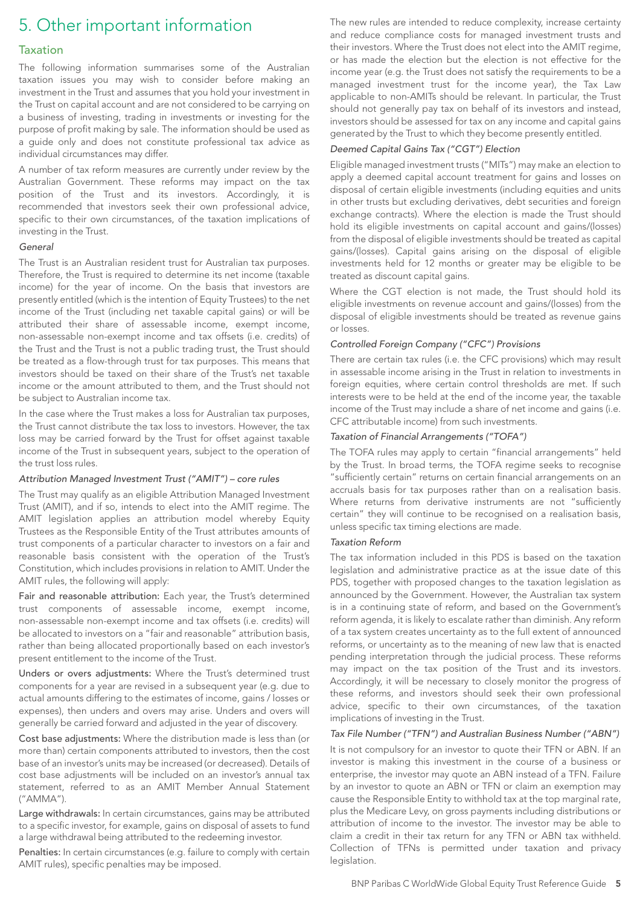# 5. Other important information

## Taxation

The following information summarises some of the Australian taxation issues you may wish to consider before making an investment in the Trust and assumes that you hold your investment in the Trust on capital account and are not considered to be carrying on a business of investing, trading in investments or investing for the purpose of profit making by sale. The information should be used as a guide only and does not constitute professional tax advice as individual circumstances may differ.

A number of tax reform measures are currently under review by the Australian Government. These reforms may impact on the tax position of the Trust and its investors. Accordingly, it is recommended that investors seek their own professional advice, specific to their own circumstances, of the taxation implications of investing in the Trust.

### *General*

The Trust is an Australian resident trust for Australian tax purposes. Therefore, the Trust is required to determine its net income (taxable income) for the year of income. On the basis that investors are presently entitled (which is the intention of Equity Trustees) to the net income of the Trust (including net taxable capital gains) or will be attributed their share of assessable income, exempt income, non-assessable non-exempt income and tax offsets (i.e. credits) of the Trust and the Trust is not a public trading trust, the Trust should be treated as a flow-through trust for tax purposes. This means that investors should be taxed on their share of the Trust's net taxable income or the amount attributed to them, and the Trust should not be subject to Australian income tax.

In the case where the Trust makes a loss for Australian tax purposes, the Trust cannot distribute the tax loss to investors. However, the tax loss may be carried forward by the Trust for offset against taxable income of the Trust in subsequent years, subject to the operation of the trust loss rules.

### *Attribution Managed Investment Trust ("AMIT") – core rules*

The Trust may qualify as an eligible Attribution Managed Investment Trust (AMIT), and if so, intends to elect into the AMIT regime. The AMIT legislation applies an attribution model whereby Equity Trustees as the Responsible Entity of the Trust attributes amounts of trust components of a particular character to investors on a fair and reasonable basis consistent with the operation of the Trust's Constitution, which includes provisions in relation to AMIT. Under the AMIT rules, the following will apply:

**Fair and reasonable attribution:** Each year, the Trust's determined trust components of assessable income, exempt income, non-assessable non-exempt income and tax offsets (i.e. credits) will be allocated to investors on a "fair and reasonable" attribution basis, rather than being allocated proportionally based on each investor's present entitlement to the income of the Trust.

**Unders or overs adjustments:** Where the Trust's determined trust components for a year are revised in a subsequent year (e.g. due to actual amounts differing to the estimates of income, gains / losses or expenses), then unders and overs may arise. Unders and overs will generally be carried forward and adjusted in the year of discovery.

**Cost base adjustments:** Where the distribution made is less than (or more than) certain components attributed to investors, then the cost base of an investor's units may be increased (or decreased). Details of cost base adjustments will be included on an investor's annual tax statement, referred to as an AMIT Member Annual Statement ("AMMA").

**Large withdrawals:** In certain circumstances, gains may be attributed to a specific investor, for example, gains on disposal of assets to fund a large withdrawal being attributed to the redeeming investor.

**Penalties:** In certain circumstances (e.g. failure to comply with certain AMIT rules), specific penalties may be imposed.

The new rules are intended to reduce complexity, increase certainty and reduce compliance costs for managed investment trusts and their investors. Where the Trust does not elect into the AMIT regime, or has made the election but the election is not effective for the income year (e.g. the Trust does not satisfy the requirements to be a managed investment trust for the income year), the Tax Law applicable to non-AMITs should be relevant. In particular, the Trust should not generally pay tax on behalf of its investors and instead, investors should be assessed for tax on any income and capital gains generated by the Trust to which they become presently entitled.

### *Deemed Capital Gains Tax ("CGT") Election*

Eligible managed investment trusts ("MITs") may make an election to apply a deemed capital account treatment for gains and losses on disposal of certain eligible investments (including equities and units in other trusts but excluding derivatives, debt securities and foreign exchange contracts). Where the election is made the Trust should hold its eligible investments on capital account and gains/(losses) from the disposal of eligible investments should be treated as capital gains/(losses). Capital gains arising on the disposal of eligible investments held for 12 months or greater may be eligible to be treated as discount capital gains.

Where the CGT election is not made, the Trust should hold its eligible investments on revenue account and gains/(losses) from the disposal of eligible investments should be treated as revenue gains or losses.

### *Controlled Foreign Company ("CFC") Provisions*

There are certain tax rules (i.e. the CFC provisions) which may result in assessable income arising in the Trust in relation to investments in foreign equities, where certain control thresholds are met. If such interests were to be held at the end of the income year, the taxable income of the Trust may include a share of net income and gains (i.e. CFC attributable income) from such investments.

### *Taxation of Financial Arrangements ("TOFA")*

The TOFA rules may apply to certain "financial arrangements" held by the Trust. In broad terms, the TOFA regime seeks to recognise "sufficiently certain" returns on certain financial arrangements on an accruals basis for tax purposes rather than on a realisation basis. Where returns from derivative instruments are not "sufficiently certain" they will continue to be recognised on a realisation basis, unless specific tax timing elections are made.

### *Taxation Reform*

The tax information included in this PDS is based on the taxation legislation and administrative practice as at the issue date of this PDS, together with proposed changes to the taxation legislation as announced by the Government. However, the Australian tax system is in a continuing state of reform, and based on the Government's reform agenda, it is likely to escalate rather than diminish. Any reform of a tax system creates uncertainty as to the full extent of announced reforms, or uncertainty as to the meaning of new law that is enacted pending interpretation through the judicial process. These reforms may impact on the tax position of the Trust and its investors. Accordingly, it will be necessary to closely monitor the progress of these reforms, and investors should seek their own professional advice, specific to their own circumstances, of the taxation implications of investing in the Trust.

### *Tax File Number ("TFN") and Australian Business Number ("ABN")*

It is not compulsory for an investor to quote their TFN or ABN. If an investor is making this investment in the course of a business or enterprise, the investor may quote an ABN instead of a TFN. Failure by an investor to quote an ABN or TFN or claim an exemption may cause the Responsible Entity to withhold tax at the top marginal rate, plus the Medicare Levy, on gross payments including distributions or attribution of income to the investor. The investor may be able to claim a credit in their tax return for any TFN or ABN tax withheld. Collection of TFNs is permitted under taxation and privacy legislation.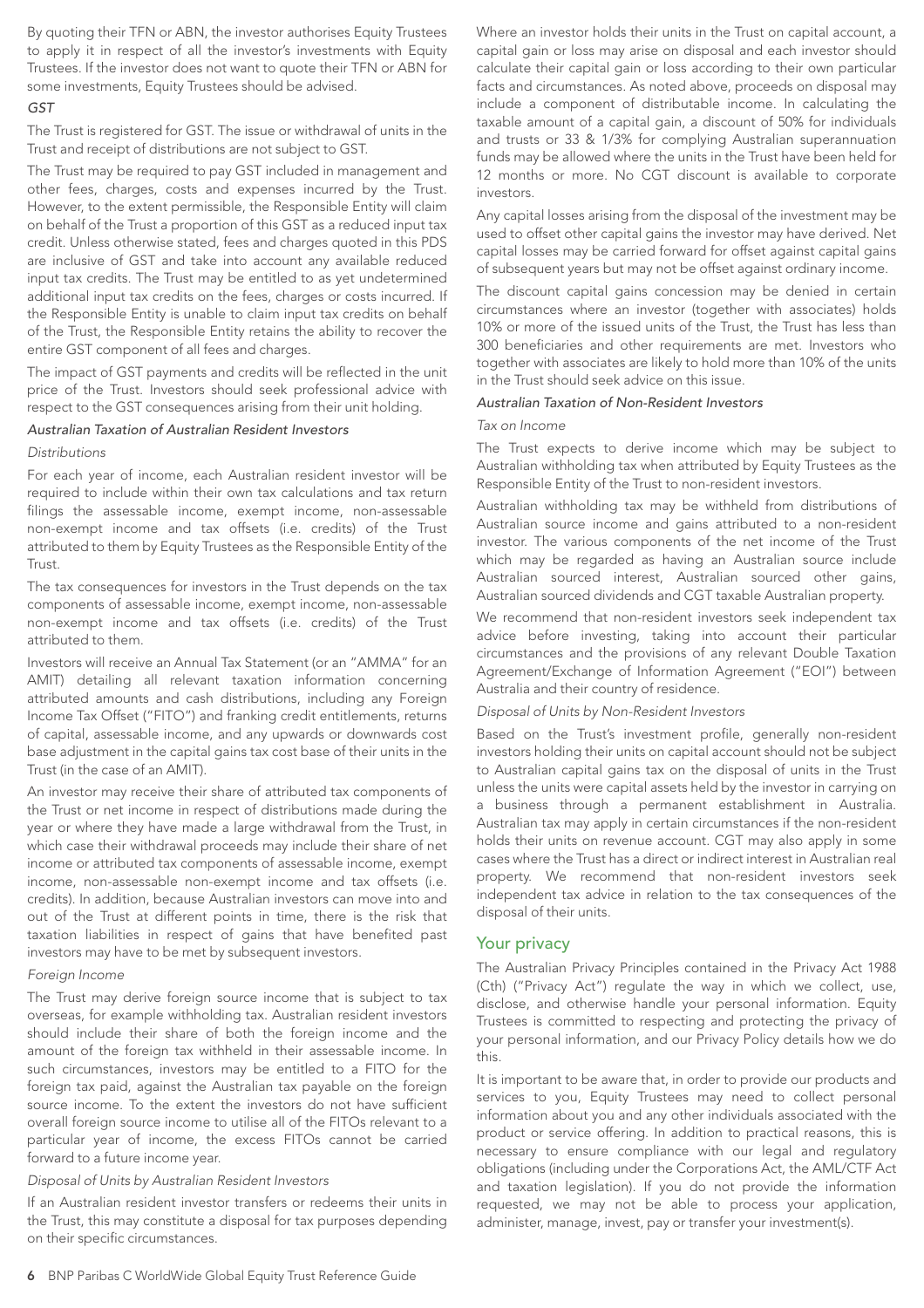By quoting their TFN or ABN, the investor authorises Equity Trustees to apply it in respect of all the investor's investments with Equity Trustees. If the investor does not want to quote their TFN or ABN for some investments, Equity Trustees should be advised.

*GST*

The Trust is registered for GST. The issue or withdrawal of units in the Trust and receipt of distributions are not subject to GST.

The Trust may be required to pay GST included in management and other fees, charges, costs and expenses incurred by the Trust. However, to the extent permissible, the Responsible Entity will claim on behalf of the Trust a proportion of this GST as a reduced input tax credit. Unless otherwise stated, fees and charges quoted in this PDS are inclusive of GST and take into account any available reduced input tax credits. The Trust may be entitled to as yet undetermined additional input tax credits on the fees, charges or costs incurred. If the Responsible Entity is unable to claim input tax credits on behalf of the Trust, the Responsible Entity retains the ability to recover the entire GST component of all fees and charges.

The impact of GST payments and credits will be reflected in the unit price of the Trust. Investors should seek professional advice with respect to the GST consequences arising from their unit holding.

*Australian Taxation of Australian Resident Investors*

*Distributions*

For each year of income, each Australian resident investor will be required to include within their own tax calculations and tax return filings the assessable income, exempt income, non-assessable non-exempt income and tax offsets (i.e. credits) of the Trust attributed to them by Equity Trustees as the Responsible Entity of the Trust.

The tax consequences for investors in the Trust depends on the tax components of assessable income, exempt income, non-assessable non-exempt income and tax offsets (i.e. credits) of the Trust attributed to them.

Investors will receive an Annual Tax Statement (or an "AMMA" for an AMIT) detailing all relevant taxation information concerning attributed amounts and cash distributions, including any Foreign Income Tax Offset ("FITO") and franking credit entitlements, returns of capital, assessable income, and any upwards or downwards cost base adjustment in the capital gains tax cost base of their units in the Trust (in the case of an AMIT).

An investor may receive their share of attributed tax components of the Trust or net income in respect of distributions made during the year or where they have made a large withdrawal from the Trust, in which case their withdrawal proceeds may include their share of net income or attributed tax components of assessable income, exempt income, non-assessable non-exempt income and tax offsets (i.e. credits). In addition, because Australian investors can move into and out of the Trust at different points in time, there is the risk that taxation liabilities in respect of gains that have benefited past investors may have to be met by subsequent investors.

*Foreign Income*

The Trust may derive foreign source income that is subject to tax overseas, for example withholding tax. Australian resident investors should include their share of both the foreign income and the amount of the foreign tax withheld in their assessable income. In such circumstances, investors may be entitled to a FITO for the foreign tax paid, against the Australian tax payable on the foreign source income. To the extent the investors do not have sufficient overall foreign source income to utilise all of the FITOs relevant to a particular year of income, the excess FITOs cannot be carried forward to a future income year.

*Disposal of Units by Australian Resident Investors*

If an Australian resident investor transfers or redeems their units in the Trust, this may constitute a disposal for tax purposes depending on their specific circumstances.

Where an investor holds their units in the Trust on capital account, a capital gain or loss may arise on disposal and each investor should calculate their capital gain or loss according to their own particular facts and circumstances. As noted above, proceeds on disposal may include a component of distributable income. In calculating the taxable amount of a capital gain, a discount of 50% for individuals and trusts or 33 & 1/3% for complying Australian superannuation funds may be allowed where the units in the Trust have been held for 12 months or more. No CGT discount is available to corporate investors.

Any capital losses arising from the disposal of the investment may be used to offset other capital gains the investor may have derived. Net capital losses may be carried forward for offset against capital gains of subsequent years but may not be offset against ordinary income.

The discount capital gains concession may be denied in certain circumstances where an investor (together with associates) holds 10% or more of the issued units of the Trust, the Trust has less than 300 beneficiaries and other requirements are met. Investors who together with associates are likely to hold more than 10% of the units in the Trust should seek advice on this issue.

*Australian Taxation of Non-Resident Investors*

*Tax on Income*

The Trust expects to derive income which may be subject to Australian withholding tax when attributed by Equity Trustees as the Responsible Entity of the Trust to non-resident investors.

Australian withholding tax may be withheld from distributions of Australian source income and gains attributed to a non-resident investor. The various components of the net income of the Trust which may be regarded as having an Australian source include Australian sourced interest, Australian sourced other gains, Australian sourced dividends and CGT taxable Australian property.

We recommend that non-resident investors seek independent tax advice before investing, taking into account their particular circumstances and the provisions of any relevant Double Taxation Agreement/Exchange of Information Agreement ("EOI") between Australia and their country of residence.

*Disposal of Units by Non-Resident Investors*

Based on the Trust's investment profile, generally non-resident investors holding their units on capital account should not be subject to Australian capital gains tax on the disposal of units in the Trust unless the units were capital assets held by the investor in carrying on a business through a permanent establishment in Australia. Australian tax may apply in certain circumstances if the non-resident holds their units on revenue account. CGT may also apply in some cases where the Trust has a direct or indirect interest in Australian real property. We recommend that non-resident investors seek independent tax advice in relation to the tax consequences of the disposal of their units.

## Your privacy

The Australian Privacy Principles contained in the Privacy Act 1988 (Cth) ("Privacy Act") regulate the way in which we collect, use, disclose, and otherwise handle your personal information. Equity Trustees is committed to respecting and protecting the privacy of your personal information, and our Privacy Policy details how we do this.

It is important to be aware that, in order to provide our products and services to you, Equity Trustees may need to collect personal information about you and any other individuals associated with the product or service offering. In addition to practical reasons, this is necessary to ensure compliance with our legal and regulatory obligations (including under the Corporations Act, the AML/CTF Act and taxation legislation). If you do not provide the information requested, we may not be able to process your application, administer, manage, invest, pay or transfer your investment(s).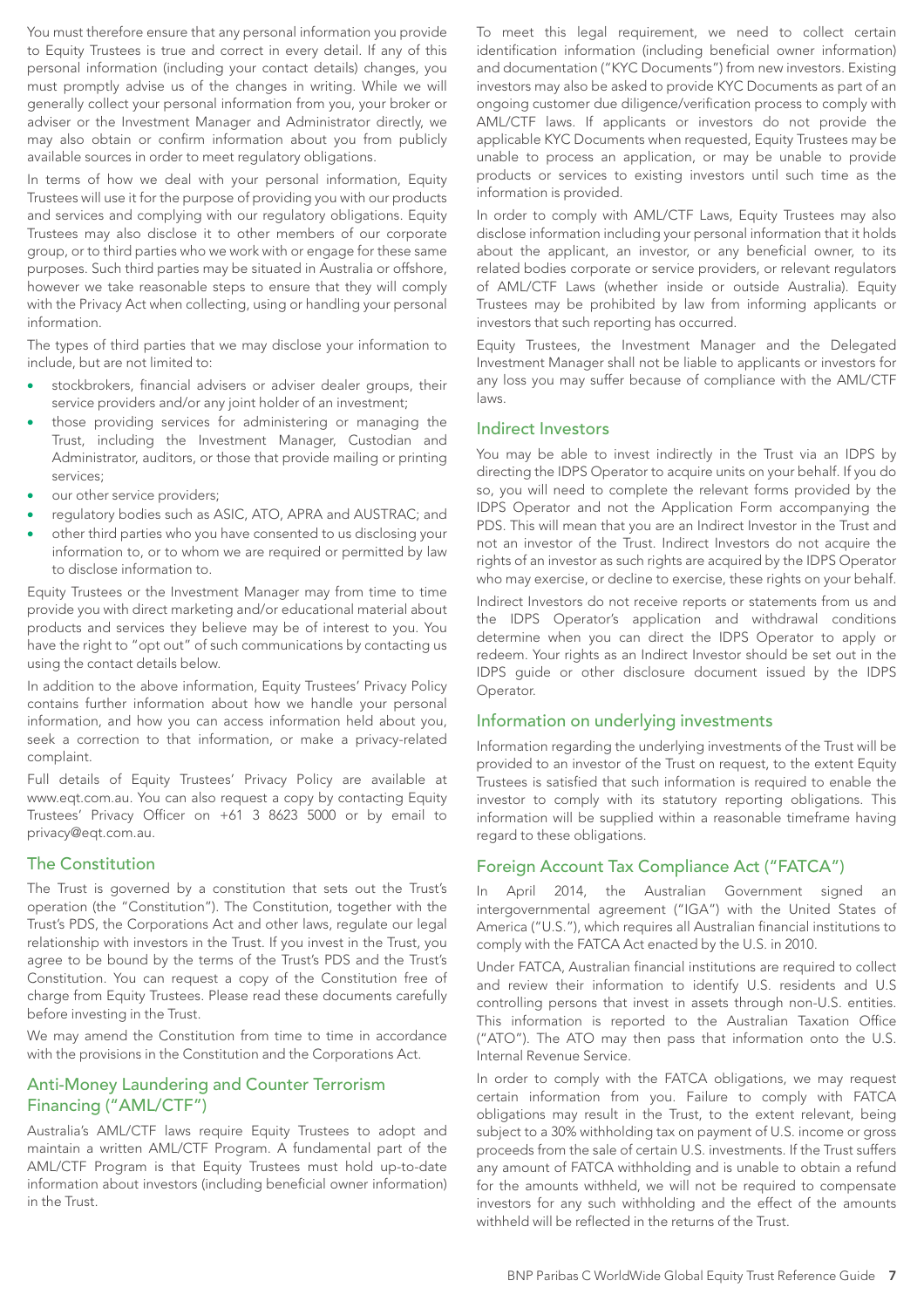You must therefore ensure that any personal information you provide to Equity Trustees is true and correct in every detail. If any of this personal information (including your contact details) changes, you must promptly advise us of the changes in writing. While we will generally collect your personal information from you, your broker or adviser or the Investment Manager and Administrator directly, we may also obtain or confirm information about you from publicly available sources in order to meet regulatory obligations.

In terms of how we deal with your personal information, Equity Trustees will use it for the purpose of providing you with our products and services and complying with our regulatory obligations. Equity Trustees may also disclose it to other members of our corporate group, or to third parties who we work with or engage for these same purposes. Such third parties may be situated in Australia or offshore, however we take reasonable steps to ensure that they will comply with the Privacy Act when collecting, using or handling your personal information.

The types of third parties that we may disclose your information to include, but are not limited to:

- stockbrokers, financial advisers or adviser dealer groups, their service providers and/or any joint holder of an investment;
- those providing services for administering or managing the Trust, including the Investment Manager, Custodian and Administrator, auditors, or those that provide mailing or printing services;
- our other service providers;
- regulatory bodies such as ASIC, ATO, APRA and AUSTRAC; and
- other third parties who you have consented to us disclosing your information to, or to whom we are required or permitted by law to disclose information to.

Equity Trustees or the Investment Manager may from time to time provide you with direct marketing and/or educational material about products and services they believe may be of interest to you. You have the right to "opt out" of such communications by contacting us using the contact details below.

In addition to the above information, Equity Trustees' Privacy Policy contains further information about how we handle your personal information, and how you can access information held about you, seek a correction to that information, or make a privacy-related complaint.

Full details of Equity Trustees' Privacy Policy are available at www.eqt.com.au. You can also request a copy by contacting Equity Trustees' Privacy Officer on +61 3 8623 5000 or by email to privacy@eqt.com.au.

## The Constitution

The Trust is governed by a constitution that sets out the Trust's operation (the "Constitution"). The Constitution, together with the Trust's PDS, the Corporations Act and other laws, regulate our legal relationship with investors in the Trust. If you invest in the Trust, you agree to be bound by the terms of the Trust's PDS and the Trust's Constitution. You can request a copy of the Constitution free of charge from Equity Trustees. Please read these documents carefully before investing in the Trust.

We may amend the Constitution from time to time in accordance with the provisions in the Constitution and the Corporations Act.

## Anti-Money Laundering and Counter Terrorism Financing ("AML/CTF")

Australia's AML/CTF laws require Equity Trustees to adopt and maintain a written AML/CTF Program. A fundamental part of the AML/CTF Program is that Equity Trustees must hold up-to-date information about investors (including beneficial owner information) in the Trust.

To meet this legal requirement, we need to collect certain identification information (including beneficial owner information) and documentation ("KYC Documents") from new investors. Existing investors may also be asked to provide KYC Documents as part of an ongoing customer due diligence/verification process to comply with AML/CTF laws. If applicants or investors do not provide the applicable KYC Documents when requested, Equity Trustees may be unable to process an application, or may be unable to provide products or services to existing investors until such time as the information is provided.

In order to comply with AML/CTF Laws, Equity Trustees may also disclose information including your personal information that it holds about the applicant, an investor, or any beneficial owner, to its related bodies corporate or service providers, or relevant regulators of AML/CTF Laws (whether inside or outside Australia). Equity Trustees may be prohibited by law from informing applicants or investors that such reporting has occurred.

Equity Trustees, the Investment Manager and the Delegated Investment Manager shall not be liable to applicants or investors for any loss you may suffer because of compliance with the AML/CTF laws.

## Indirect Investors

You may be able to invest indirectly in the Trust via an IDPS by directing the IDPS Operator to acquire units on your behalf. If you do so, you will need to complete the relevant forms provided by the IDPS Operator and not the Application Form accompanying the PDS. This will mean that you are an Indirect Investor in the Trust and not an investor of the Trust. Indirect Investors do not acquire the rights of an investor as such rights are acquired by the IDPS Operator who may exercise, or decline to exercise, these rights on your behalf.

Indirect Investors do not receive reports or statements from us and the IDPS Operator's application and withdrawal conditions determine when you can direct the IDPS Operator to apply or redeem. Your rights as an Indirect Investor should be set out in the IDPS guide or other disclosure document issued by the IDPS Operator.

## Information on underlying investments

Information regarding the underlying investments of the Trust will be provided to an investor of the Trust on request, to the extent Equity Trustees is satisfied that such information is required to enable the investor to comply with its statutory reporting obligations. This information will be supplied within a reasonable timeframe having regard to these obligations.

## Foreign Account Tax Compliance Act ("FATCA")

In April 2014, the Australian Government signed an intergovernmental agreement ("IGA") with the United States of America ("U.S."), which requires all Australian financial institutions to comply with the FATCA Act enacted by the U.S. in 2010.

Under FATCA, Australian financial institutions are required to collect and review their information to identify U.S. residents and U.S controlling persons that invest in assets through non-U.S. entities. This information is reported to the Australian Taxation Office ("ATO"). The ATO may then pass that information onto the U.S. Internal Revenue Service.

In order to comply with the FATCA obligations, we may request certain information from you. Failure to comply with FATCA obligations may result in the Trust, to the extent relevant, being subject to a 30% withholding tax on payment of U.S. income or gross proceeds from the sale of certain U.S. investments. If the Trust suffers any amount of FATCA withholding and is unable to obtain a refund for the amounts withheld, we will not be required to compensate investors for any such withholding and the effect of the amounts withheld will be reflected in the returns of the Trust.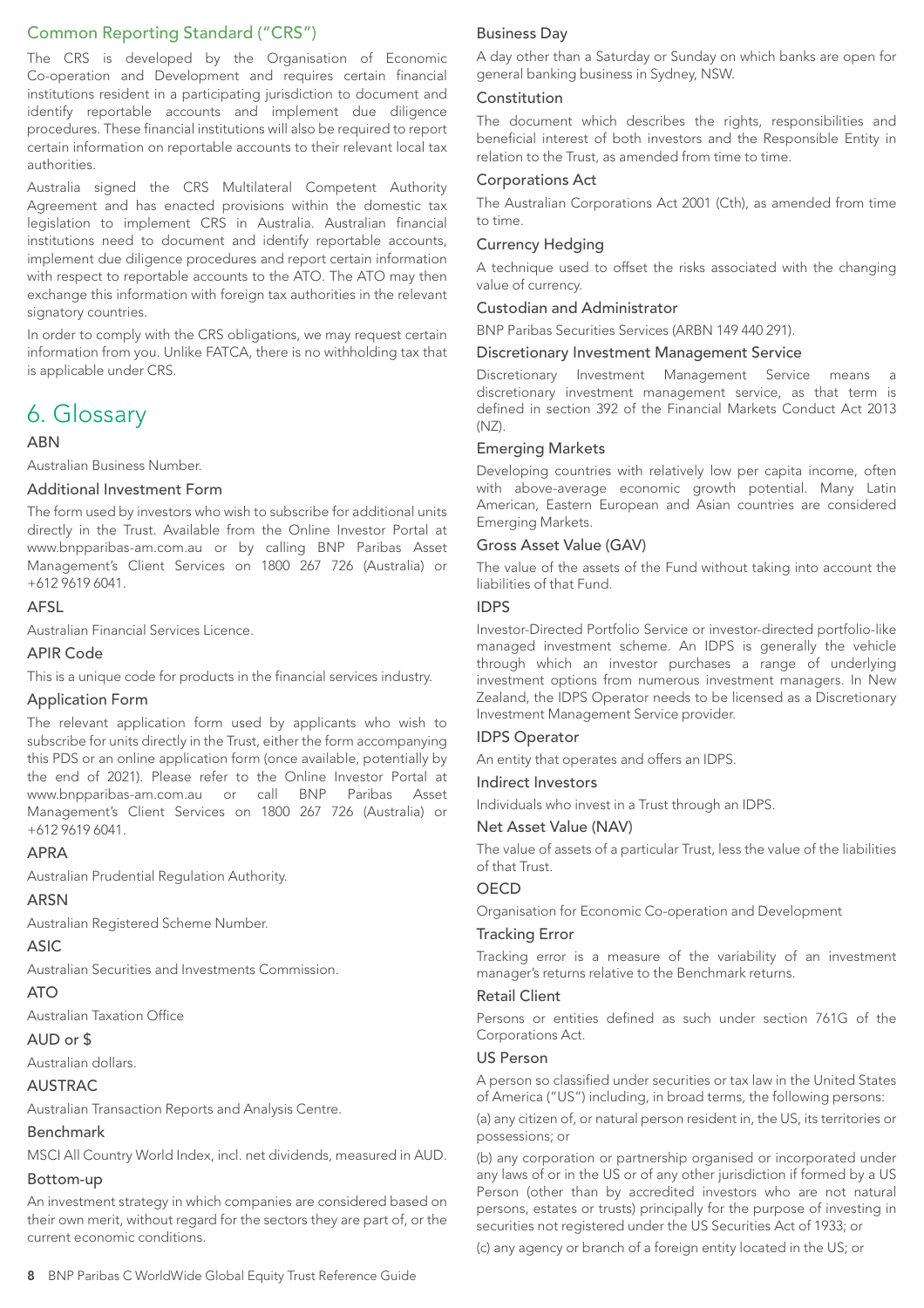## Common Reporting Standard ("CRS")

The CRS is developed by the Organisation of Economic Co-operation and Development and requires certain financial institutions resident in a participating jurisdiction to document and identify reportable accounts and implement due diligence procedures. These financial institutions will also be required to report certain information on reportable accounts to their relevant local tax authorities.

Australia signed the CRS Multilateral Competent Authority Agreement and has enacted provisions within the domestic tax legislation to implement CRS in Australia. Australian financial institutions need to document and identify reportable accounts, implement due diligence procedures and report certain information with respect to reportable accounts to the ATO. The ATO may then exchange this information with foreign tax authorities in the relevant signatory countries.

In order to comply with the CRS obligations, we may request certain information from you. Unlike FATCA, there is no withholding tax that is applicable under CRS.

# 6. Glossary

### ABN

Australian Business Number.

### Additional Investment Form

The form used by investors who wish to subscribe for additional units directly in the Trust. Available from the Online Investor Portal at www.bnpparibas-am.com.au or by calling BNP Paribas Asset Management's Client Services on 1800 267 726 (Australia) or +612 9619 6041.

### AFSL

Australian Financial Services Licence.

### APIR Code

This is a unique code for products in the financial services industry.

### Application Form

The relevant application form used by applicants who wish to subscribe for units directly in the Trust, either the form accompanying this PDS or an online application form (once available, potentially by the end of 2021). Please refer to the Online Investor Portal at www.bnpparibas-am.com.au or call BNP Paribas Asset Management's Client Services on 1800 267 726 (Australia) or +612 9619 6041.

### APRA

Australian Prudential Regulation Authority.

### ARSN

Australian Registered Scheme Number.

### ASIC

Australian Securities and Investments Commission.

### ATO

Australian Taxation Office

### AUD or $

Australian dollars.

### AUSTRAC

Australian Transaction Reports and Analysis Centre.

### Benchmark

MSCI All Country World Index, incl. net dividends, measured in AUD.

### Bottom-up

An investment strategy in which companies are considered based on their own merit, without regard for the sectors they are part of, or the current economic conditions.

### Business Day

A day other than a Saturday or Sunday on which banks are open for general banking business in Sydney, NSW.

### Constitution

The document which describes the rights, responsibilities and beneficial interest of both investors and the Responsible Entity in relation to the Trust, as amended from time to time.

### Corporations Act

The Australian Corporations Act 2001 (Cth), as amended from time to time.

### Currency Hedging

A technique used to offset the risks associated with the changing value of currency.

### Custodian and Administrator

BNP Paribas Securities Services (ARBN 149 440 291).

### Discretionary Investment Management Service

Discretionary Investment Management Service means a discretionary investment management service, as that term is defined in section 392 of the Financial Markets Conduct Act 2013 (NZ).

### Emerging Markets

Developing countries with relatively low per capita income, often with above-average economic growth potential. Many Latin American, Eastern European and Asian countries are considered Emerging Markets.

### Gross Asset Value (GAV)

The value of the assets of the Fund without taking into account the liabilities of that Fund.

### IDPS

Investor-Directed Portfolio Service or investor-directed portfolio-like managed investment scheme. An IDPS is generally the vehicle through which an investor purchases a range of underlying investment options from numerous investment managers. In New Zealand, the IDPS Operator needs to be licensed as a Discretionary Investment Management Service provider.

### IDPS Operator

An entity that operates and offers an IDPS.

### Indirect Investors

Individuals who invest in a Trust through an IDPS.

### Net Asset Value (NAV)

The value of assets of a particular Trust, less the value of the liabilities of that Trust.

### OECD

Organisation for Economic Co-operation and Development

### Tracking Error

Tracking error is a measure of the variability of an investment manager's returns relative to the Benchmark returns.

### Retail Client

Persons or entities defined as such under section 761G of the Corporations Act.

### US Person

A person so classified under securities or tax law in the United States of America ("US") including, in broad terms, the following persons:

(a) any citizen of, or natural person resident in, the US, its territories or possessions; or

(b) any corporation or partnership organised or incorporated under any laws of or in the US or of any other jurisdiction if formed by a US Person (other than by accredited investors who are not natural persons, estates or trusts) principally for the purpose of investing in securities not registered under the US Securities Act of 1933; or

(c) any agency or branch of a foreign entity located in the US; or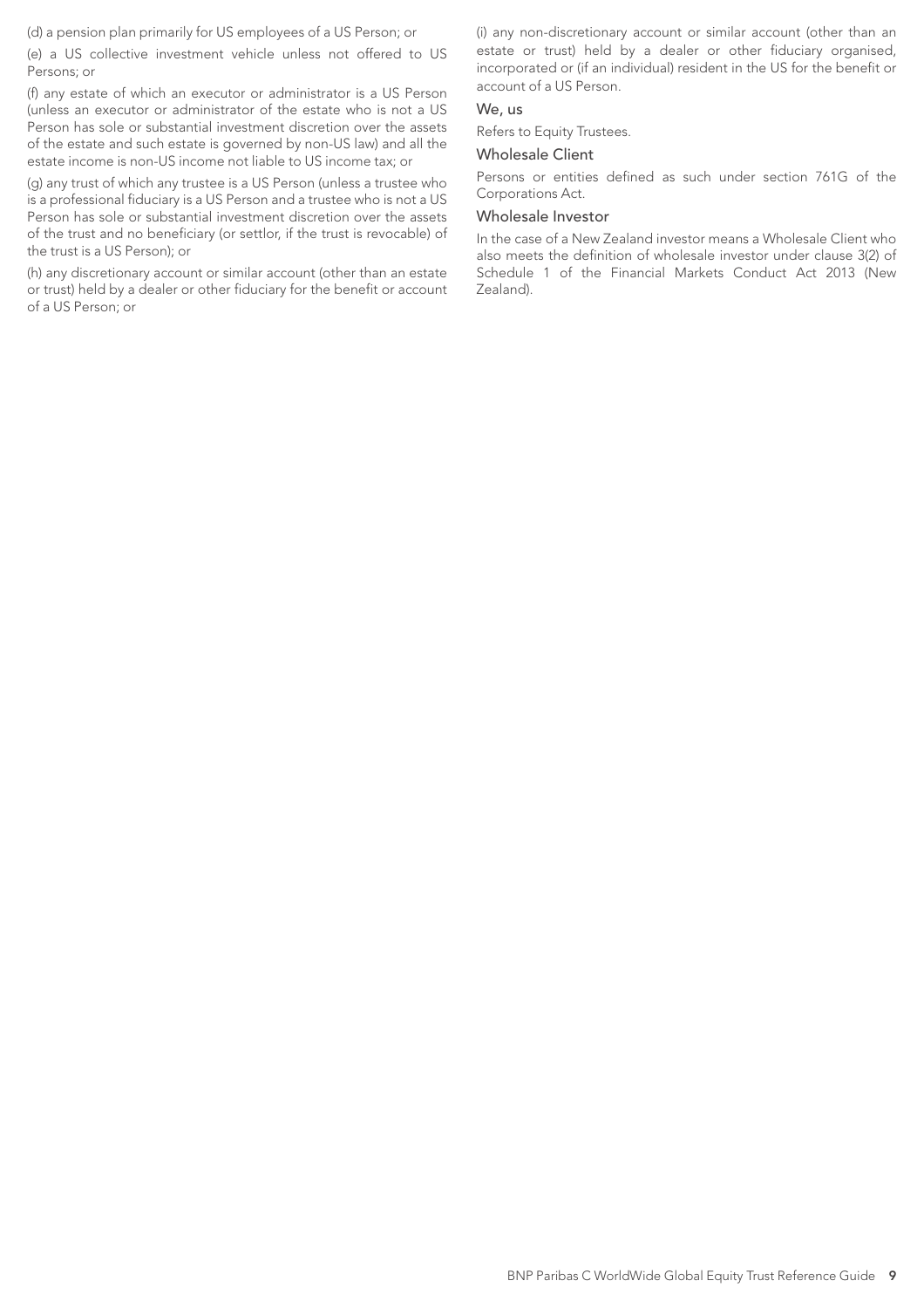(d) a pension plan primarily for US employees of a US Person; or

(e) a US collective investment vehicle unless not offered to US Persons; or

(f) any estate of which an executor or administrator is a US Person (unless an executor or administrator of the estate who is not a US Person has sole or substantial investment discretion over the assets of the estate and such estate is governed by non-US law) and all the estate income is non-US income not liable to US income tax; or

(g) any trust of which any trustee is a US Person (unless a trustee who is a professional fiduciary is a US Person and a trustee who is not a US Person has sole or substantial investment discretion over the assets of the trust and no beneficiary (or settlor, if the trust is revocable) of the trust is a US Person); or

(h) any discretionary account or similar account (other than an estate or trust) held by a dealer or other fiduciary for the benefit or account of a US Person; or

(i) any non-discretionary account or similar account (other than an estate or trust) held by a dealer or other fiduciary organised, incorporated or (if an individual) resident in the US for the benefit or account of a US Person.

### We, us

Refers to Equity Trustees.

### Wholesale Client

Persons or entities defined as such under section 761G of the Corporations Act.

### Wholesale Investor

In the case of a New Zealand investor means a Wholesale Client who also meets the definition of wholesale investor under clause 3(2) of Schedule 1 of the Financial Markets Conduct Act 2013 (New Zealand).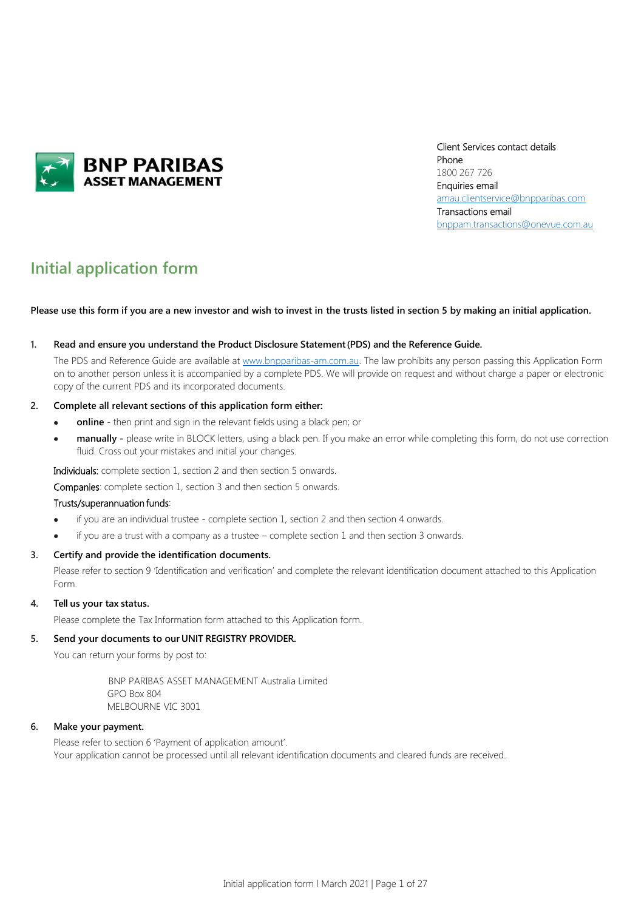**BNP PARIBAS ASSET MANAGEMENT**

Client Services contact details
Phone
1800 267 726
Enquiries email
amau.clientservice@bnpparibas.com
Transactions email
bnppam.transactions@onevue.com.au

# Initial application form

**Please use this form if you are a new investor and wish to invest in the trusts listed in section 5 by making an initial application.**

1. **Read and ensure you understand the Product Disclosure Statement (PDS) and the Reference Guide.**

   The PDS and Reference Guide are available at www.bnpparibas-am.com.au. The law prohibits any person passing this Application Form on to another person unless it is accompanied by a complete PDS. We will provide on request and without charge a paper or electronic copy of the current PDS and its incorporated documents.

2. **Complete all relevant sections of this application form either:**

   - **online** - then print and sign in the relevant fields using a black pen; or
   - **manually -** please write in BLOCK letters, using a black pen. If you make an error while completing this form, do not use correction fluid. Cross out your mistakes and initial your changes.

   Individuals: complete section 1, section 2 and then section 5 onwards.

   Companies: complete section 1, section 3 and then section 5 onwards.

   Trusts/superannuation funds:

   - if you are an individual trustee - complete section 1, section 2 and then section 4 onwards.
   - if you are a trust with a company as a trustee – complete section 1 and then section 3 onwards.

3. **Certify and provide the identification documents.**

   Please refer to section 9 'Identification and verification' and complete the relevant identification document attached to this Application Form.

4. **Tell us your tax status.**

   Please complete the Tax Information form attached to this Application form.

5. **Send your documents to our UNIT REGISTRY PROVIDER.**

   You can return your forms by post to:

   BNP PARIBAS ASSET MANAGEMENT Australia Limited
   GPO Box 804
   MELBOURNE VIC 3001

6. **Make your payment.**

   Please refer to section 6 'Payment of application amount'.
   Your application cannot be processed until all relevant identification documents and cleared funds are received.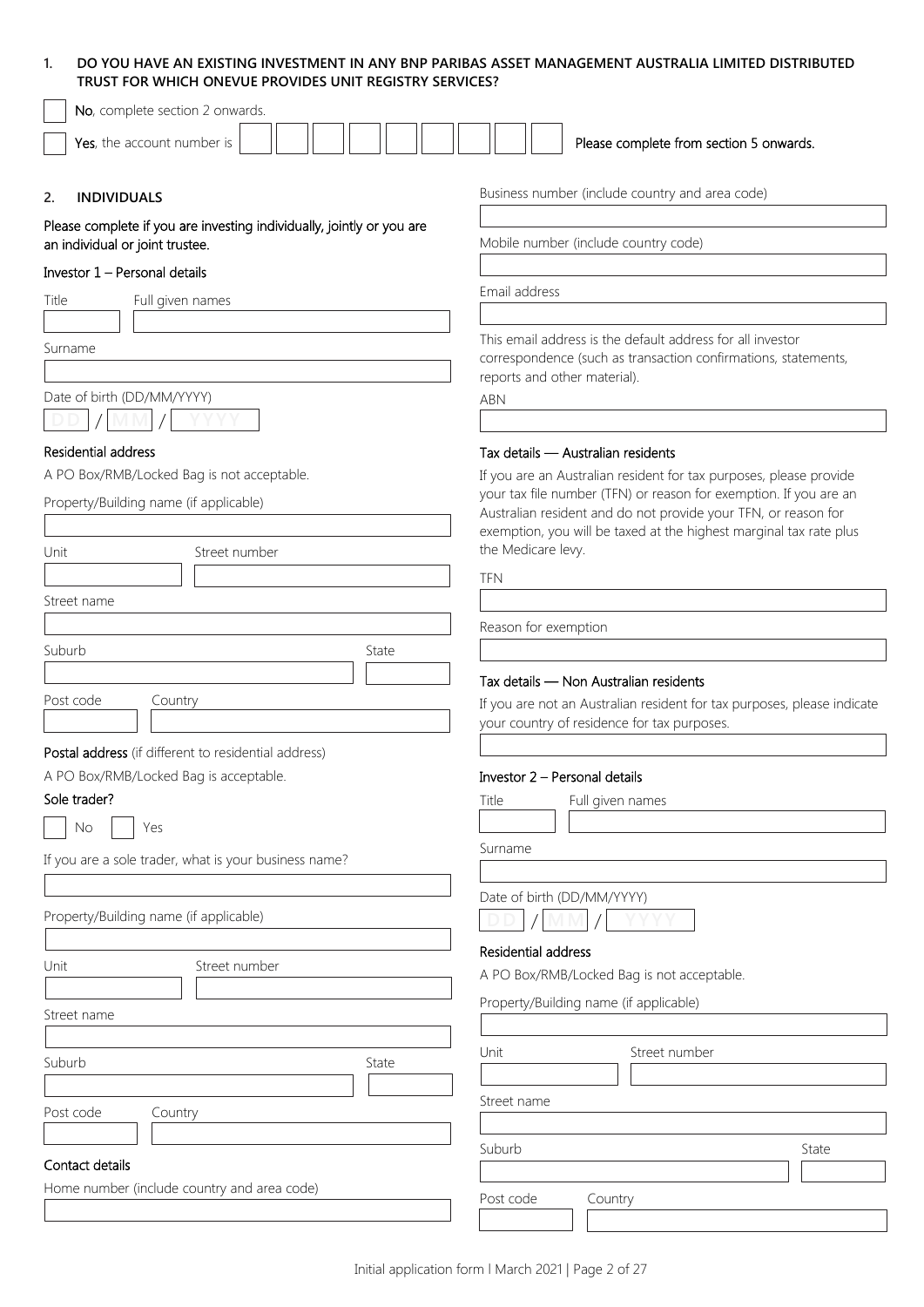## 1. DO YOU HAVE AN EXISTING INVESTMENT IN ANY BNP PARIBAS ASSET MANAGEMENT AUSTRALIA LIMITED DISTRIBUTED TRUST FOR WHICH ONEVUE PROVIDES UNIT REGISTRY SERVICES?

☐ **No**, complete section 2 onwards.

☐ **Yes**, the account number is ☐☐☐☐☐☐☐☐☐ Please complete from section 5 onwards.

## 2. INDIVIDUALS

Please complete if you are investing individually, jointly or you are an individual or joint trustee.

### Investor 1 – Personal details

Title ________ Full given names ________

Surname ________

Date of birth (DD/MM/YYYY) DD / MM / YYYY

**Residential address**

A PO Box/RMB/Locked Bag is not acceptable.

Property/Building name (if applicable) ________

Unit ________ Street number ________

Street name ________

Suburb ________ State ________

Post code ________ Country ________

**Postal address** (if different to residential address)

A PO Box/RMB/Locked Bag is acceptable.

**Sole trader?**

☐ No ☐ Yes

If you are a sole trader, what is your business name? ________

Property/Building name (if applicable) ________

Unit ________ Street number ________

Street name ________

Suburb ________ State ________

Post code ________ Country ________

**Contact details**

Home number (include country and area code) ________

Business number (include country and area code) ________

Mobile number (include country code) ________

Email address ________

This email address is the default address for all investor correspondence (such as transaction confirmations, statements, reports and other material).

ABN ________

**Tax details — Australian residents**

If you are an Australian resident for tax purposes, please provide your tax file number (TFN) or reason for exemption. If you are an Australian resident and do not provide your TFN, or reason for exemption, you will be taxed at the highest marginal tax rate plus the Medicare levy.

TFN ________

Reason for exemption ________

**Tax details — Non Australian residents**

If you are not an Australian resident for tax purposes, please indicate your country of residence for tax purposes.

________

### Investor 2 – Personal details

Title ________ Full given names ________

Surname ________

Date of birth (DD/MM/YYYY) DD / MM / YYYY

**Residential address**

A PO Box/RMB/Locked Bag is not acceptable.

Property/Building name (if applicable) ________

Unit ________ Street number ________

Street name ________

Suburb ________ State ________

Post code ________ Country ________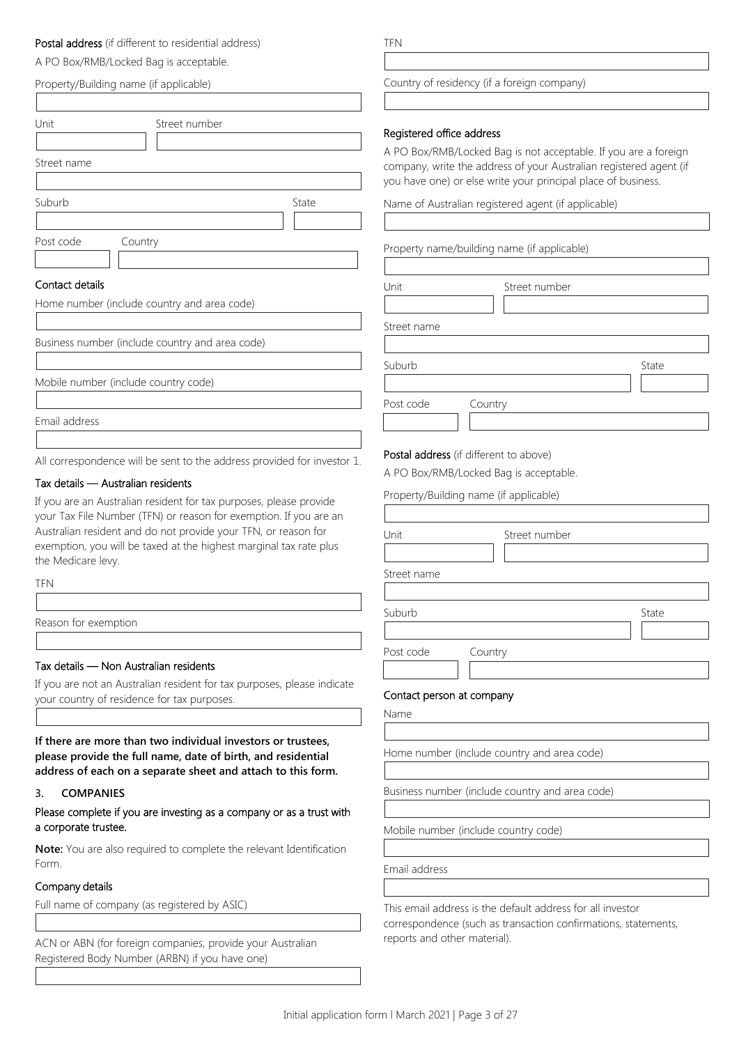**Postal address** (if different to residential address)

A PO Box/RMB/Locked Bag is acceptable.

Property/Building name (if applicable)

Unit

Street number

Street name

Suburb

State

Post code

Country

### Contact details

Home number (include country and area code)

Business number (include country and area code)

Mobile number (include country code)

Email address

All correspondence will be sent to the address provided for investor 1.

### Tax details — Australian residents

If you are an Australian resident for tax purposes, please provide your Tax File Number (TFN) or reason for exemption. If you are an Australian resident and do not provide your TFN, or reason for exemption, you will be taxed at the highest marginal tax rate plus the Medicare levy.

TFN

Reason for exemption

### Tax details — Non Australian residents

If you are not an Australian resident for tax purposes, please indicate your country of residence for tax purposes.

**If there are more than two individual investors or trustees, please provide the full name, date of birth, and residential address of each on a separate sheet and attach to this form.**

## 3. COMPANIES

### Please complete if you are investing as a company or as a trust with a corporate trustee.

**Note:** You are also required to complete the relevant Identification Form.

### Company details

Full name of company (as registered by ASIC)

ACN or ABN (for foreign companies, provide your Australian Registered Body Number (ARBN) if you have one)

TFN

Country of residency (if a foreign company)

### Registered office address

A PO Box/RMB/Locked Bag is not acceptable. If you are a foreign company, write the address of your Australian registered agent (if you have one) or else write your principal place of business.

Name of Australian registered agent (if applicable)

Property name/building name (if applicable)

Unit

Street number

Street name

Suburb

State

Post code

Country

**Postal address** (if different to above)

A PO Box/RMB/Locked Bag is acceptable.

Property/Building name (if applicable)

Unit

Street number

Street name

Suburb

State

Post code

Country

### Contact person at company

Name

Home number (include country and area code)

Business number (include country and area code)

Mobile number (include country code)

Email address

This email address is the default address for all investor correspondence (such as transaction confirmations, statements, reports and other material).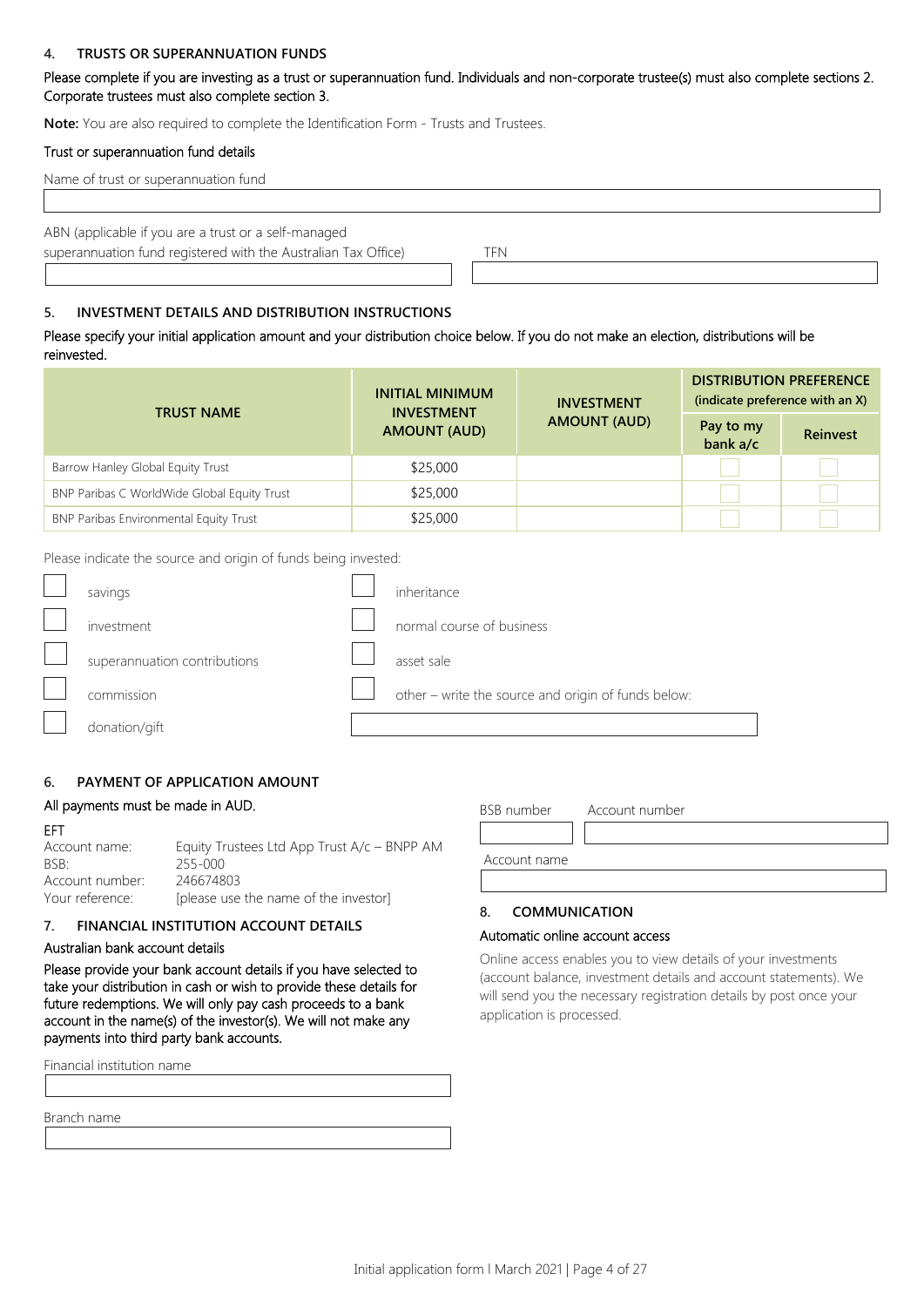## 4. TRUSTS OR SUPERANNUATION FUNDS

Please complete if you are investing as a trust or superannuation fund. Individuals and non-corporate trustee(s) must also complete sections 2. Corporate trustees must also complete section 3.

**Note:** You are also required to complete the Identification Form - Trusts and Trustees.

### Trust or superannuation fund details

Name of trust or superannuation fund

ABN (applicable if you are a trust or a self-managed superannuation fund registered with the Australian Tax Office)

TFN

## 5. INVESTMENT DETAILS AND DISTRIBUTION INSTRUCTIONS

Please specify your initial application amount and your distribution choice below. If you do not make an election, distributions will be reinvested.

| TRUST NAME | INITIAL MINIMUM INVESTMENT AMOUNT (AUD) | INVESTMENT AMOUNT (AUD) | DISTRIBUTION PREFERENCE (indicate preference with an X) | |
|---|---|---|---|---|
| | | | Pay to my bank a/c | Reinvest |
| Barrow Hanley Global Equity Trust | $25,000 | | ☐ | ☐ |
| BNP Paribas C WorldWide Global Equity Trust | $25,000 | | ☐ | ☐ |
| BNP Paribas Environmental Equity Trust | $25,000 | | ☐ | ☐ |

Please indicate the source and origin of funds being invested:

- ☐ savings
- ☐ investment
- ☐ superannuation contributions
- ☐ commission
- ☐ donation/gift
- ☐ inheritance
- ☐ normal course of business
- ☐ asset sale
- ☐ other – write the source and origin of funds below:

## 6. PAYMENT OF APPLICATION AMOUNT

All payments must be made in AUD.

EFT

| | |
|---|---|
| Account name: | Equity Trustees Ltd App Trust A/c – BNPP AM |
| BSB: | 255-000 |
| Account number: | 246674803 |
| Your reference: | [please use the name of the investor] |

## 7. FINANCIAL INSTITUTION ACCOUNT DETAILS

### Australian bank account details

Please provide your bank account details if you have selected to take your distribution in cash or wish to provide these details for future redemptions. We will only pay cash proceeds to a bank account in the name(s) of the investor(s). We will not make any payments into third party bank accounts.

Financial institution name

Branch name

BSB number

Account number

Account name

## 8. COMMUNICATION

### Automatic online account access

Online access enables you to view details of your investments (account balance, investment details and account statements). We will send you the necessary registration details by post once your application is processed.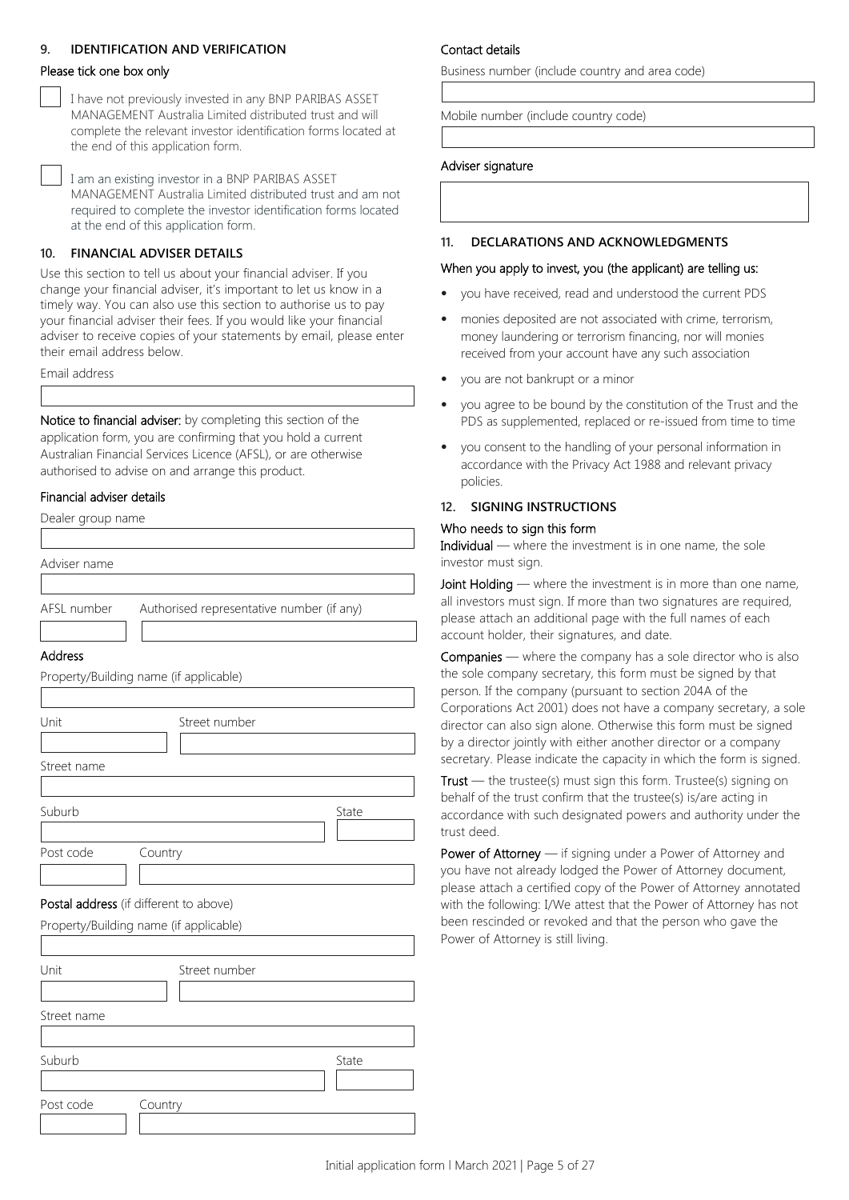## 9. IDENTIFICATION AND VERIFICATION

**Please tick one box only**

☐ I have not previously invested in any BNP PARIBAS ASSET MANAGEMENT Australia Limited distributed trust and will complete the relevant investor identification forms located at the end of this application form.

☐ I am an existing investor in a BNP PARIBAS ASSET MANAGEMENT Australia Limited distributed trust and am not required to complete the investor identification forms located at the end of this application form.

## 10. FINANCIAL ADVISER DETAILS

Use this section to tell us about your financial adviser. If you change your financial adviser, it's important to let us know in a timely way. You can also use this section to authorise us to pay your financial adviser their fees. If you would like your financial adviser to receive copies of your statements by email, please enter their email address below.

Email address

**Notice to financial adviser:** by completing this section of the application form, you are confirming that you hold a current Australian Financial Services Licence (AFSL), or are otherwise authorised to advise on and arrange this product.

**Financial adviser details**

Dealer group name

Adviser name

AFSL number

Authorised representative number (if any)

**Address**

Property/Building name (if applicable)

Unit

Street number

Street name

Suburb

State

Post code

Country

**Postal address** (if different to above)

Property/Building name (if applicable)

Unit

Street number

Street name

Suburb

State

Post code

Country

**Contact details**

Business number (include country and area code)

Mobile number (include country code)

**Adviser signature**

## 11. DECLARATIONS AND ACKNOWLEDGMENTS

**When you apply to invest, you (the applicant) are telling us:**

- you have received, read and understood the current PDS
- monies deposited are not associated with crime, terrorism, money laundering or terrorism financing, nor will monies received from your account have any such association
- you are not bankrupt or a minor
- you agree to be bound by the constitution of the Trust and the PDS as supplemented, replaced or re-issued from time to time
- you consent to the handling of your personal information in accordance with the Privacy Act 1988 and relevant privacy policies.

## 12. SIGNING INSTRUCTIONS

**Who needs to sign this form**

**Individual** — where the investment is in one name, the sole investor must sign.

**Joint Holding** — where the investment is in more than one name, all investors must sign. If more than two signatures are required, please attach an additional page with the full names of each account holder, their signatures, and date.

**Companies** — where the company has a sole director who is also the sole company secretary, this form must be signed by that person. If the company (pursuant to section 204A of the Corporations Act 2001) does not have a company secretary, a sole director can also sign alone. Otherwise this form must be signed by a director jointly with either another director or a company secretary. Please indicate the capacity in which the form is signed.

**Trust** — the trustee(s) must sign this form. Trustee(s) signing on behalf of the trust confirm that the trustee(s) is/are acting in accordance with such designated powers and authority under the trust deed.

**Power of Attorney** — if signing under a Power of Attorney and you have not already lodged the Power of Attorney document, please attach a certified copy of the Power of Attorney annotated with the following: I/We attest that the Power of Attorney has not been rescinded or revoked and that the person who gave the Power of Attorney is still living.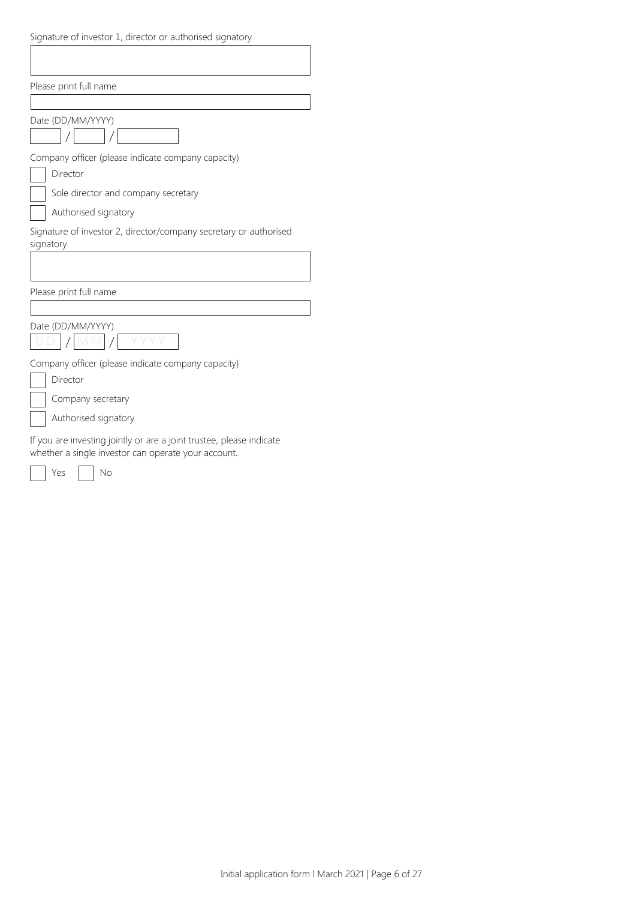Signature of investor 1, director or authorised signatory

Please print full name

Date (DD/MM/YYYY)

/ /

Company officer (please indicate company capacity)

- [ ] Director
- [ ] Sole director and company secretary
- [ ] Authorised signatory

Signature of investor 2, director/company secretary or authorised signatory

Please print full name

Date (DD/MM/YYYY)

DD / MM / YYYY

Company officer (please indicate company capacity)

- [ ] Director
- [ ] Company secretary
- [ ] Authorised signatory

If you are investing jointly or are a joint trustee, please indicate whether a single investor can operate your account.

- [ ] Yes
- [ ] No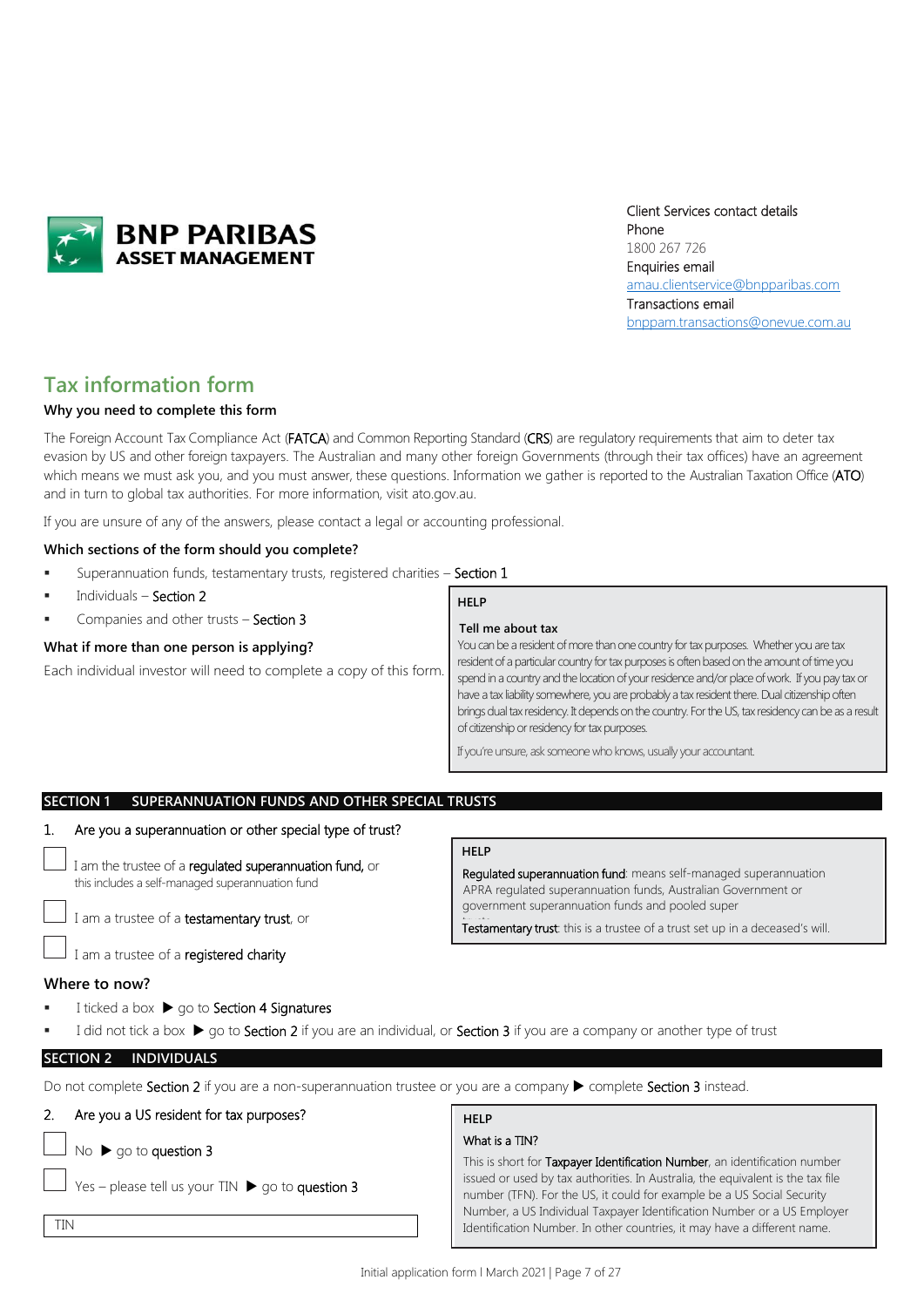BNP PARIBAS ASSET MANAGEMENT

Client Services contact details
Phone
1800 267 726
Enquiries email
amau.clientservice@bnpparibas.com
Transactions email
bnppam.transactions@onevue.com.au

# Tax information form

### Why you need to complete this form

The Foreign Account Tax Compliance Act (**FATCA**) and Common Reporting Standard (**CRS**) are regulatory requirements that aim to deter tax evasion by US and other foreign taxpayers. The Australian and many other foreign Governments (through their tax offices) have an agreement which means we must ask you, and you must answer, these questions. Information we gather is reported to the Australian Taxation Office (**ATO**) and in turn to global tax authorities. For more information, visit ato.gov.au.

If you are unsure of any of the answers, please contact a legal or accounting professional.

### Which sections of the form should you complete?

- Superannuation funds, testamentary trusts, registered charities – Section 1
- Individuals – Section 2
- Companies and other trusts – Section 3

### What if more than one person is applying?

Each individual investor will need to complete a copy of this form.

> **HELP**
>
> **Tell me about tax**
>
> You can be a resident of more than one country for tax purposes. Whether you are tax resident of a particular country for tax purposes is often based on the amount of time you spend in a country and the location of your residence and/or place of work. If you pay tax or have a tax liability somewhere, you are probably a tax resident there. Dual citizenship often brings dual tax residency. It depends on the country. For the US, tax residency can be as a result of citizenship or residency for tax purposes.
>
> If you're unsure, ask someone who knows, usually your accountant.

## SECTION 1 SUPERANNUATION FUNDS AND OTHER SPECIAL TRUSTS

1. Are you a superannuation or other special type of trust?

☐ I am the trustee of a **regulated superannuation fund**, or
this includes a self-managed superannuation fund

☐ I am a trustee of a **testamentary trust**, or

☐ I am a trustee of a **registered charity**

> **HELP**
>
> **Regulated superannuation fund**: means self-managed superannuation APRA regulated superannuation funds, Australian Government or government superannuation funds and pooled super
>
> **Testamentary trust**: this is a trustee of a trust set up in a deceased's will.

### Where to now?

- I ticked a box ▶ go to Section 4 Signatures
- I did not tick a box ▶ go to Section 2 if you are an individual, or Section 3 if you are a company or another type of trust

## SECTION 2 INDIVIDUALS

Do not complete Section 2 if you are a non-superannuation trustee or you are a company ▶ complete Section 3 instead.

2. Are you a US resident for tax purposes?

☐ No ▶ go to question 3

☐ Yes – please tell us your TIN ▶ go to question 3

TIN

> **HELP**
>
> **What is a TIN?**
>
> This is short for **Taxpayer Identification Number**, an identification number issued or used by tax authorities. In Australia, the equivalent is the tax file number (TFN). For the US, it could for example be a US Social Security Number, a US Individual Taxpayer Identification Number or a US Employer Identification Number. In other countries, it may have a different name.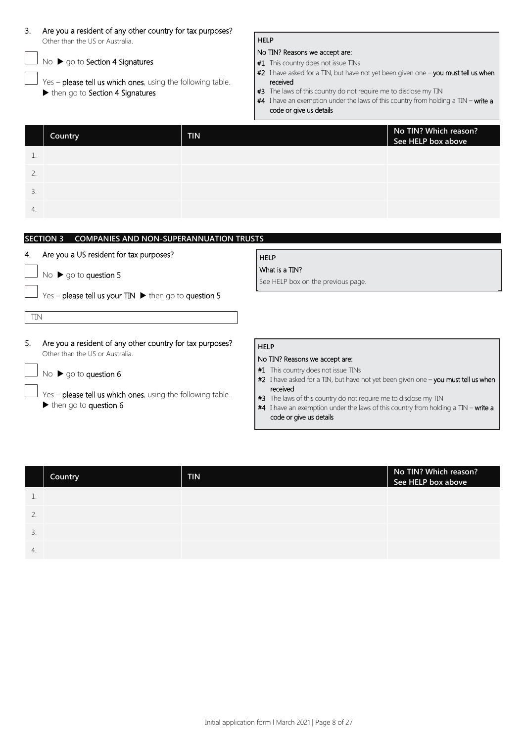3. **Are you a resident of any other country for tax purposes?**
Other than the US or Australia.

☐ No ▶ go to **Section 4 Signatures**

☐ Yes – **please tell us which ones**, using the following table.
▶ then go to **Section 4 Signatures**

**HELP**

**No TIN? Reasons we accept are:**

**#1** This country does not issue TINs
**#2** I have asked for a TIN, but have not yet been given one – **you must tell us when received**
**#3** The laws of this country do not require me to disclose my TIN
**#4** I have an exemption under the laws of this country from holding a TIN – **write a code or give us details**

| | Country | TIN | No TIN? Which reason? See HELP box above |
|---|---|---|---|
| 1. | | | |
| 2. | | | |
| 3. | | | |
| 4. | | | |

## SECTION 3 COMPANIES AND NON-SUPERANNUATION TRUSTS

4. **Are you a US resident for tax purposes?**

☐ No ▶ go to **question 5**

☐ Yes – **please tell us your TIN** ▶ then go to **question 5**

**HELP**

**What is a TIN?**
See HELP box on the previous page.

TIN

5. **Are you a resident of any other country for tax purposes?**
Other than the US or Australia.

☐ No ▶ go to **question 6**

☐ Yes – **please tell us which ones**, using the following table.
▶ then go to **question 6**

**HELP**

**No TIN? Reasons we accept are:**

**#1** This country does not issue TINs
**#2** I have asked for a TIN, but have not yet been given one – **you must tell us when received**
**#3** The laws of this country do not require me to disclose my TIN
**#4** I have an exemption under the laws of this country from holding a TIN – **write a code or give us details**

| | Country | TIN | No TIN? Which reason? See HELP box above |
|---|---|---|---|
| 1. | | | |
| 2. | | | |
| 3. | | | |
| 4. | | | |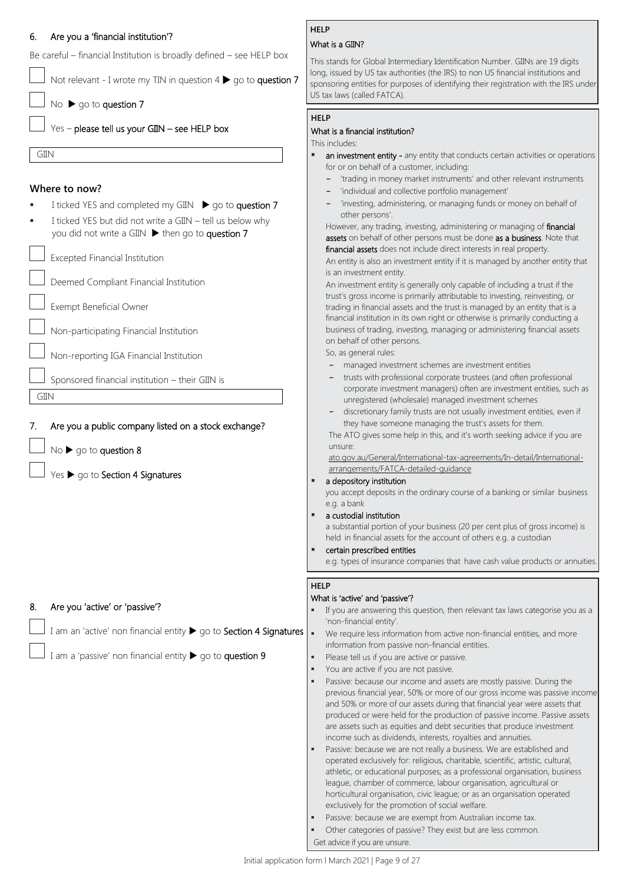## 6. Are you a 'financial institution'?

Be careful – financial Institution is broadly defined – see HELP box

☐ Not relevant - I wrote my TIN in question 4 ▶ go to **question 7**

☐ No ▶ go to **question 7**

☐ Yes – **please tell us your GIIN – see HELP box**

| GIIN |
|---|

### Where to now?

- I ticked YES and completed my GIIN ▶ go to **question 7**
- I ticked YES but did not write a GIIN – tell us below why you did not write a GIIN ▶ then go to **question 7**

☐ Excepted Financial Institution

☐ Deemed Compliant Financial Institution

☐ Exempt Beneficial Owner

☐ Non-participating Financial Institution

☐ Non-reporting IGA Financial Institution

☐ Sponsored financial institution – their GIIN is

| GIIN |
|---|

**HELP**

**What is a GIIN?**

This stands for Global Intermediary Identification Number. GIINs are 19 digits long, issued by US tax authorities (the IRS) to non US financial institutions and sponsoring entities for purposes of identifying their registration with the IRS under US tax laws (called FATCA).

**HELP**

**What is a financial institution?**

This includes:

- **an investment entity -** any entity that conducts certain activities or operations for or on behalf of a customer, including:
  - 'trading in money market instruments' and other relevant instruments
  - 'individual and collective portfolio management'
  - 'investing, administering, or managing funds or money on behalf of other persons'.

  However, any trading, investing, administering or managing of **financial assets** on behalf of other persons must be done **as a business**. Note that **financial assets** does not include direct interests in real property.

  An entity is also an investment entity if it is managed by another entity that is an investment entity.

  An investment entity is generally only capable of including a trust if the trust's gross income is primarily attributable to investing, reinvesting, or trading in financial assets and the trust is managed by an entity that is a financial institution in its own right or otherwise is primarily conducting a business of trading, investing, managing or administering financial assets on behalf of other persons.

  So, as general rules:
  - managed investment schemes are investment entities
  - trusts with professional corporate trustees (and often professional corporate investment managers) often are investment entities, such as unregistered (wholesale) managed investment schemes
  - discretionary family trusts are not usually investment entities, even if they have someone managing the trust's assets for them.

  The ATO gives some help in this, and it's worth seeking advice if you are unsure:
  ato.gov.au/General/International-tax-agreements/In-detail/International-arrangements/FATCA-detailed-guidance
- **a depository institution**
  you accept deposits in the ordinary course of a banking or similar business e.g. a bank
- **a custodial institution**
  a substantial portion of your business (20 per cent plus of gross income) is held in financial assets for the account of others e.g. a custodian
- **certain prescribed entities**
  e.g. types of insurance companies that have cash value products or annuities.

## 7. Are you a public company listed on a stock exchange?

☐ No ▶ go to **question 8**

☐ Yes ▶ go to **Section 4 Signatures**

## 8. Are you 'active' or 'passive'?

☐ I am an 'active' non financial entity ▶ go to **Section 4 Signatures**

☐ I am a 'passive' non financial entity ▶ go to **question 9**

**HELP**

**What is 'active' and 'passive'?**

- If you are answering this question, then relevant tax laws categorise you as a 'non-financial entity'.
- We require less information from active non-financial entities, and more information from passive non-financial entities.
- Please tell us if you are active or passive.
- You are active if you are not passive.
- Passive: because our income and assets are mostly passive. During the previous financial year, 50% or more of our gross income was passive income and 50% or more of our assets during that financial year were assets that produced or were held for the production of passive income. Passive assets are assets such as equities and debt securities that produce investment income such as dividends, interests, royalties and annuities.
- Passive: because we are not really a business. We are established and operated exclusively for: religious, charitable, scientific, artistic, cultural, athletic, or educational purposes; as a professional organisation, business league, chamber of commerce, labour organisation, agricultural or horticultural organisation, civic league; or as an organisation operated exclusively for the promotion of social welfare.
- Passive: because we are exempt from Australian income tax.
- Other categories of passive? They exist but are less common.

Get advice if you are unsure.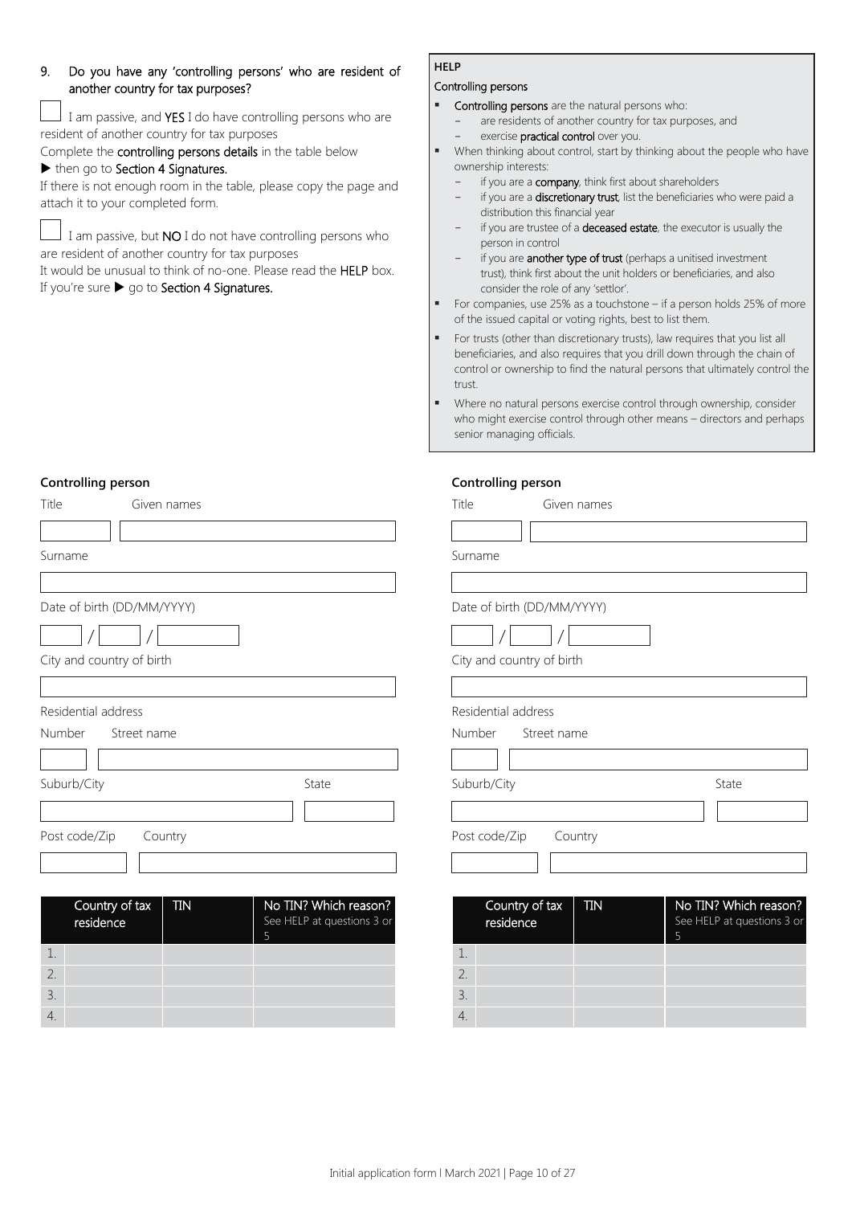### 9. Do you have any 'controlling persons' who are resident of another country for tax purposes?

☐ I am passive, and **YES** I do have controlling persons who are resident of another country for tax purposes

Complete the **controlling persons details** in the table below

▶ then go to **Section 4 Signatures.**

If there is not enough room in the table, please copy the page and attach it to your completed form.

☐ I am passive, but **NO** I do not have controlling persons who are resident of another country for tax purposes

It would be unusual to think of no-one. Please read the **HELP** box.

If you're sure ▶ go to **Section 4 Signatures.**

**HELP**

**Controlling persons**

- **Controlling persons** are the natural persons who:
  - are residents of another country for tax purposes, and
  - exercise **practical control** over you.
- When thinking about control, start by thinking about the people who have ownership interests:
  - if you are a **company**, think first about shareholders
  - if you are a **discretionary trust**, list the beneficiaries who were paid a distribution this financial year
  - if you are trustee of a **deceased estate**, the executor is usually the person in control
  - if you are **another type of trust** (perhaps a unitised investment trust), think first about the unit holders or beneficiaries, and also consider the role of any 'settlor'.
- For companies, use 25% as a touchstone – if a person holds 25% of more of the issued capital or voting rights, best to list them.
- For trusts (other than discretionary trusts), law requires that you list all beneficiaries, and also requires that you drill down through the chain of control or ownership to find the natural persons that ultimately control the trust.
- Where no natural persons exercise control through ownership, consider who might exercise control through other means – directors and perhaps senior managing officials.

**Controlling person**

Title ______ Given names ______

Surname ______

Date of birth (DD/MM/YYYY) ____ / ____ / ______

City and country of birth ______

Residential address

Number ____ Street name ______

Suburb/City ______ State ______

Post code/Zip ______ Country ______

| | Country of tax residence | TIN | No TIN? Which reason? See HELP at questions 3 or 5 |
|---|---|---|---|
| 1. | | | |
| 2. | | | |
| 3. | | | |
| 4. | | | |

**Controlling person**

Title ______ Given names ______

Surname ______

Date of birth (DD/MM/YYYY) ____ / ____ / ______

City and country of birth ______

Residential address

Number ____ Street name ______

Suburb/City ______ State ______

Post code/Zip ______ Country ______

| | Country of tax residence | TIN | No TIN? Which reason? See HELP at questions 3 or 5 |
|---|---|---|---|
| 1. | | | |
| 2. | | | |
| 3. | | | |
| 4. | | | |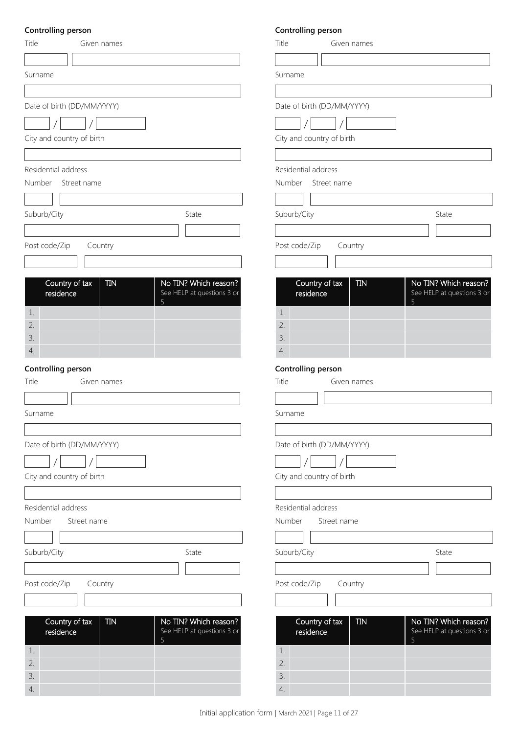**Controlling person**

Title

Given names

Surname

Date of birth (DD/MM/YYYY)

/ /

City and country of birth

Residential address

Number

Street name

Suburb/City

State

Post code/Zip

Country

| | Country of tax residence | TIN | No TIN? Which reason? See HELP at questions 3 or 5 |
|---|---|---|---|
| 1. | | | |
| 2. | | | |
| 3. | | | |
| 4. | | | |

**Controlling person**

Title

Given names

Surname

Date of birth (DD/MM/YYYY)

/ /

City and country of birth

Residential address

Number

Street name

Suburb/City

State

Post code/Zip

Country

| | Country of tax residence | TIN | No TIN? Which reason? See HELP at questions 3 or 5 |
|---|---|---|---|
| 1. | | | |
| 2. | | | |
| 3. | | | |
| 4. | | | |

**Controlling person**

Title

Given names

Surname

Date of birth (DD/MM/YYYY)

/ /

City and country of birth

Residential address

Number

Street name

Suburb/City

State

Post code/Zip

Country

| | Country of tax residence | TIN | No TIN? Which reason? See HELP at questions 3 or 5 |
|---|---|---|---|
| 1. | | | |
| 2. | | | |
| 3. | | | |
| 4. | | | |

**Controlling person**

Title

Given names

Surname

Date of birth (DD/MM/YYYY)

/ /

City and country of birth

Residential address

Number

Street name

Suburb/City

State

Post code/Zip

Country

| | Country of tax residence | TIN | No TIN? Which reason? See HELP at questions 3 or 5 |
|---|---|---|---|
| 1. | | | |
| 2. | | | |
| 3. | | | |
| 4. | | | |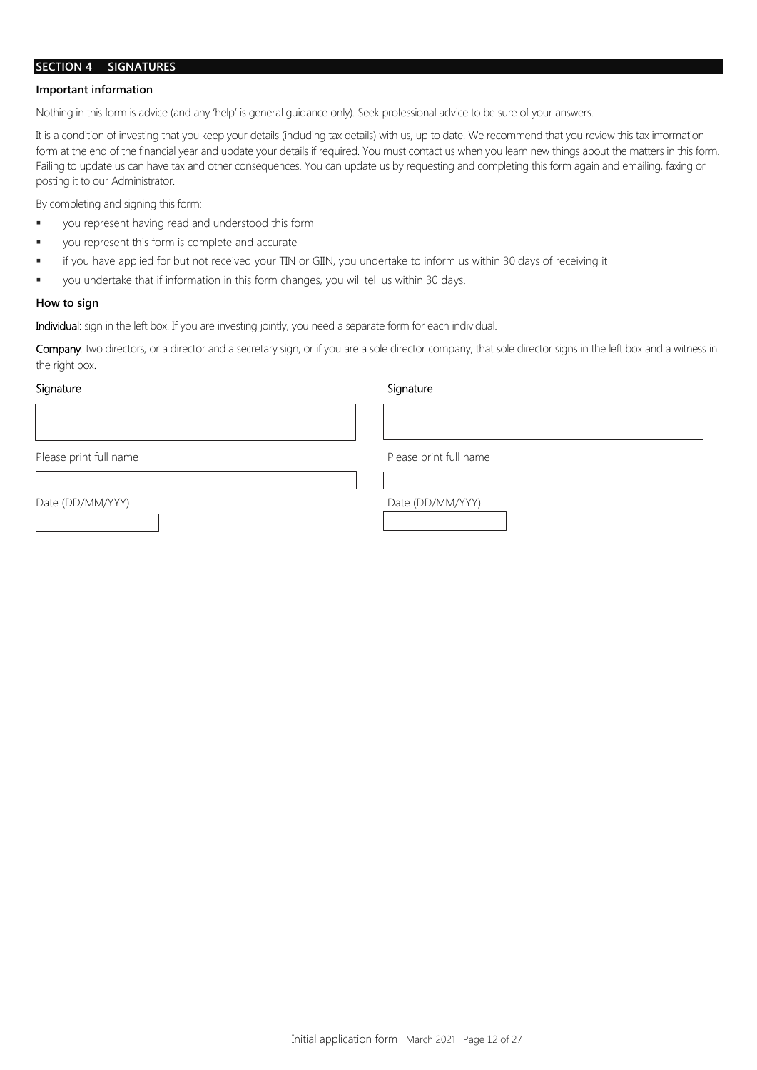## SECTION 4 SIGNATURES

### Important information

Nothing in this form is advice (and any 'help' is general guidance only). Seek professional advice to be sure of your answers.

It is a condition of investing that you keep your details (including tax details) with us, up to date. We recommend that you review this tax information form at the end of the financial year and update your details if required. You must contact us when you learn new things about the matters in this form. Failing to update us can have tax and other consequences. You can update us by requesting and completing this form again and emailing, faxing or posting it to our Administrator.

By completing and signing this form:

- you represent having read and understood this form
- you represent this form is complete and accurate
- if you have applied for but not received your TIN or GIIN, you undertake to inform us within 30 days of receiving it
- you undertake that if information in this form changes, you will tell us within 30 days.

### How to sign

**Individual**: sign in the left box. If you are investing jointly, you need a separate form for each individual.

**Company**: two directors, or a director and a secretary sign, or if you are a sole director company, that sole director signs in the left box and a witness in the right box.

| Signature | Signature |
| --- | --- |
| | |
| Please print full name | Please print full name |
| | |
| Date (DD/MM/YYY) | Date (DD/MM/YYY) |
| | |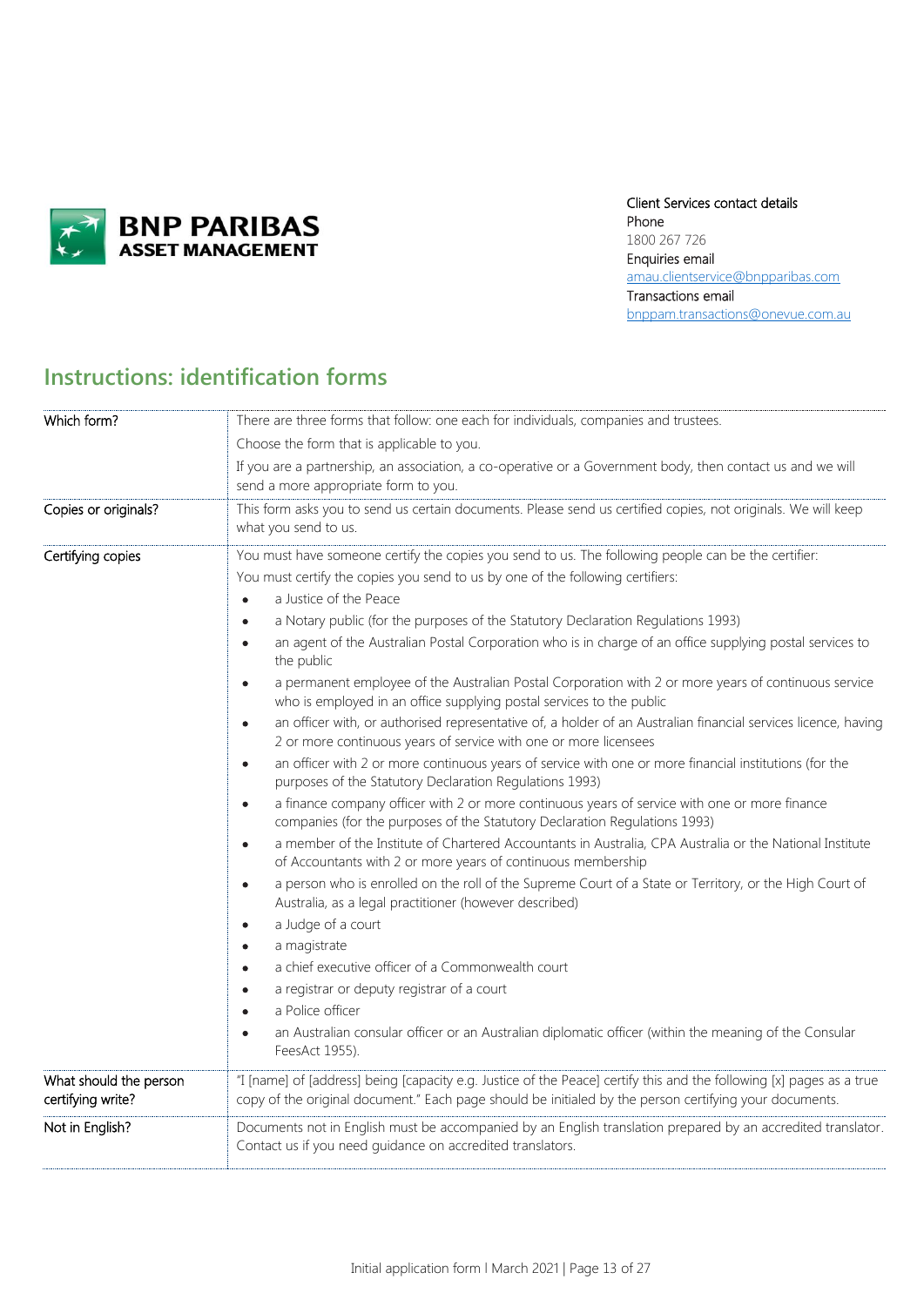Client Services contact details
Phone
1800 267 726
Enquiries email
amau.clientservice@bnpparibas.com
Transactions email
bnppam.transactions@onevue.com.au

## Instructions: identification forms

| | |
|---|---|
| Which form? | There are three forms that follow: one each for individuals, companies and trustees.<br>Choose the form that is applicable to you.<br>If you are a partnership, an association, a co-operative or a Government body, then contact us and we will send a more appropriate form to you. |
| Copies or originals? | This form asks you to send us certain documents. Please send us certified copies, not originals. We will keep what you send to us. |
| Certifying copies | You must have someone certify the copies you send to us. The following people can be the certifier:<br>You must certify the copies you send to us by one of the following certifiers:<br>• a Justice of the Peace<br>• a Notary public (for the purposes of the Statutory Declaration Regulations 1993)<br>• an agent of the Australian Postal Corporation who is in charge of an office supplying postal services to the public<br>• a permanent employee of the Australian Postal Corporation with 2 or more years of continuous service who is employed in an office supplying postal services to the public<br>• an officer with, or authorised representative of, a holder of an Australian financial services licence, having 2 or more continuous years of service with one or more licensees<br>• an officer with 2 or more continuous years of service with one or more financial institutions (for the purposes of the Statutory Declaration Regulations 1993)<br>• a finance company officer with 2 or more continuous years of service with one or more finance companies (for the purposes of the Statutory Declaration Regulations 1993)<br>• a member of the Institute of Chartered Accountants in Australia, CPA Australia or the National Institute of Accountants with 2 or more years of continuous membership<br>• a person who is enrolled on the roll of the Supreme Court of a State or Territory, or the High Court of Australia, as a legal practitioner (however described)<br>• a Judge of a court<br>• a magistrate<br>• a chief executive officer of a Commonwealth court<br>• a registrar or deputy registrar of a court<br>• a Police officer<br>• an Australian consular officer or an Australian diplomatic officer (within the meaning of the Consular FeesAct 1955). |
| What should the person certifying write? | "I [name] of [address] being [capacity e.g. Justice of the Peace] certify this and the following [x] pages as a true copy of the original document." Each page should be initialed by the person certifying your documents. |
| Not in English? | Documents not in English must be accompanied by an English translation prepared by an accredited translator. Contact us if you need guidance on accredited translators. |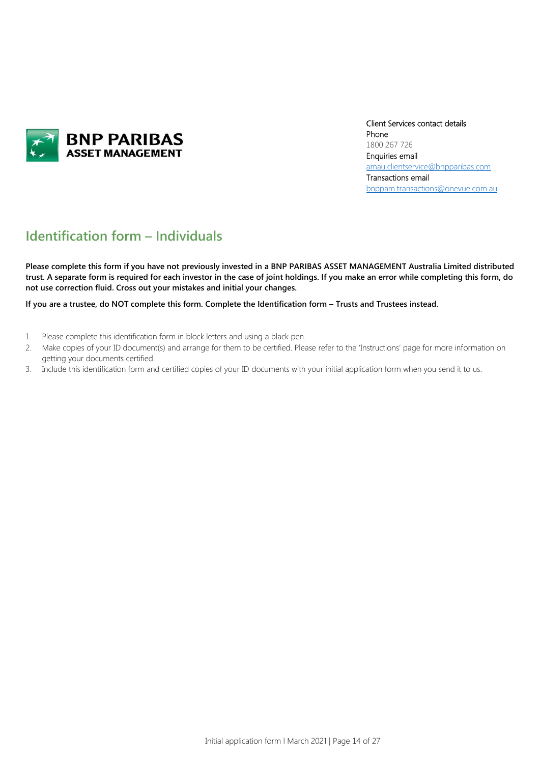**BNP PARIBAS ASSET MANAGEMENT**

Client Services contact details
Phone
1800 267 726
Enquiries email
amau.clientservice@bnpparibas.com
Transactions email
bnppam.transactions@onevue.com.au

# Identification form – Individuals

**Please complete this form if you have not previously invested in a BNP PARIBAS ASSET MANAGEMENT Australia Limited distributed trust. A separate form is required for each investor in the case of joint holdings. If you make an error while completing this form, do not use correction fluid. Cross out your mistakes and initial your changes.**

**If you are a trustee, do NOT complete this form. Complete the Identification form – Trusts and Trustees instead.**

1. Please complete this identification form in block letters and using a black pen.
2. Make copies of your ID document(s) and arrange for them to be certified. Please refer to the 'Instructions' page for more information on getting your documents certified.
3. Include this identification form and certified copies of your ID documents with your initial application form when you send it to us.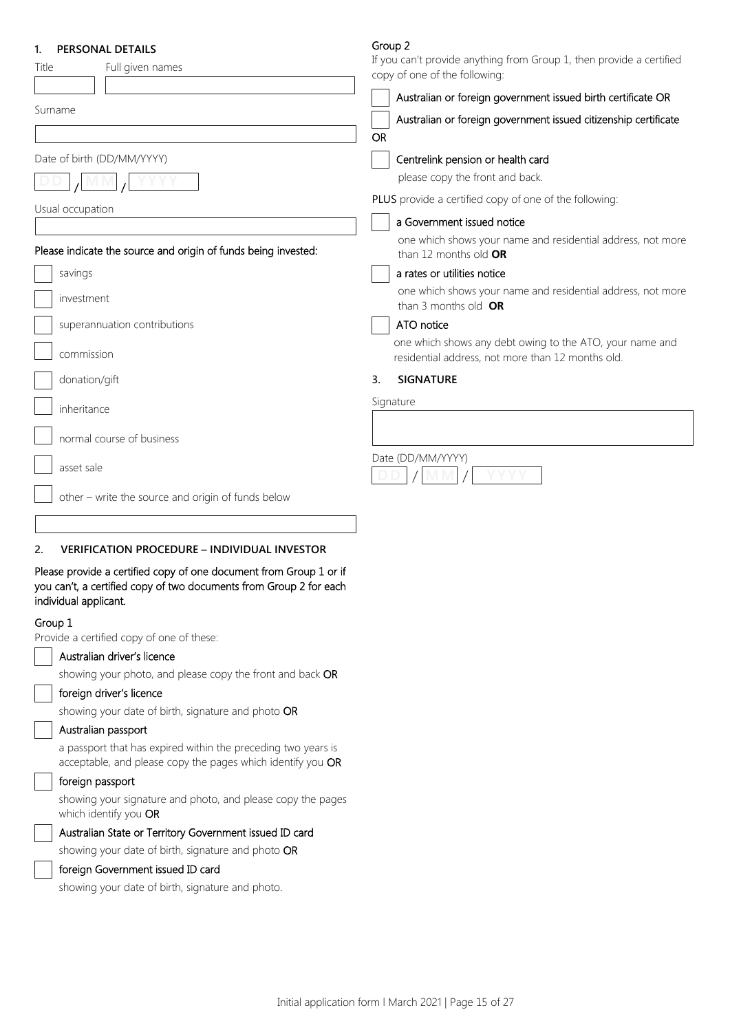## 1. PERSONAL DETAILS

Title

Full given names

Surname

Date of birth (DD/MM/YYYY)

DD / MM / YYYY

Usual occupation

Please indicate the source and origin of funds being invested:

- [ ] savings
- [ ] investment
- [ ] superannuation contributions
- [ ] commission
- [ ] donation/gift
- [ ] inheritance
- [ ] normal course of business
- [ ] asset sale
- [ ] other – write the source and origin of funds below

## 2. VERIFICATION PROCEDURE – INDIVIDUAL INVESTOR

Please provide a certified copy of one document from Group 1 or if you can't, a certified copy of two documents from Group 2 for each individual applicant.

### Group 1

Provide a certified copy of one of these:

- [ ] Australian driver's licence
  showing your photo, and please copy the front and back **OR**
- [ ] foreign driver's licence
  showing your date of birth, signature and photo **OR**
- [ ] Australian passport
  a passport that has expired within the preceding two years is acceptable, and please copy the pages which identify you **OR**
- [ ] foreign passport
  showing your signature and photo, and please copy the pages which identify you **OR**
- [ ] Australian State or Territory Government issued ID card
  showing your date of birth, signature and photo **OR**
- [ ] foreign Government issued ID card
  showing your date of birth, signature and photo.

### Group 2

If you can't provide anything from Group 1, then provide a certified copy of one of the following:

- [ ] Australian or foreign government issued birth certificate OR
- [ ] Australian or foreign government issued citizenship certificate

OR

- [ ] Centrelink pension or health card
  please copy the front and back.

**PLUS** provide a certified copy of one of the following:

- [ ] a Government issued notice
  one which shows your name and residential address, not more than 12 months old **OR**
- [ ] a rates or utilities notice
  one which shows your name and residential address, not more than 3 months old **OR**
- [ ] ATO notice
  one which shows any debt owing to the ATO, your name and residential address, not more than 12 months old.

## 3. SIGNATURE

Signature

Date (DD/MM/YYYY)

DD / MM / YYYY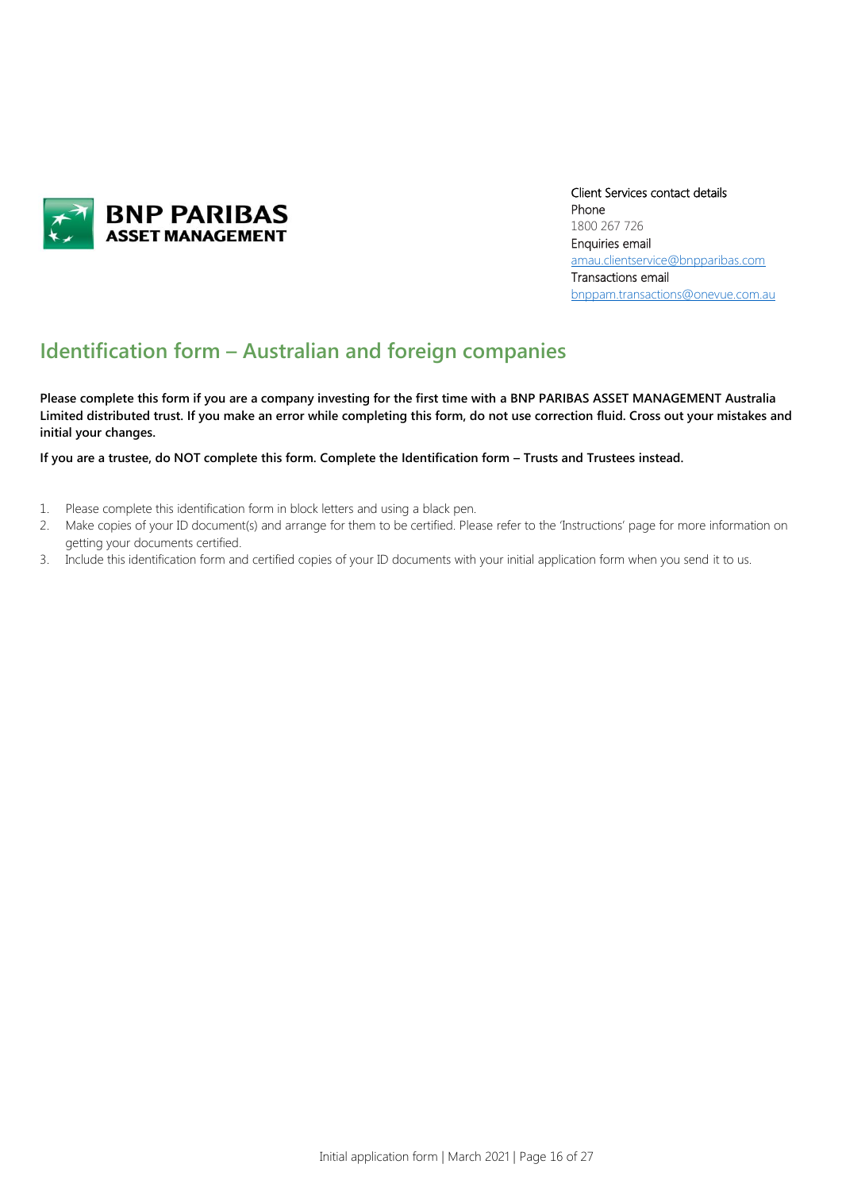Client Services contact details
Phone
1800 267 726
Enquiries email
amau.clientservice@bnpparibas.com
Transactions email
bnppam.transactions@onevue.com.au

# Identification form – Australian and foreign companies

**Please complete this form if you are a company investing for the first time with a BNP PARIBAS ASSET MANAGEMENT Australia Limited distributed trust. If you make an error while completing this form, do not use correction fluid. Cross out your mistakes and initial your changes.**

**If you are a trustee, do NOT complete this form. Complete the Identification form – Trusts and Trustees instead.**

1. Please complete this identification form in block letters and using a black pen.
2. Make copies of your ID document(s) and arrange for them to be certified. Please refer to the 'Instructions' page for more information on getting your documents certified.
3. Include this identification form and certified copies of your ID documents with your initial application form when you send it to us.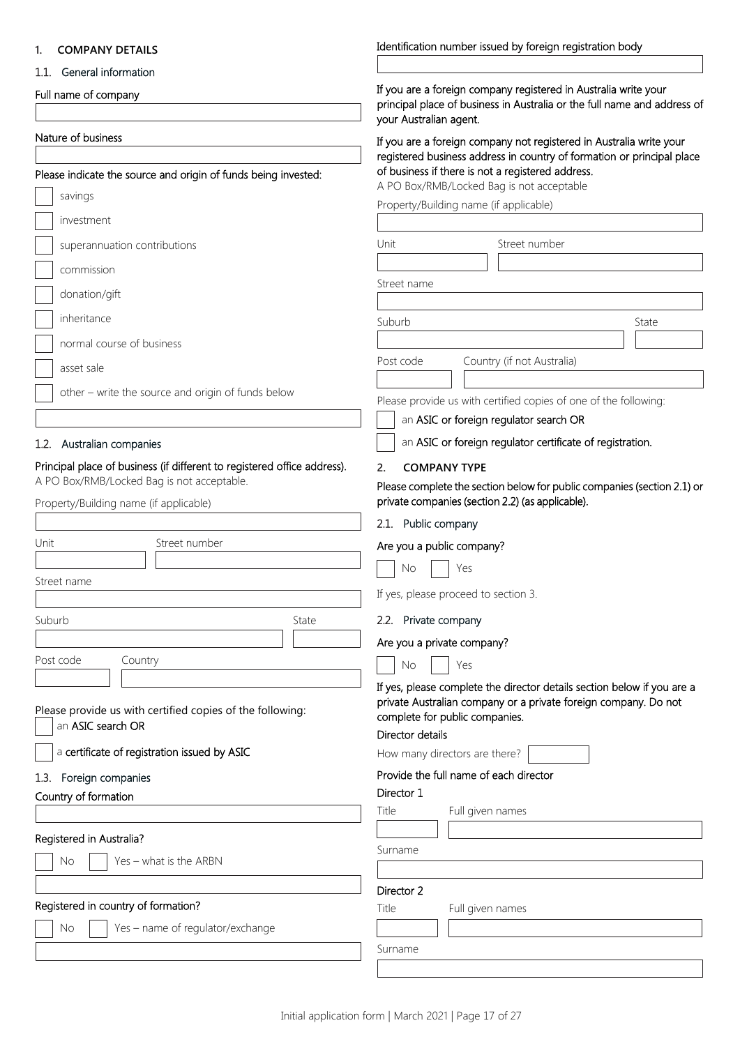## 1. COMPANY DETAILS

### 1.1. General information

Full name of company

Nature of business

Please indicate the source and origin of funds being invested:

- [ ] savings
- [ ] investment
- [ ] superannuation contributions
- [ ] commission
- [ ] donation/gift
- [ ] inheritance
- [ ] normal course of business
- [ ] asset sale
- [ ] other – write the source and origin of funds below

### 1.2. Australian companies

Principal place of business (if different to registered office address).
A PO Box/RMB/Locked Bag is not acceptable.

Property/Building name (if applicable)

Unit | Street number

Street name

Suburb | State

Post code | Country

Please provide us with certified copies of the following:

- [ ] an **ASIC search OR**
- [ ] a **certificate of registration issued by ASIC**

### 1.3. Foreign companies

Country of formation

Registered in Australia?

- [ ] No
- [ ] Yes – what is the ARBN

Registered in country of formation?

- [ ] No
- [ ] Yes – name of regulator/exchange

Identification number issued by foreign registration body

If you are a foreign company registered in Australia write your principal place of business in Australia or the full name and address of your Australian agent.

If you are a foreign company not registered in Australia write your registered business address in country of formation or principal place of business if there is not a registered address.
A PO Box/RMB/Locked Bag is not acceptable

Property/Building name (if applicable)

Unit | Street number

Street name

Suburb | State

Post code | Country (if not Australia)

Please provide us with certified copies of one of the following:

- [ ] an **ASIC or foreign regulator search OR**
- [ ] an **ASIC or foreign regulator certificate of registration.**

## 2. COMPANY TYPE

Please complete the section below for public companies (section 2.1) or private companies (section 2.2) (as applicable).

### 2.1. Public company

Are you a public company?

- [ ] No
- [ ] Yes

If yes, please proceed to section 3.

### 2.2. Private company

Are you a private company?

- [ ] No
- [ ] Yes

If yes, please complete the director details section below if you are a private Australian company or a private foreign company. Do not complete for public companies.

Director details

How many directors are there?

Provide the full name of each director

Director 1

Title | Full given names

Surname

Director 2

Title | Full given names

Surname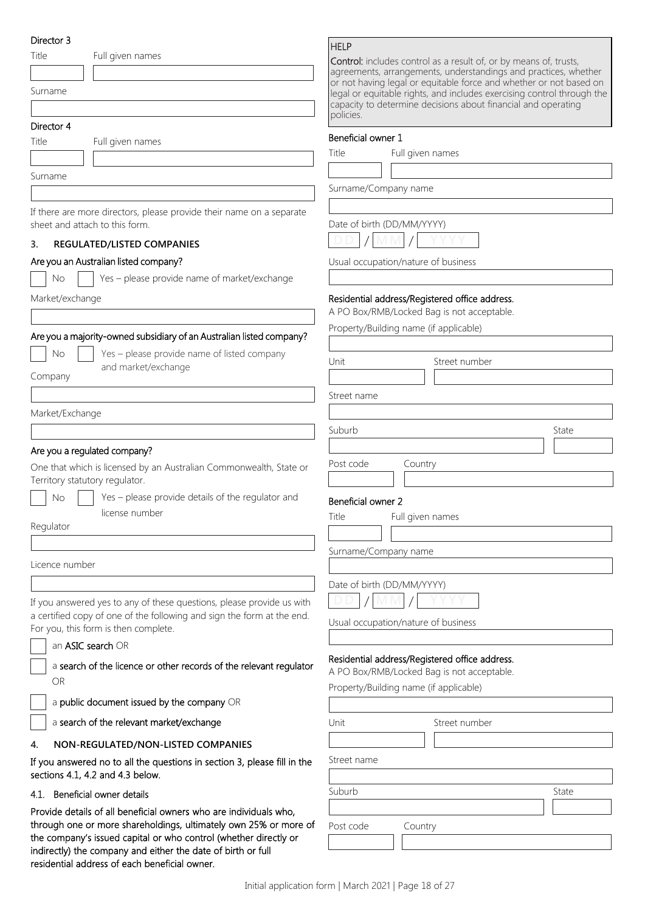#### Director 3

Title

Full given names

Surname

#### Director 4

Title

Full given names

Surname

If there are more directors, please provide their name on a separate sheet and attach to this form.

## 3. REGULATED/LISTED COMPANIES

**Are you an Australian listed company?**

☐ No ☐ Yes – please provide name of market/exchange

Market/exchange

**Are you a majority-owned subsidiary of an Australian listed company?**

☐ No ☐ Yes – please provide name of listed company and market/exchange

Company

Market/Exchange

**Are you a regulated company?**

One that which is licensed by an Australian Commonwealth, State or Territory statutory regulator.

☐ No ☐ Yes – please provide details of the regulator and license number

Regulator

Licence number

If you answered yes to any of these questions, please provide us with a certified copy of one of the following and sign the form at the end. For you, this form is then complete.

☐ an **ASIC search** OR

☐ a **search of the licence or other records of the relevant regulator** OR

☐ a **public document issued by the company** OR

☐ a **search of the relevant market/exchange**

## 4. NON-REGULATED/NON-LISTED COMPANIES

**If you answered no to all the questions in section 3, please fill in the sections 4.1, 4.2 and 4.3 below.**

### 4.1. Beneficial owner details

**Provide details of all beneficial owners who are individuals who, through one or more shareholdings, ultimately own 25% or more of the company's issued capital or who control (whether directly or indirectly) the company and either the date of birth or full residential address of each beneficial owner.**

> **HELP**
>
> **Control:** includes control as a result of, or by means of, trusts, agreements, arrangements, understandings and practices, whether or not having legal or equitable force and whether or not based on legal or equitable rights, and includes exercising control through the capacity to determine decisions about financial and operating policies.

#### Beneficial owner 1

Title

Full given names

Surname/Company name

Date of birth (DD/MM/YYYY)

DD / MM / YYYY

Usual occupation/nature of business

**Residential address/Registered office address.**

A PO Box/RMB/Locked Bag is not acceptable.

Property/Building name (if applicable)

Unit

Street number

Street name

Suburb

State

Post code

Country

#### Beneficial owner 2

Title

Full given names

Surname/Company name

Date of birth (DD/MM/YYYY)

DD / MM / YYYY

Usual occupation/nature of business

**Residential address/Registered office address.**

A PO Box/RMB/Locked Bag is not acceptable.

Property/Building name (if applicable)

Unit

Street number

Street name

Suburb

State

Post code

Country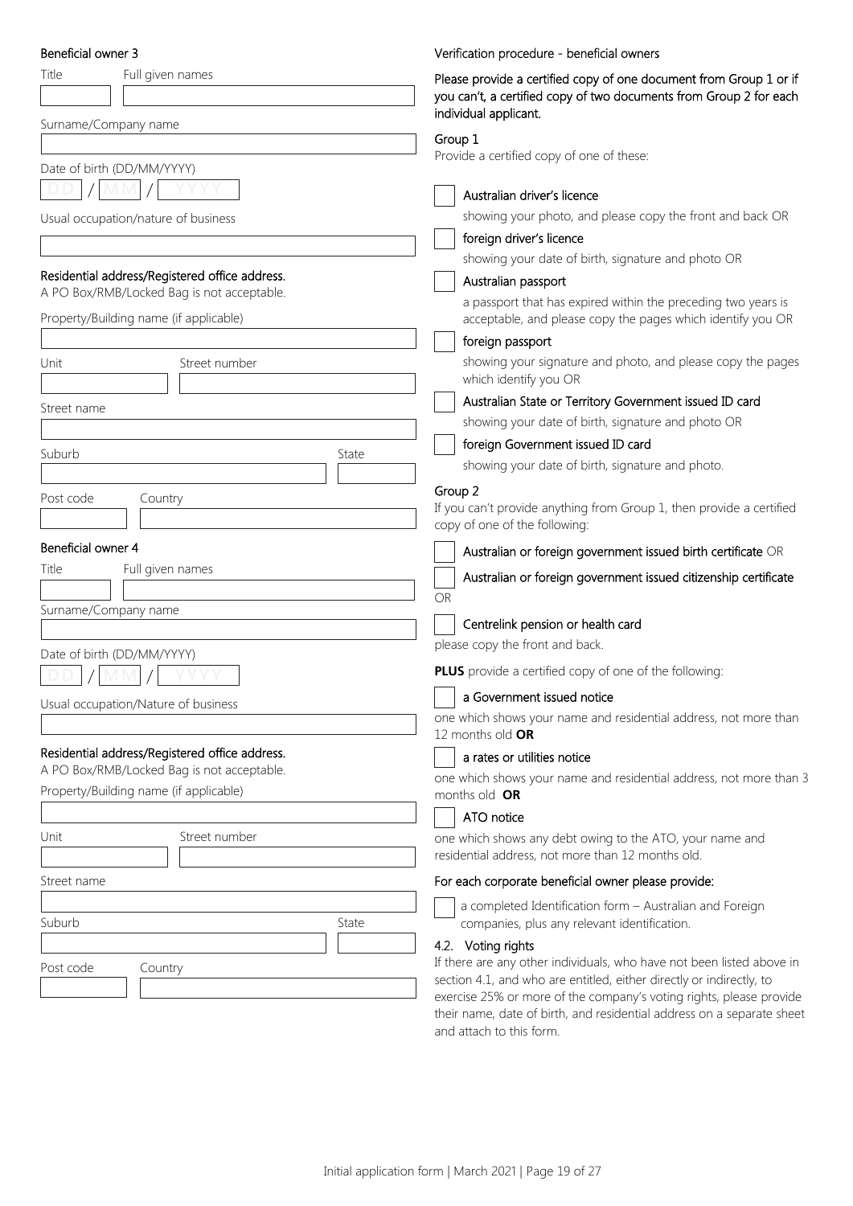### Beneficial owner 3

Title | Full given names

Surname/Company name

Date of birth (DD/MM/YYYY)

DD / MM / YYYY

Usual occupation/nature of business

**Residential address/Registered office address.**
A PO Box/RMB/Locked Bag is not acceptable.

Property/Building name (if applicable)

Unit | Street number

Street name

Suburb | State

Post code | Country

### Beneficial owner 4

Title | Full given names

Surname/Company name

Date of birth (DD/MM/YYYY)

DD / MM / YYYY

Usual occupation/Nature of business

**Residential address/Registered office address.**
A PO Box/RMB/Locked Bag is not acceptable.

Property/Building name (if applicable)

Unit | Street number

Street name

Suburb | State

Post code | Country

### Verification procedure - beneficial owners

Please provide a certified copy of one document from Group 1 or if you can't, a certified copy of two documents from Group 2 for each individual applicant.

#### Group 1

Provide a certified copy of one of these:

- ☐ Australian driver's licence
  showing your photo, and please copy the front and back OR
- ☐ foreign driver's licence
  showing your date of birth, signature and photo OR
- ☐ Australian passport
  a passport that has expired within the preceding two years is acceptable, and please copy the pages which identify you OR
- ☐ foreign passport
  showing your signature and photo, and please copy the pages which identify you OR
- ☐ Australian State or Territory Government issued ID card
  showing your date of birth, signature and photo OR
- ☐ foreign Government issued ID card
  showing your date of birth, signature and photo.

#### Group 2

If you can't provide anything from Group 1, then provide a certified copy of one of the following:

- ☐ Australian or foreign government issued birth certificate OR
- ☐ Australian or foreign government issued citizenship certificate

OR

- ☐ Centrelink pension or health card

please copy the front and back.

**PLUS** provide a certified copy of one of the following:

- ☐ a Government issued notice

one which shows your name and residential address, not more than 12 months old **OR**

- ☐ a rates or utilities notice

one which shows your name and residential address, not more than 3 months old **OR**

- ☐ ATO notice

one which shows any debt owing to the ATO, your name and residential address, not more than 12 months old.

**For each corporate beneficial owner please provide:**

- ☐ a completed Identification form – Australian and Foreign companies, plus any relevant identification.

### 4.2. Voting rights

If there are any other individuals, who have not been listed above in section 4.1, and who are entitled, either directly or indirectly, to exercise 25% or more of the company's voting rights, please provide their name, date of birth, and residential address on a separate sheet and attach to this form.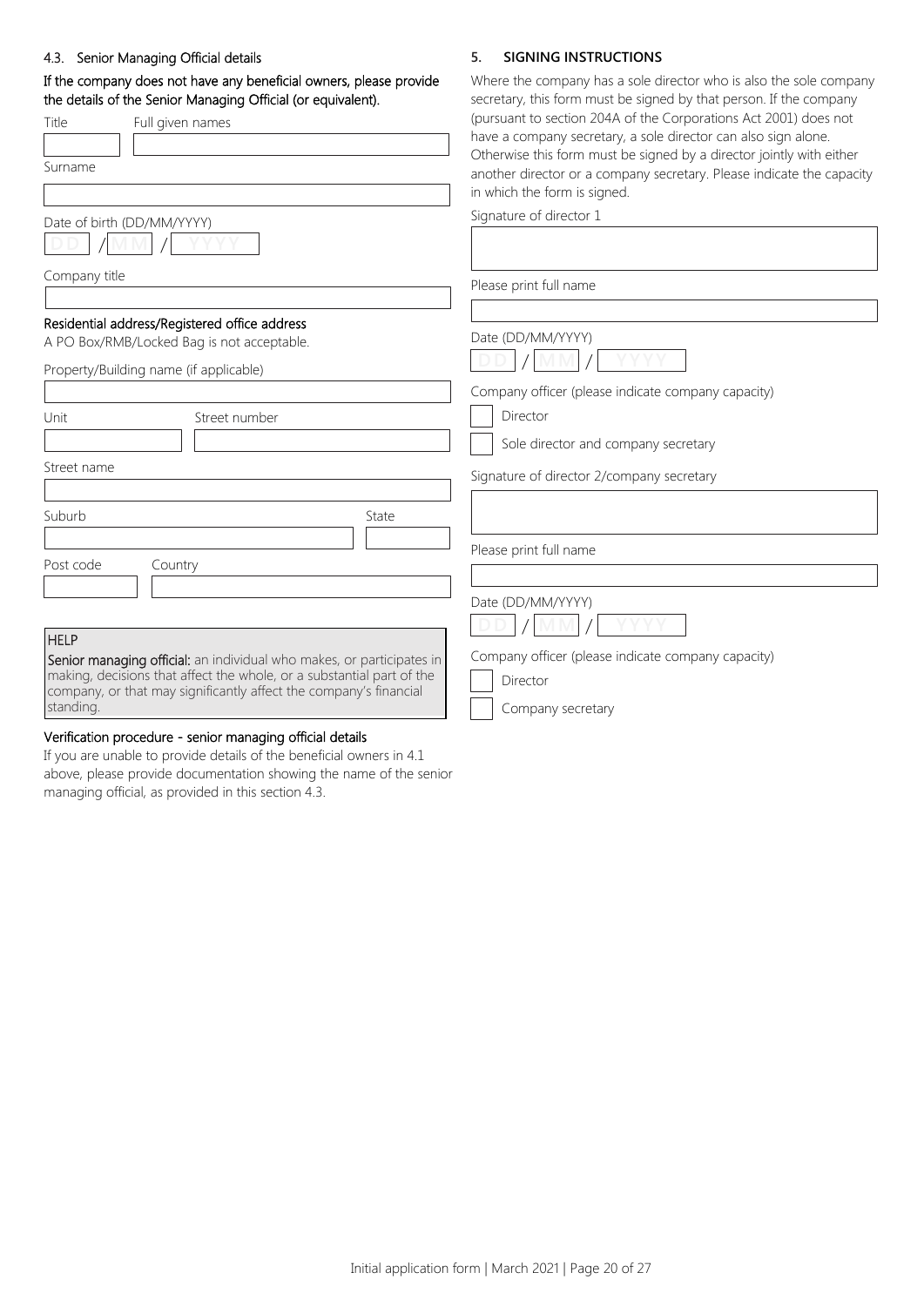### 4.3. Senior Managing Official details

**If the company does not have any beneficial owners, please provide the details of the Senior Managing Official (or equivalent).**

Title

Full given names

Surname

Date of birth (DD/MM/YYYY)

DD / MM / YYYY

Company title

**Residential address/Registered office address**

A PO Box/RMB/Locked Bag is not acceptable.

Property/Building name (if applicable)

Unit

Street number

Street name

Suburb

State

Post code

Country

**HELP**

**Senior managing official:** an individual who makes, or participates in making, decisions that affect the whole, or a substantial part of the company, or that may significantly affect the company's financial standing.

**Verification procedure - senior managing official details**

If you are unable to provide details of the beneficial owners in 4.1 above, please provide documentation showing the name of the senior managing official, as provided in this section 4.3.

### 5. SIGNING INSTRUCTIONS

Where the company has a sole director who is also the sole company secretary, this form must be signed by that person. If the company (pursuant to section 204A of the Corporations Act 2001) does not have a company secretary, a sole director can also sign alone. Otherwise this form must be signed by a director jointly with either another director or a company secretary. Please indicate the capacity in which the form is signed.

Signature of director 1

Please print full name

Date (DD/MM/YYYY)

DD / MM / YYYY

Company officer (please indicate company capacity)

☐ Director

☐ Sole director and company secretary

Signature of director 2/company secretary

Please print full name

Date (DD/MM/YYYY)

DD / MM / YYYY

Company officer (please indicate company capacity)

☐ Director

☐ Company secretary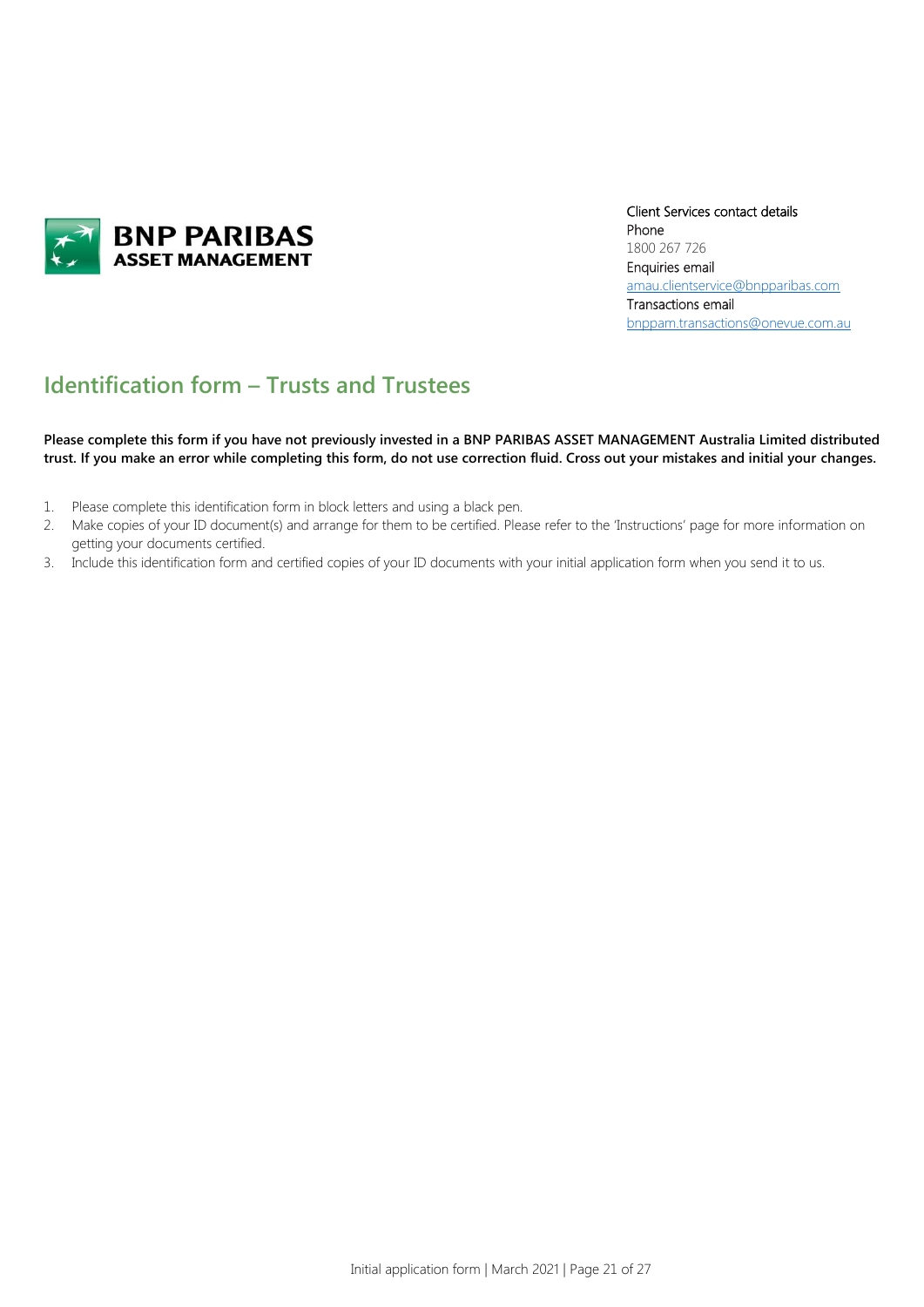Client Services contact details
Phone
1800 267 726
Enquiries email
amau.clientservice@bnpparibas.com
Transactions email
bnppam.transactions@onevue.com.au

# Identification form – Trusts and Trustees

**Please complete this form if you have not previously invested in a BNP PARIBAS ASSET MANAGEMENT Australia Limited distributed trust. If you make an error while completing this form, do not use correction fluid. Cross out your mistakes and initial your changes.**

1. Please complete this identification form in block letters and using a black pen.
2. Make copies of your ID document(s) and arrange for them to be certified. Please refer to the 'Instructions' page for more information on getting your documents certified.
3. Include this identification form and certified copies of your ID documents with your initial application form when you send it to us.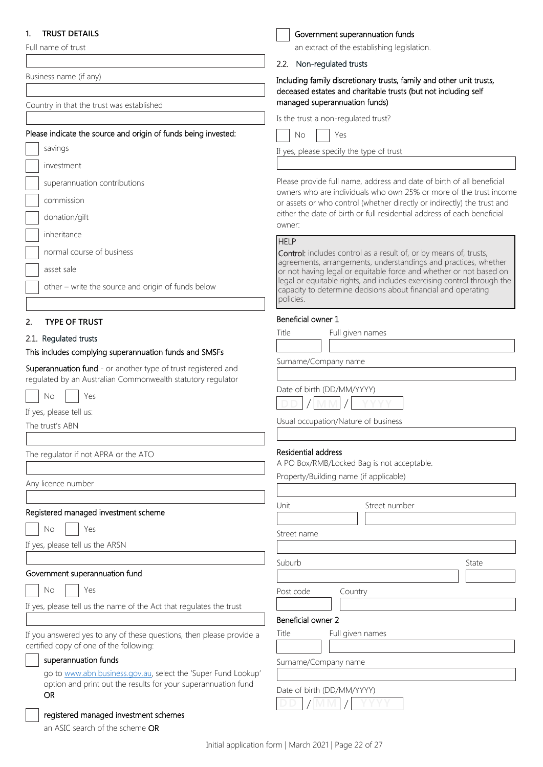## 1. TRUST DETAILS

Full name of trust

Business name (if any)

Country in that the trust was established

Please indicate the source and origin of funds being invested:

- ☐ savings
- ☐ investment
- ☐ superannuation contributions
- ☐ commission
- ☐ donation/gift
- ☐ inheritance
- ☐ normal course of business
- ☐ asset sale
- ☐ other – write the source and origin of funds below

## 2. TYPE OF TRUST

### 2.1. Regulated trusts

This includes complying superannuation funds and SMSFs

**Superannuation fund** - or another type of trust registered and regulated by an Australian Commonwealth statutory regulator

☐ No ☐ Yes

If yes, please tell us:

The trust's ABN

The regulator if not APRA or the ATO

Any licence number

**Registered managed investment scheme**

☐ No ☐ Yes

If yes, please tell us the ARSN

**Government superannuation fund**

☐ No ☐ Yes

If yes, please tell us the name of the Act that regulates the trust

If you answered yes to any of these questions, then please provide a certified copy of one of the following:

☐ **superannuation funds**
go to www.abn.business.gov.au, select the 'Super Fund Lookup' option and print out the results for your superannuation fund **OR**

☐ **registered managed investment schemes**
an ASIC search of the scheme **OR**

☐ **Government superannuation funds**
an extract of the establishing legislation.

### 2.2. Non-regulated trusts

Including family discretionary trusts, family and other unit trusts, deceased estates and charitable trusts (but not including self managed superannuation funds)

Is the trust a non-regulated trust?

☐ No ☐ Yes

If yes, please specify the type of trust

Please provide full name, address and date of birth of all beneficial owners who are individuals who own 25% or more of the trust income or assets or who control (whether directly or indirectly) the trust and either the date of birth or full residential address of each beneficial owner:

> **HELP**
> **Control:** includes control as a result of, or by means of, trusts, agreements, arrangements, understandings and practices, whether or not having legal or equitable force and whether or not based on legal or equitable rights, and includes exercising control through the capacity to determine decisions about financial and operating policies.

**Beneficial owner 1**

Title | Full given names

Surname/Company name

Date of birth (DD/MM/YYYY)
DD / MM / YYYY

Usual occupation/Nature of business

**Residential address**
A PO Box/RMB/Locked Bag is not acceptable.

Property/Building name (if applicable)

Unit | Street number

Street name

Suburb | State

Post code | Country

**Beneficial owner 2**

Title | Full given names

Surname/Company name

Date of birth (DD/MM/YYYY)
DD / MM / YYYY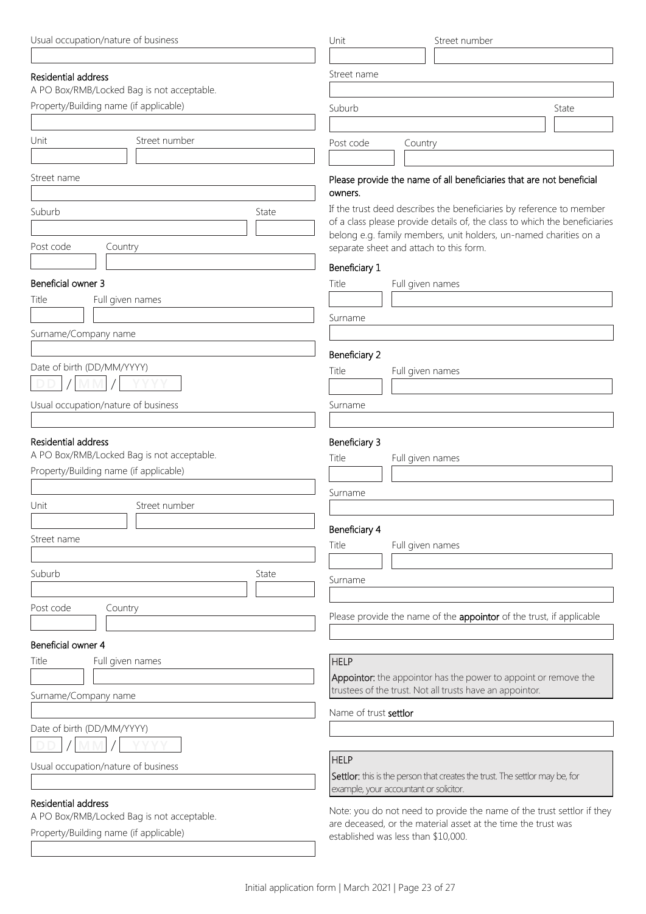Usual occupation/nature of business

### Residential address

A PO Box/RMB/Locked Bag is not acceptable.

Property/Building name (if applicable)

Unit | Street number

Street name

Suburb | State

Post code | Country

### Beneficial owner 3

Title | Full given names

Surname/Company name

Date of birth (DD/MM/YYYY)

DD / MM / YYYY

Usual occupation/nature of business

### Residential address

A PO Box/RMB/Locked Bag is not acceptable.

Property/Building name (if applicable)

Unit | Street number

Street name

Suburb | State

Post code | Country

### Beneficial owner 4

Title | Full given names

Surname/Company name

Date of birth (DD/MM/YYYY)

DD / MM / YYYY

Usual occupation/nature of business

### Residential address

A PO Box/RMB/Locked Bag is not acceptable.

Property/Building name (if applicable)

Unit | Street number

Street name

Suburb | State

Post code | Country

### Please provide the name of all beneficiaries that are not beneficial owners.

If the trust deed describes the beneficiaries by reference to member of a class please provide details of, the class to which the beneficiaries belong e.g. family members, unit holders, un-named charities on a separate sheet and attach to this form.

### Beneficiary 1

Title | Full given names

Surname

### Beneficiary 2

Title | Full given names

Surname

### Beneficiary 3

Title | Full given names

Surname

### Beneficiary 4

Title | Full given names

Surname

Please provide the name of the **appointor** of the trust, if applicable

> **HELP**
>
> **Appointor:** the appointor has the power to appoint or remove the trustees of the trust. Not all trusts have an appointor.

Name of trust **settlor**

> **HELP**
>
> **Settlor:** this is the person that creates the trust. The settlor may be, for example, your accountant or solicitor.

Note: you do not need to provide the name of the trust settlor if they are deceased, or the material asset at the time the trust was established was less than $10,000.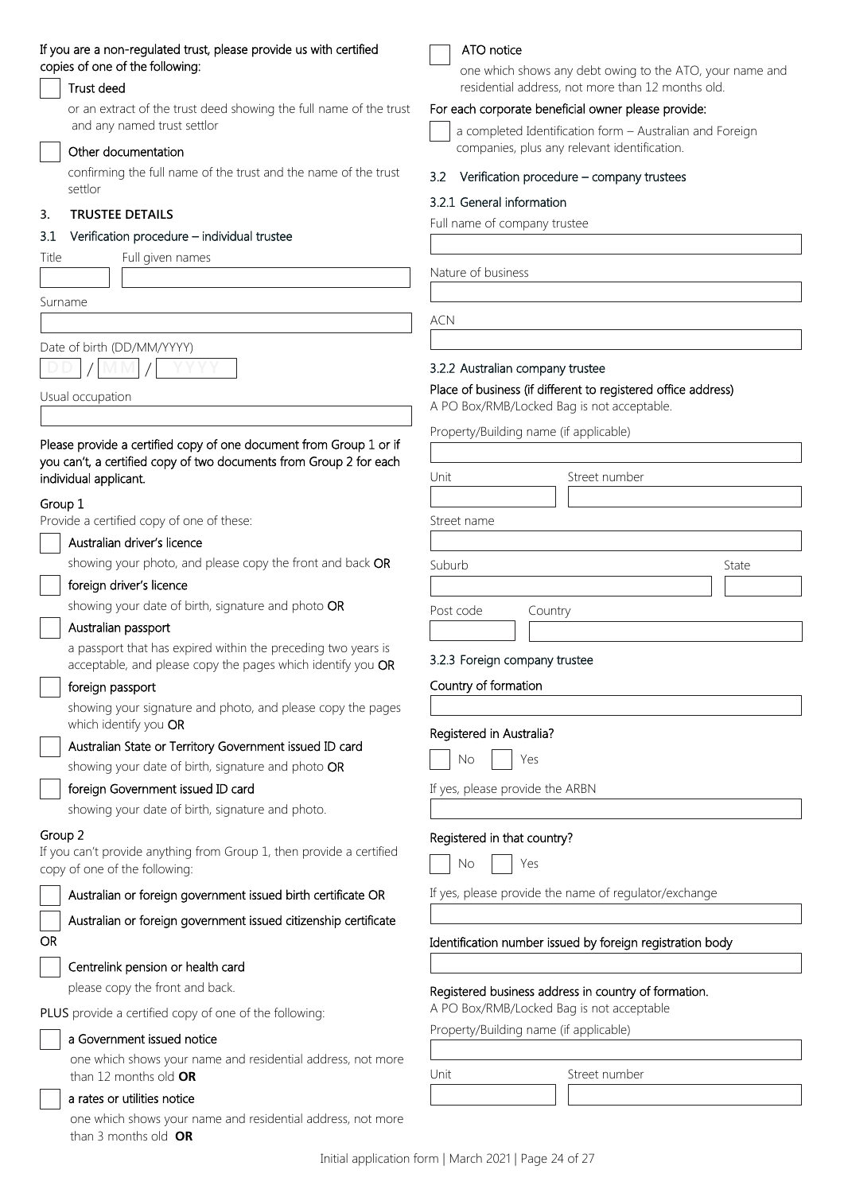If you are a non-regulated trust, please provide us with certified copies of one of the following:

- [ ] **Trust deed**
  or an extract of the trust deed showing the full name of the trust and any named trust settlor
- [ ] **Other documentation**
  confirming the full name of the trust and the name of the trust settlor

## 3. TRUSTEE DETAILS

### 3.1 Verification procedure – individual trustee

Title

Full given names

Surname

Date of birth (DD/MM/YYYY)

DD / MM / YYYY

Usual occupation

Please provide a certified copy of one document from Group 1 or if you can't, a certified copy of two documents from Group 2 for each individual applicant.

**Group 1**

Provide a certified copy of one of these:

- [ ] **Australian driver's licence**
  showing your photo, and please copy the front and back **OR**
- [ ] **foreign driver's licence**
  showing your date of birth, signature and photo **OR**
- [ ] **Australian passport**
  a passport that has expired within the preceding two years is acceptable, and please copy the pages which identify you **OR**
- [ ] **foreign passport**
  showing your signature and photo, and please copy the pages which identify you **OR**
- [ ] **Australian State or Territory Government issued ID card**
  showing your date of birth, signature and photo **OR**
- [ ] **foreign Government issued ID card**
  showing your date of birth, signature and photo.

**Group 2**

If you can't provide anything from Group 1, then provide a certified copy of one of the following:

- [ ] Australian or foreign government issued birth certificate OR
- [ ] Australian or foreign government issued citizenship certificate

OR

- [ ] **Centrelink pension or health card**
  please copy the front and back.

**PLUS** provide a certified copy of one of the following:

- [ ] **a Government issued notice**
  one which shows your name and residential address, not more than 12 months old **OR**
- [ ] **a rates or utilities notice**
  one which shows your name and residential address, not more than 3 months old **OR**
- [ ] **ATO notice**
  one which shows any debt owing to the ATO, your name and residential address, not more than 12 months old.

For each corporate beneficial owner please provide:

- [ ] a completed Identification form – Australian and Foreign companies, plus any relevant identification.

### 3.2 Verification procedure – company trustees

#### 3.2.1 General information

Full name of company trustee

Nature of business

ACN

#### 3.2.2 Australian company trustee

Place of business (if different to registered office address)
A PO Box/RMB/Locked Bag is not acceptable.

Property/Building name (if applicable)

Unit

Street number

Street name

Suburb

State

Post code

Country

#### 3.2.3 Foreign company trustee

Country of formation

Registered in Australia?

- [ ] No
- [ ] Yes

If yes, please provide the ARBN

Registered in that country?

- [ ] No
- [ ] Yes

If yes, please provide the name of regulator/exchange

Identification number issued by foreign registration body

Registered business address in country of formation.
A PO Box/RMB/Locked Bag is not acceptable

Property/Building name (if applicable)

Unit

Street number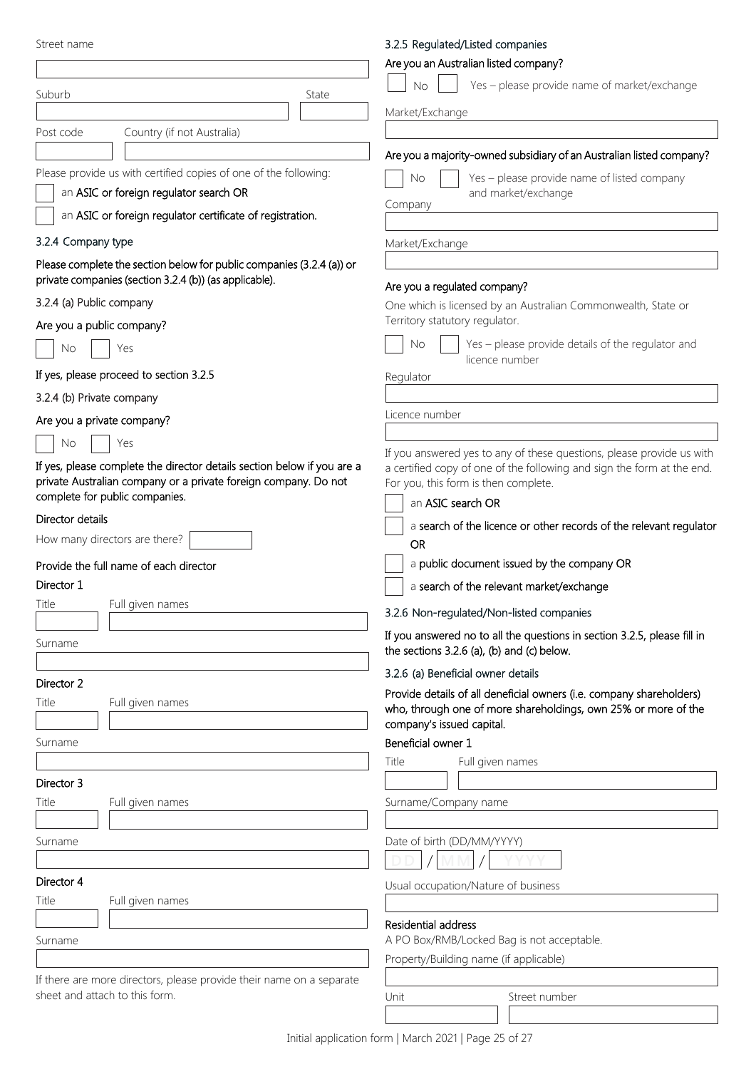Street name

Suburb

State

Post code

Country (if not Australia)

Please provide us with certified copies of one of the following:

- [ ] an **ASIC or foreign regulator search OR**
- [ ] an **ASIC or foreign regulator certificate of registration.**

### 3.2.4 Company type

**Please complete the section below for public companies (3.2.4 (a)) or private companies (section 3.2.4 (b)) (as applicable).**

#### 3.2.4 (a) Public company

**Are you a public company?**

- [ ] No
- [ ] Yes

**If yes, please proceed to section 3.2.5**

#### 3.2.4 (b) Private company

**Are you a private company?**

- [ ] No
- [ ] Yes

**If yes, please complete the director details section below if you are a private Australian company or a private foreign company. Do not complete for public companies.**

**Director details**

How many directors are there?

**Provide the full name of each director**

**Director 1**

Title

Full given names

Surname

**Director 2**

Title

Full given names

Surname

**Director 3**

Title

Full given names

Surname

**Director 4**

Title

Full given names

Surname

If there are more directors, please provide their name on a separate sheet and attach to this form.

### 3.2.5 Regulated/Listed companies

**Are you an Australian listed company?**

- [ ] No
- [ ] Yes – please provide name of market/exchange

Market/Exchange

**Are you a majority-owned subsidiary of an Australian listed company?**

- [ ] No
- [ ] Yes – please provide name of listed company and market/exchange

Company

Market/Exchange

**Are you a regulated company?**

One which is licensed by an Australian Commonwealth, State or Territory statutory regulator.

- [ ] No
- [ ] Yes – please provide details of the regulator and licence number

Regulator

Licence number

If you answered yes to any of these questions, please provide us with a certified copy of one of the following and sign the form at the end. For you, this form is then complete.

- [ ] an **ASIC search OR**
- [ ] a **search of the licence or other records of the relevant regulator OR**
- [ ] a **public document issued by the company OR**
- [ ] a **search of the relevant market/exchange**

### 3.2.6 Non-regulated/Non-listed companies

**If you answered no to all the questions in section 3.2.5, please fill in the sections 3.2.6 (a), (b) and (c) below.**

#### 3.2.6 (a) Beneficial owner details

**Provide details of all deneficial owners (i.e. company shareholders) who, through one of more shareholdings, own 25% or more of the company's issued capital.**

**Beneficial owner 1**

Title

Full given names

Surname/Company name

Date of birth (DD/MM/YYYY)

DD / MM / YYYY

Usual occupation/Nature of business

**Residential address**

A PO Box/RMB/Locked Bag is not acceptable.

Property/Building name (if applicable)

Unit

Street number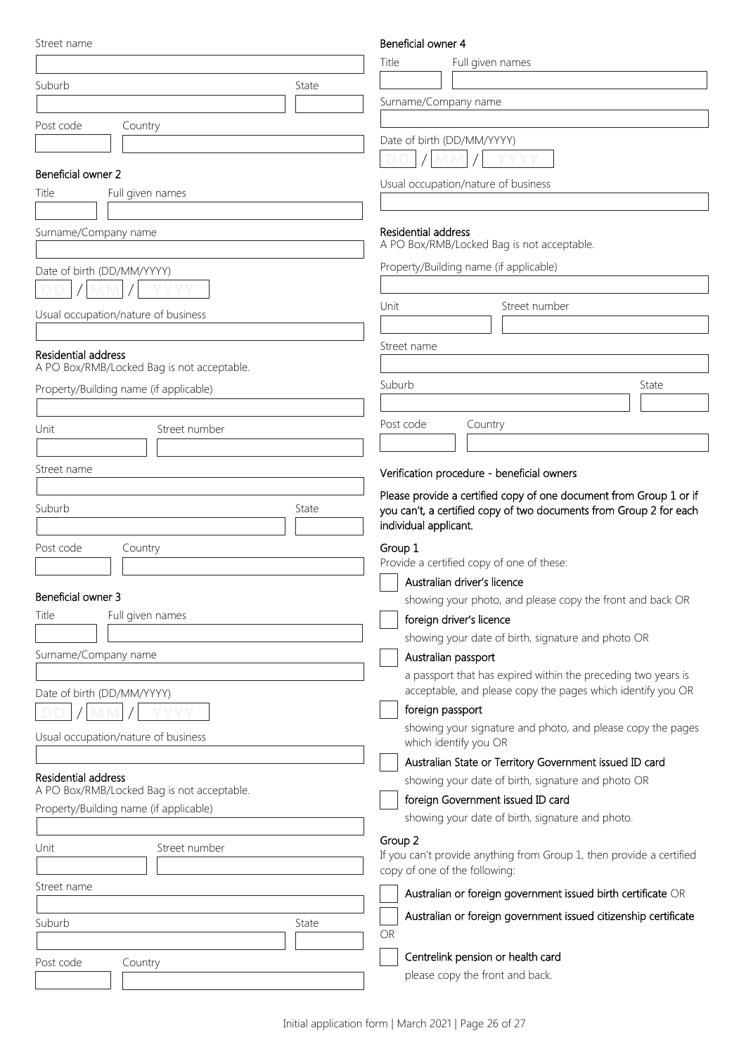Street name

Suburb

State

Post code

Country

### Beneficial owner 2

Title

Full given names

Surname/Company name

Date of birth (DD/MM/YYYY)

DD / MM / YYYY

Usual occupation/nature of business

**Residential address**
A PO Box/RMB/Locked Bag is not acceptable.

Property/Building name (if applicable)

Unit

Street number

Street name

Suburb

State

Post code

Country

### Beneficial owner 3

Title

Full given names

Surname/Company name

Date of birth (DD/MM/YYYY)

DD / MM / YYYY

Usual occupation/nature of business

**Residential address**
A PO Box/RMB/Locked Bag is not acceptable.

Property/Building name (if applicable)

Unit

Street number

Street name

Suburb

State

Post code

Country

### Beneficial owner 4

Title

Full given names

Surname/Company name

Date of birth (DD/MM/YYYY)

DD / MM / YYYY

Usual occupation/nature of business

**Residential address**
A PO Box/RMB/Locked Bag is not acceptable.

Property/Building name (if applicable)

Unit

Street number

Street name

Suburb

State

Post code

Country

### Verification procedure - beneficial owners

Please provide a certified copy of one document from Group 1 or if you can't, a certified copy of two documents from Group 2 for each individual applicant.

**Group 1**

Provide a certified copy of one of these:

- [ ] Australian driver's licence
  showing your photo, and please copy the front and back OR
- [ ] foreign driver's licence
  showing your date of birth, signature and photo OR
- [ ] Australian passport
  a passport that has expired within the preceding two years is acceptable, and please copy the pages which identify you OR
- [ ] foreign passport
  showing your signature and photo, and please copy the pages which identify you OR
- [ ] Australian State or Territory Government issued ID card
  showing your date of birth, signature and photo OR
- [ ] foreign Government issued ID card
  showing your date of birth, signature and photo.

**Group 2**

If you can't provide anything from Group 1, then provide a certified copy of one of the following:

- [ ] Australian or foreign government issued birth certificate OR
- [ ] Australian or foreign government issued citizenship certificate

OR

- [ ] Centrelink pension or health card
  please copy the front and back.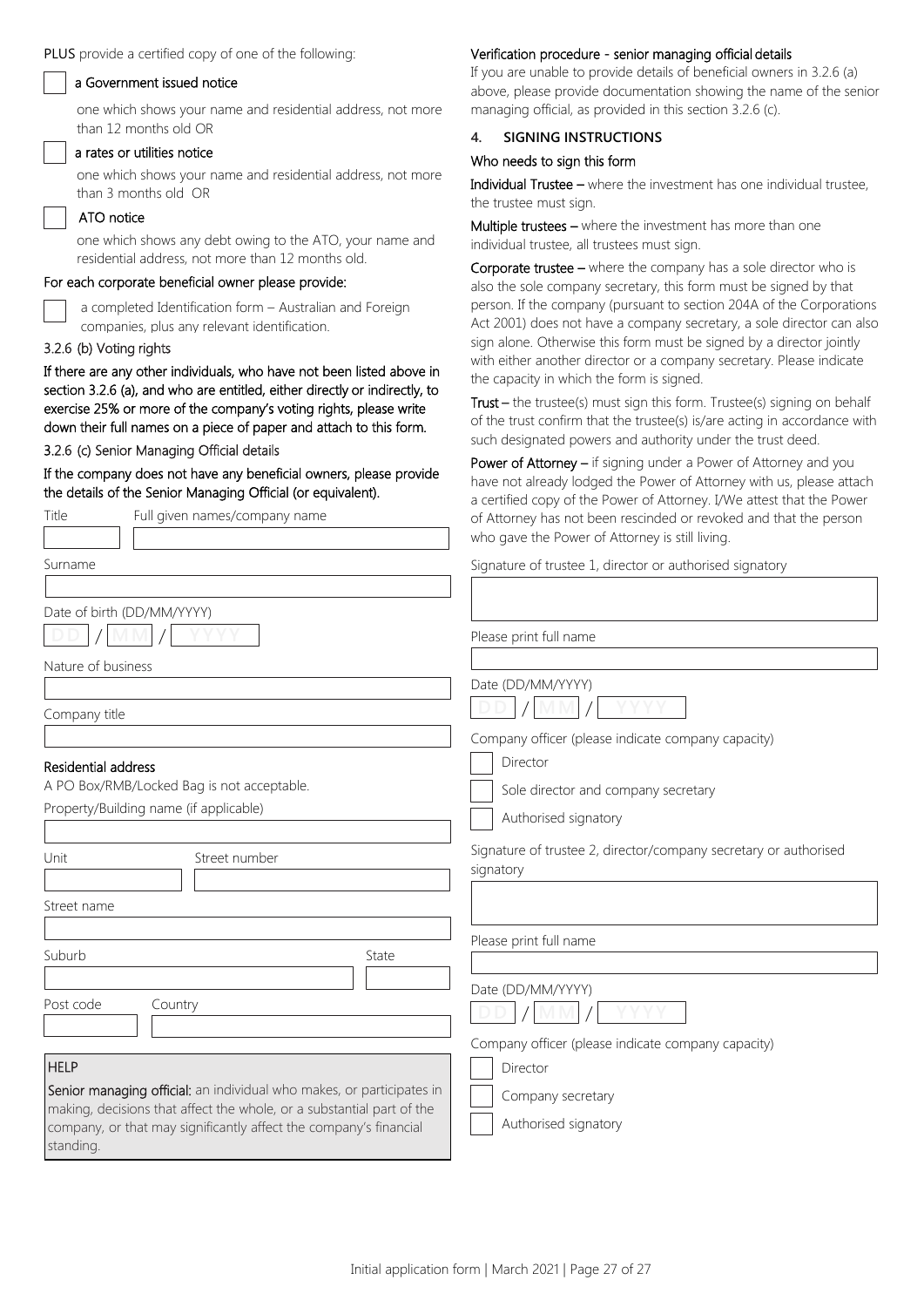**PLUS** provide a certified copy of one of the following:

- [ ] **a Government issued notice**

  one which shows your name and residential address, not more than 12 months old OR

- [ ] **a rates or utilities notice**

  one which shows your name and residential address, not more than 3 months old OR

- [ ] **ATO notice**

  one which shows any debt owing to the ATO, your name and residential address, not more than 12 months old.

**For each corporate beneficial owner please provide:**

- [ ] a completed Identification form – Australian and Foreign companies, plus any relevant identification.

### 3.2.6 (b) Voting rights

**If there are any other individuals, who have not been listed above in section 3.2.6 (a), and who are entitled, either directly or indirectly, to exercise 25% or more of the company's voting rights, please write down their full names on a piece of paper and attach to this form.**

### 3.2.6 (c) Senior Managing Official details

**If the company does not have any beneficial owners, please provide the details of the Senior Managing Official (or equivalent).**

Title

Full given names/company name

Surname

Date of birth (DD/MM/YYYY)

DD / MM / YYYY

Nature of business

Company title

**Residential address**

A PO Box/RMB/Locked Bag is not acceptable.

Property/Building name (if applicable)

Unit

Street number

Street name

Suburb

State

Post code

Country

> **HELP**
>
> **Senior managing official:** an individual who makes, or participates in making, decisions that affect the whole, or a substantial part of the company, or that may significantly affect the company's financial standing.

**Verification procedure - senior managing official details**

If you are unable to provide details of beneficial owners in 3.2.6 (a) above, please provide documentation showing the name of the senior managing official, as provided in this section 3.2.6 (c).

## 4. SIGNING INSTRUCTIONS

**Who needs to sign this form**

**Individual Trustee –** where the investment has one individual trustee, the trustee must sign.

**Multiple trustees –** where the investment has more than one individual trustee, all trustees must sign.

**Corporate trustee –** where the company has a sole director who is also the sole company secretary, this form must be signed by that person. If the company (pursuant to section 204A of the Corporations Act 2001) does not have a company secretary, a sole director can also sign alone. Otherwise this form must be signed by a director jointly with either another director or a company secretary. Please indicate the capacity in which the form is signed.

**Trust –** the trustee(s) must sign this form. Trustee(s) signing on behalf of the trust confirm that the trustee(s) is/are acting in accordance with such designated powers and authority under the trust deed.

**Power of Attorney –** if signing under a Power of Attorney and you have not already lodged the Power of Attorney with us, please attach a certified copy of the Power of Attorney. I/We attest that the Power of Attorney has not been rescinded or revoked and that the person who gave the Power of Attorney is still living.

Signature of trustee 1, director or authorised signatory

Please print full name

Date (DD/MM/YYYY)

DD / MM / YYYY

Company officer (please indicate company capacity)

- [ ] Director
- [ ] Sole director and company secretary
- [ ] Authorised signatory

Signature of trustee 2, director/company secretary or authorised signatory

Please print full name

Date (DD/MM/YYYY)

DD / MM / YYYY

Company officer (please indicate company capacity)

- [ ] Director
- [ ] Company secretary
- [ ] Authorised signatory